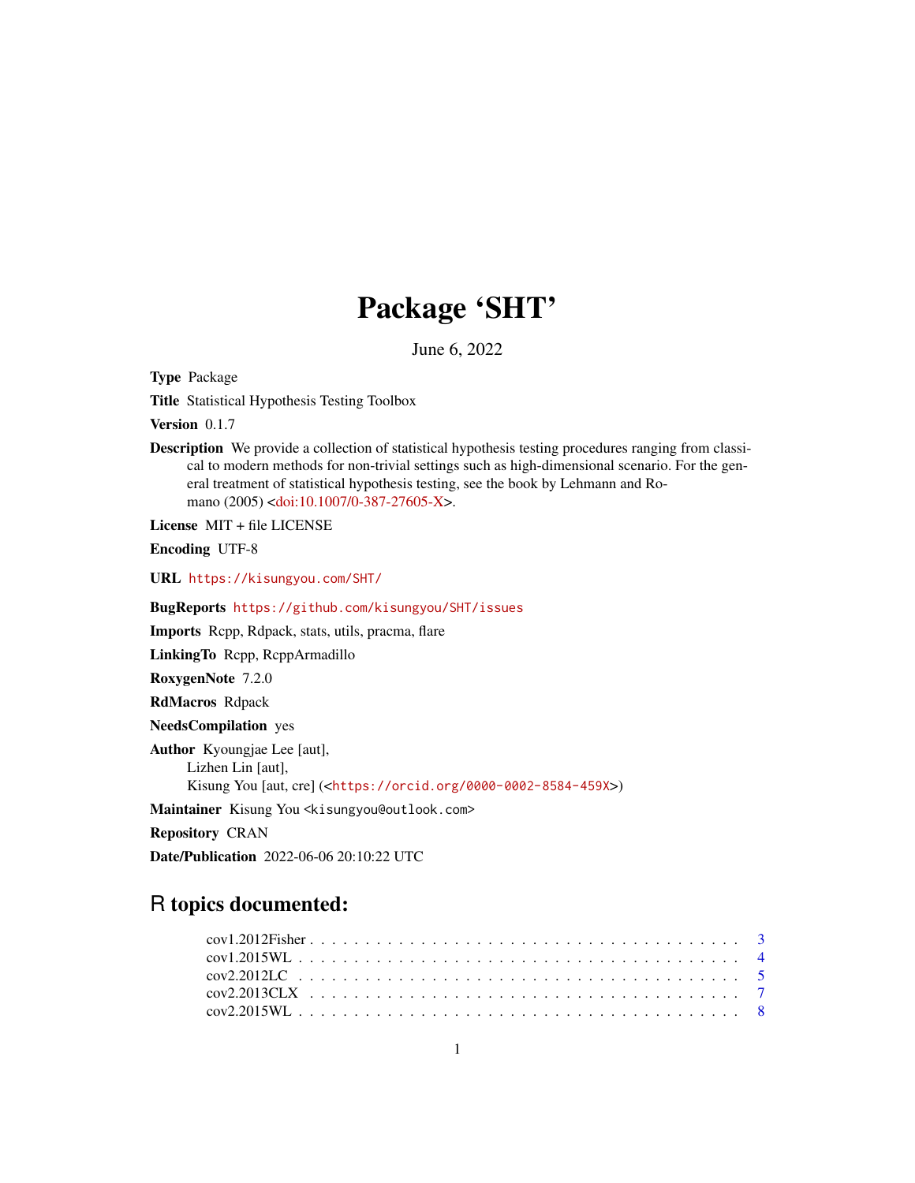# Package 'SHT'

June 6, 2022

**Type** Package

**Title** Statistical Hypothesis Testing Toolbox

**Version** 0.1.7

**Description** We provide a collection of statistical hypothesis testing procedures ranging from classical to modern methods for non-trivial settings such as high-dimensional scenario. For the general treatment of statistical hypothesis testing, see the book by Lehmann and Romano (2005) <doi:10.1007/0-387-27605-X>.

**License** MIT + file LICENSE

**Encoding** UTF-8

**URL** https://kisungyou.com/SHT/

**BugReports** https://github.com/kisungyou/SHT/issues

**Imports** Rcpp, Rdpack, stats, utils, pracma, flare

**LinkingTo** Rcpp, RcppArmadillo

**RoxygenNote** 7.2.0

**RdMacros** Rdpack

**NeedsCompilation** yes

**Author** Kyoungjae Lee [aut],
Lizhen Lin [aut],
Kisung You [aut, cre] (<https://orcid.org/0000-0002-8584-459X>)

**Maintainer** Kisung You <kisungyou@outlook.com>

**Repository** CRAN

**Date/Publication** 2022-06-06 20:10:22 UTC

## R topics documented:

cov1.2012Fisher . . . . . . . . . . . . . . . . . . . . . . . . . . . . . . . . . . . . . . 3
cov1.2015WL . . . . . . . . . . . . . . . . . . . . . . . . . . . . . . . . . . . . . . . . 4
cov2.2012LC . . . . . . . . . . . . . . . . . . . . . . . . . . . . . . . . . . . . . . . . 5
cov2.2013CLX . . . . . . . . . . . . . . . . . . . . . . . . . . . . . . . . . . . . . . . 7
cov2.2015WL . . . . . . . . . . . . . . . . . . . . . . . . . . . . . . . . . . . . . . . . 8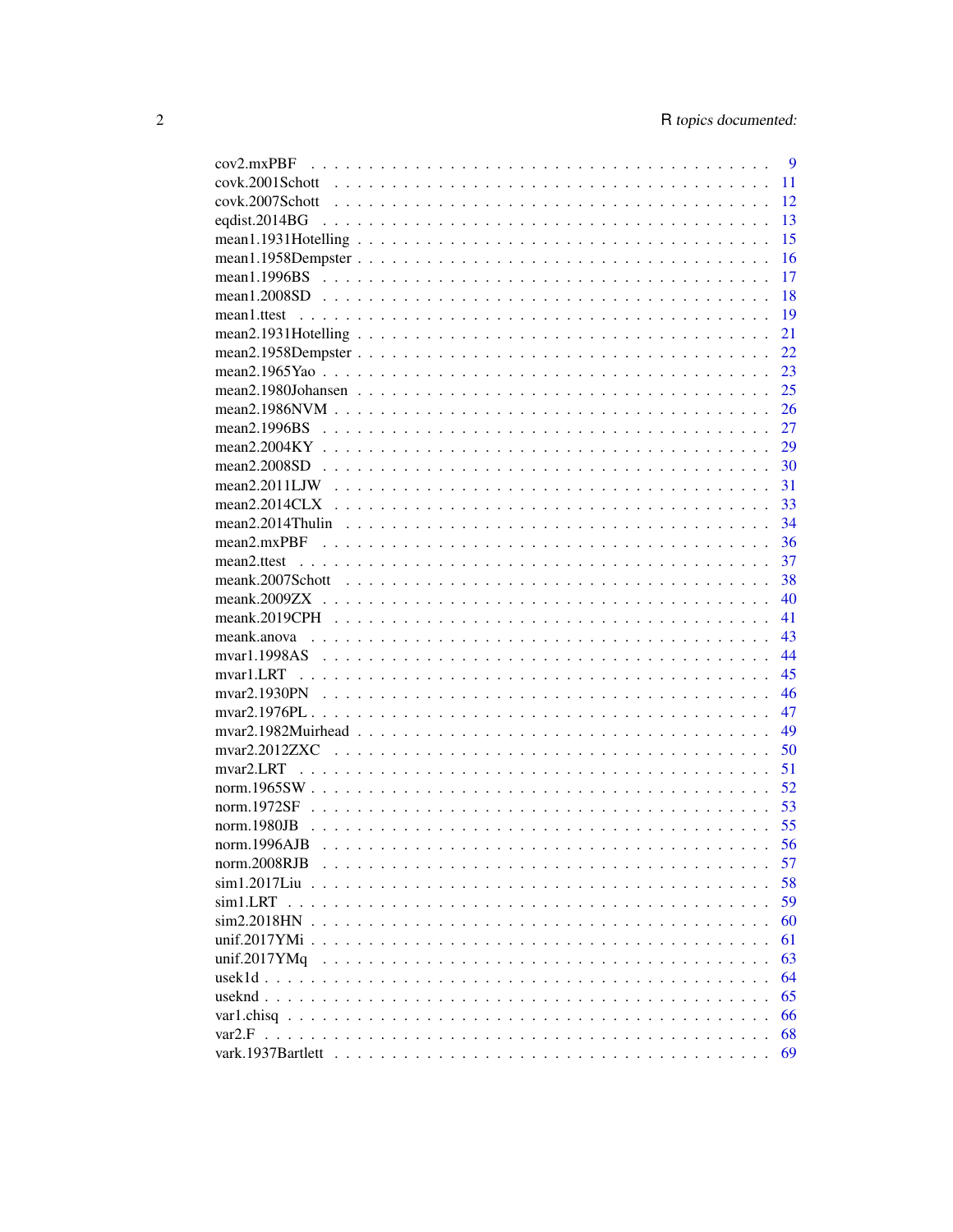| | |
|---|---|
| cov2.mxPBF | 9 |
| covk.2001Schott | 11 |
| covk.2007Schott | 12 |
| eqdist.2014BG | 13 |
| mean1.1931Hotelling | 15 |
| mean1.1958Dempster | 16 |
| mean1.1996BS | 17 |
| mean1.2008SD | 18 |
| mean1.ttest | 19 |
| mean2.1931Hotelling | 21 |
| mean2.1958Dempster | 22 |
| mean2.1965Yao | 23 |
| mean2.1980Johansen | 25 |
| mean2.1986NVM | 26 |
| mean2.1996BS | 27 |
| mean2.2004KY | 29 |
| mean2.2008SD | 30 |
| mean2.2011LJW | 31 |
| mean2.2014CLX | 33 |
| mean2.2014Thulin | 34 |
| mean2.mxPBF | 36 |
| mean2.ttest | 37 |
| meank.2007Schott | 38 |
| meank.2009ZX | 40 |
| meank.2019CPH | 41 |
| meank.anova | 43 |
| mvar1.1998AS | 44 |
| mvar1.LRT | 45 |
| mvar2.1930PN | 46 |
| mvar2.1976PL | 47 |
| mvar2.1982Muirhead | 49 |
| mvar2.2012ZXC | 50 |
| mvar2.LRT | 51 |
| norm.1965SW | 52 |
| norm.1972SF | 53 |
| norm.1980JB | 55 |
| norm.1996AJB | 56 |
| norm.2008RJB | 57 |
| sim1.2017Liu | 58 |
| sim1.LRT | 59 |
| sim2.2018HN | 60 |
| unif.2017YMi | 61 |
| unif.2017YMq | 63 |
| usek1d | 64 |
| useknd | 65 |
| var1.chisq | 66 |
| var2.F | 68 |
| vark.1937Bartlett | 69 |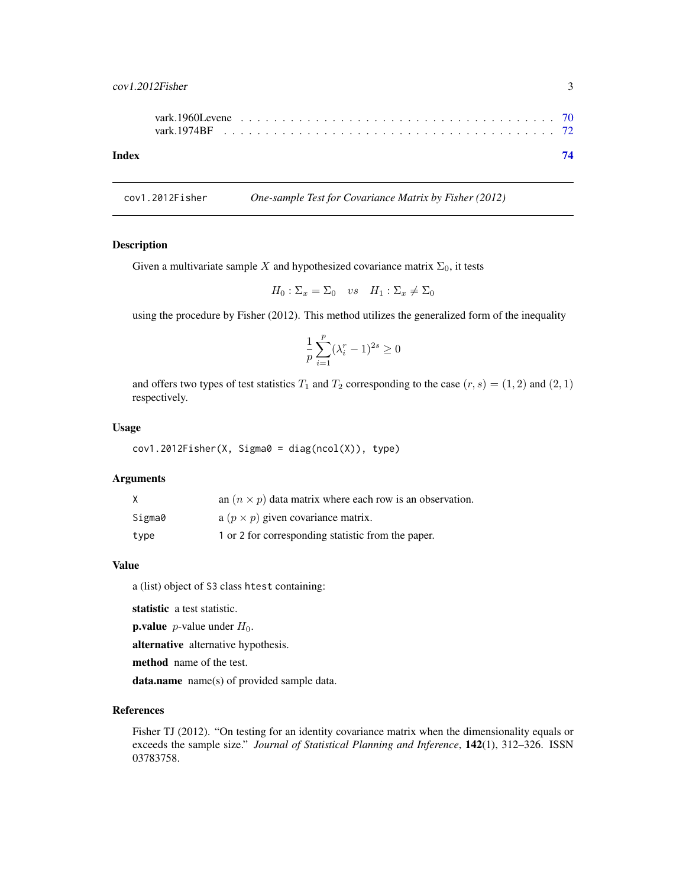vark.1960Levene . . . . . . . . . . . . . . . . . . . . . . . . . . . . . . . . . . . 70
vark.1974BF . . . . . . . . . . . . . . . . . . . . . . . . . . . . . . . . . . . . 72

**Index** **74**

---

cov1.2012Fisher *One-sample Test for Covariance Matrix by Fisher (2012)*

---

## Description

Given a multivariate sample $X$ and hypothesized covariance matrix $\Sigma_0$, it tests

$$H_0 : \Sigma_x = \Sigma_0 \quad vs \quad H_1 : \Sigma_x \neq \Sigma_0$$

using the procedure by Fisher (2012). This method utilizes the generalized form of the inequality

$$\frac{1}{p}\sum_{i=1}^{p}(\lambda_i^r - 1)^{2s} \geq 0$$

and offers two types of test statistics $T_1$ and $T_2$ corresponding to the case $(r, s) = (1, 2)$ and $(2, 1)$ respectively.

## Usage

```
cov1.2012Fisher(X, Sigma0 = diag(ncol(X)), type)
```

## Arguments

| | |
|---|---|
| X | an $(n \times p)$ data matrix where each row is an observation. |
| Sigma0 | a $(p \times p)$ given covariance matrix. |
| type | 1 or 2 for corresponding statistic from the paper. |

## Value

a (list) object of S3 class htest containing:

**statistic** a test statistic.

**p.value** $p$-value under $H_0$.

**alternative** alternative hypothesis.

**method** name of the test.

**data.name** name(s) of provided sample data.

## References

Fisher TJ (2012). "On testing for an identity covariance matrix when the dimensionality equals or exceeds the sample size." *Journal of Statistical Planning and Inference*, **142**(1), 312–326. ISSN 03783758.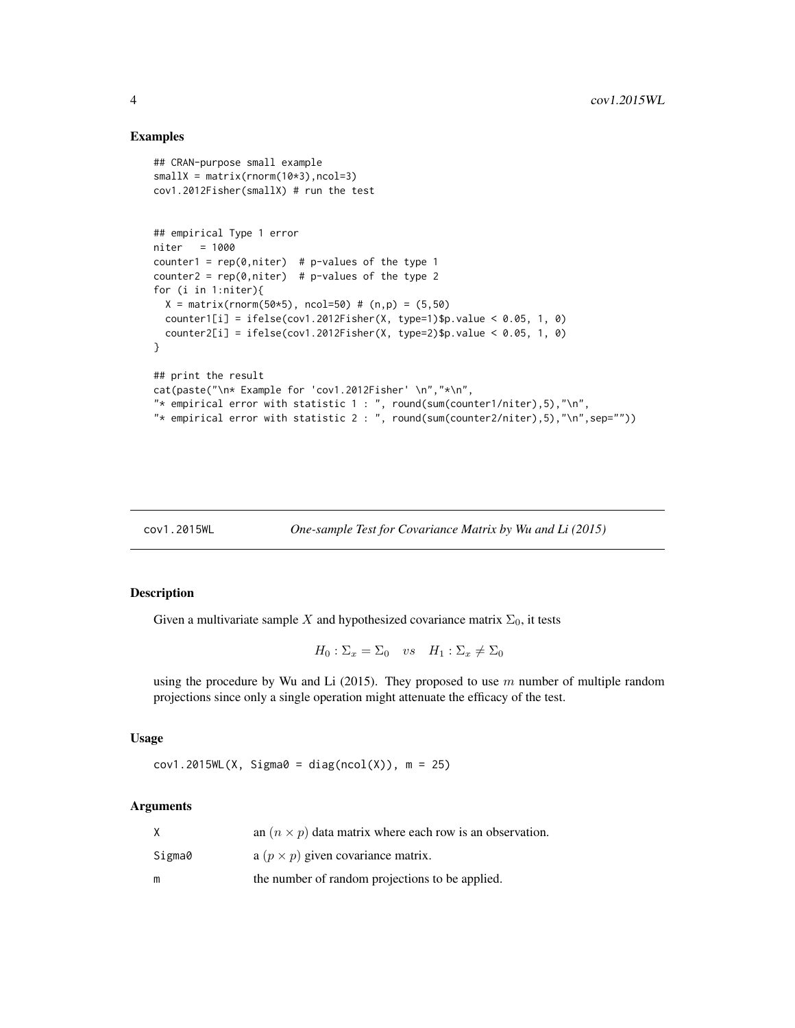## Examples

```
## CRAN-purpose small example
smallX = matrix(rnorm(10*3),ncol=3)
cov1.2012Fisher(smallX) # run the test


## empirical Type 1 error
niter   = 1000
counter1 = rep(0,niter)  # p-values of the type 1
counter2 = rep(0,niter)  # p-values of the type 2
for (i in 1:niter){
  X = matrix(rnorm(50*5), ncol=50) # (n,p) = (5,50)
  counter1[i] = ifelse(cov1.2012Fisher(X, type=1)$p.value < 0.05, 1, 0)
  counter2[i] = ifelse(cov1.2012Fisher(X, type=2)$p.value < 0.05, 1, 0)
}

## print the result
cat(paste("\n* Example for 'cov1.2012Fisher' \n","*\n",
"* empirical error with statistic 1 : ", round(sum(counter1/niter),5),"\n",
"* empirical error with statistic 2 : ", round(sum(counter2/niter),5),"\n",sep=""))
```

---

# cov1.2015WL — *One-sample Test for Covariance Matrix by Wu and Li (2015)*

## Description

Given a multivariate sample $X$ and hypothesized covariance matrix $\Sigma_0$, it tests

$$H_0 : \Sigma_x = \Sigma_0 \quad vs \quad H_1 : \Sigma_x \neq \Sigma_0$$

using the procedure by Wu and Li (2015). They proposed to use $m$ number of multiple random projections since only a single operation might attenuate the efficacy of the test.

## Usage

```
cov1.2015WL(X, Sigma0 = diag(ncol(X)), m = 25)
```

## Arguments

| | |
|---|---|
| X | an $(n \times p)$ data matrix where each row is an observation. |
| Sigma0 | a $(p \times p)$ given covariance matrix. |
| m | the number of random projections to be applied. |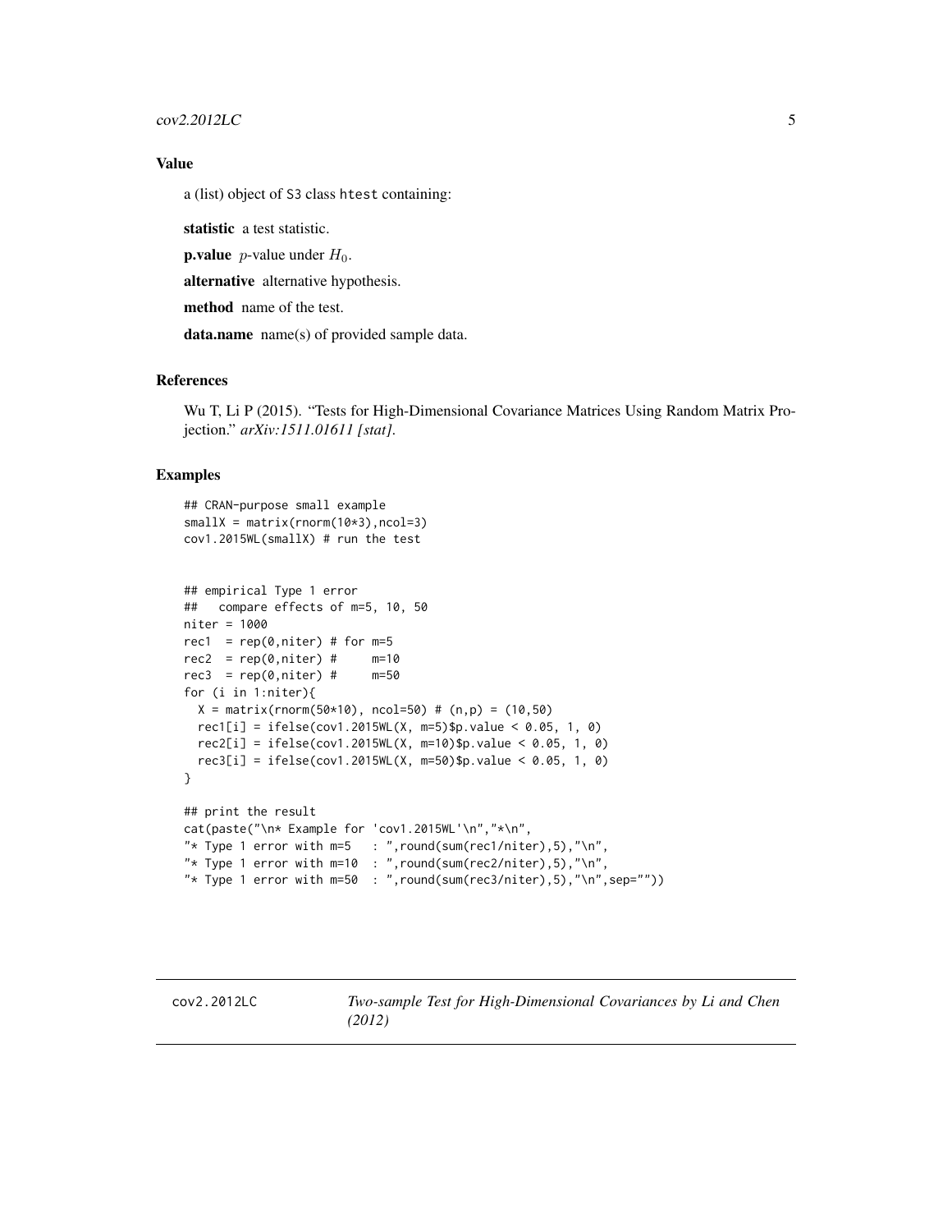### Value

a (list) object of S3 class htest containing:

**statistic** a test statistic.

**p.value** $p$-value under $H_0$.

**alternative** alternative hypothesis.

**method** name of the test.

**data.name** name(s) of provided sample data.

### References

Wu T, Li P (2015). "Tests for High-Dimensional Covariance Matrices Using Random Matrix Projection." *arXiv:1511.01611 [stat]*.

### Examples

```
## CRAN-purpose small example
smallX = matrix(rnorm(10*3),ncol=3)
cov1.2015WL(smallX) # run the test


## empirical Type 1 error
##   compare effects of m=5, 10, 50
niter = 1000
rec1  = rep(0,niter) # for m=5
rec2  = rep(0,niter) #     m=10
rec3  = rep(0,niter) #     m=50
for (i in 1:niter){
  X = matrix(rnorm(50*10), ncol=50) # (n,p) = (10,50)
  rec1[i] = ifelse(cov1.2015WL(X, m=5)$p.value < 0.05, 1, 0)
  rec2[i] = ifelse(cov1.2015WL(X, m=10)$p.value < 0.05, 1, 0)
  rec3[i] = ifelse(cov1.2015WL(X, m=50)$p.value < 0.05, 1, 0)
}

## print the result
cat(paste("\n* Example for 'cov1.2015WL'\n","*\n",
"* Type 1 error with m=5   : ",round(sum(rec1/niter),5),"\n",
"* Type 1 error with m=10  : ",round(sum(rec2/niter),5),"\n",
"* Type 1 error with m=50  : ",round(sum(rec3/niter),5),"\n",sep=""))
```

---

## cov2.2012LC — *Two-sample Test for High-Dimensional Covariances by Li and Chen (2012)*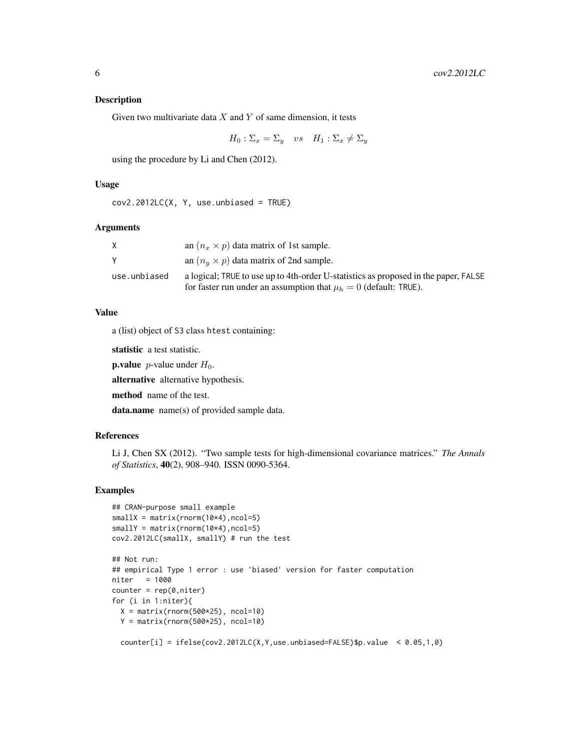## Description

Given two multivariate data $X$ and $Y$ of same dimension, it tests

$$H_0 : \Sigma_x = \Sigma_y \quad vs \quad H_1 : \Sigma_x \neq \Sigma_y$$

using the procedure by Li and Chen (2012).

## Usage

```
cov2.2012LC(X, Y, use.unbiased = TRUE)
```

## Arguments

| | |
|---|---|
| X | an $(n_x \times p)$ data matrix of 1st sample. |
| Y | an $(n_y \times p)$ data matrix of 2nd sample. |
| use.unbiased | a logical; TRUE to use up to 4th-order U-statistics as proposed in the paper, FALSE for faster run under an assumption that $\mu_h = 0$ (default: TRUE). |

## Value

a (list) object of S3 class htest containing:

**statistic** a test statistic.

**p.value** $p$-value under $H_0$.

**alternative** alternative hypothesis.

**method** name of the test.

**data.name** name(s) of provided sample data.

## References

Li J, Chen SX (2012). "Two sample tests for high-dimensional covariance matrices." *The Annals of Statistics*, **40**(2), 908–940. ISSN 0090-5364.

## Examples

```
## CRAN-purpose small example
smallX = matrix(rnorm(10*4),ncol=5)
smallY = matrix(rnorm(10*4),ncol=5)
cov2.2012LC(smallX, smallY) # run the test

## Not run:
## empirical Type 1 error : use 'biased' version for faster computation
niter   = 1000
counter = rep(0,niter)
for (i in 1:niter){
  X = matrix(rnorm(500*25), ncol=10)
  Y = matrix(rnorm(500*25), ncol=10)

  counter[i] = ifelse(cov2.2012LC(X,Y,use.unbiased=FALSE)$p.value  < 0.05,1,0)
```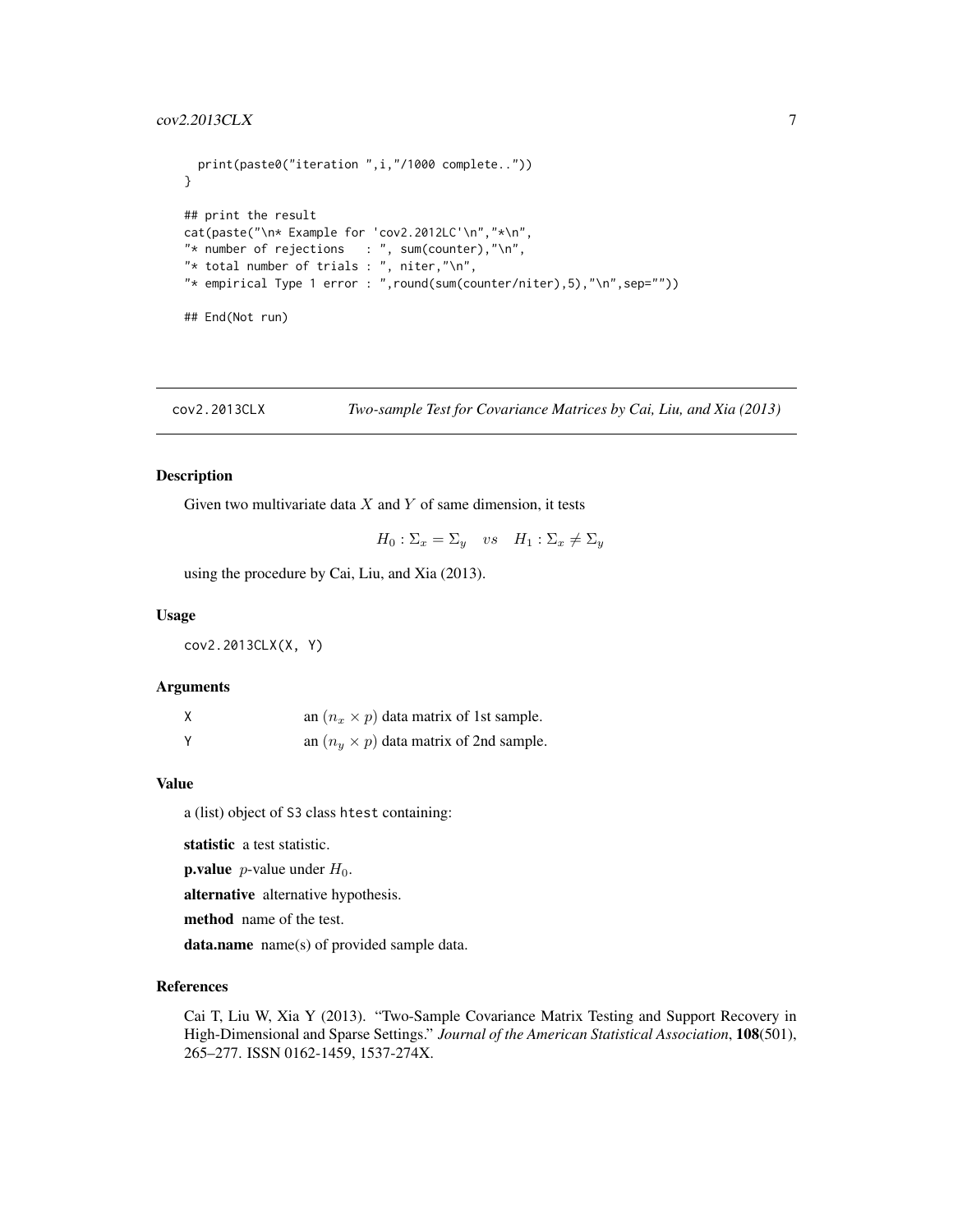```
  print(paste0("iteration ",i,"/1000 complete.."))
}

## print the result
cat(paste("\n* Example for 'cov2.2012LC'\n","*\n",
"* number of rejections   : ", sum(counter),"\n",
"* total number of trials : ", niter,"\n",
"* empirical Type 1 error : ",round(sum(counter/niter),5),"\n",sep=""))

## End(Not run)
```

## cov2.2013CLX — *Two-sample Test for Covariance Matrices by Cai, Liu, and Xia (2013)*

### Description

Given two multivariate data $X$ and $Y$ of same dimension, it tests

$$H_0 : \Sigma_x = \Sigma_y \quad vs \quad H_1 : \Sigma_x \neq \Sigma_y$$

using the procedure by Cai, Liu, and Xia (2013).

### Usage

```
cov2.2013CLX(X, Y)
```

### Arguments

| | |
|---|---|
| X | an $(n_x \times p)$ data matrix of 1st sample. |
| Y | an $(n_y \times p)$ data matrix of 2nd sample. |

### Value

a (list) object of S3 class htest containing:

**statistic** a test statistic.

**p.value** $p$-value under $H_0$.

**alternative** alternative hypothesis.

**method** name of the test.

**data.name** name(s) of provided sample data.

### References

Cai T, Liu W, Xia Y (2013). "Two-Sample Covariance Matrix Testing and Support Recovery in High-Dimensional and Sparse Settings." *Journal of the American Statistical Association*, **108**(501), 265–277. ISSN 0162-1459, 1537-274X.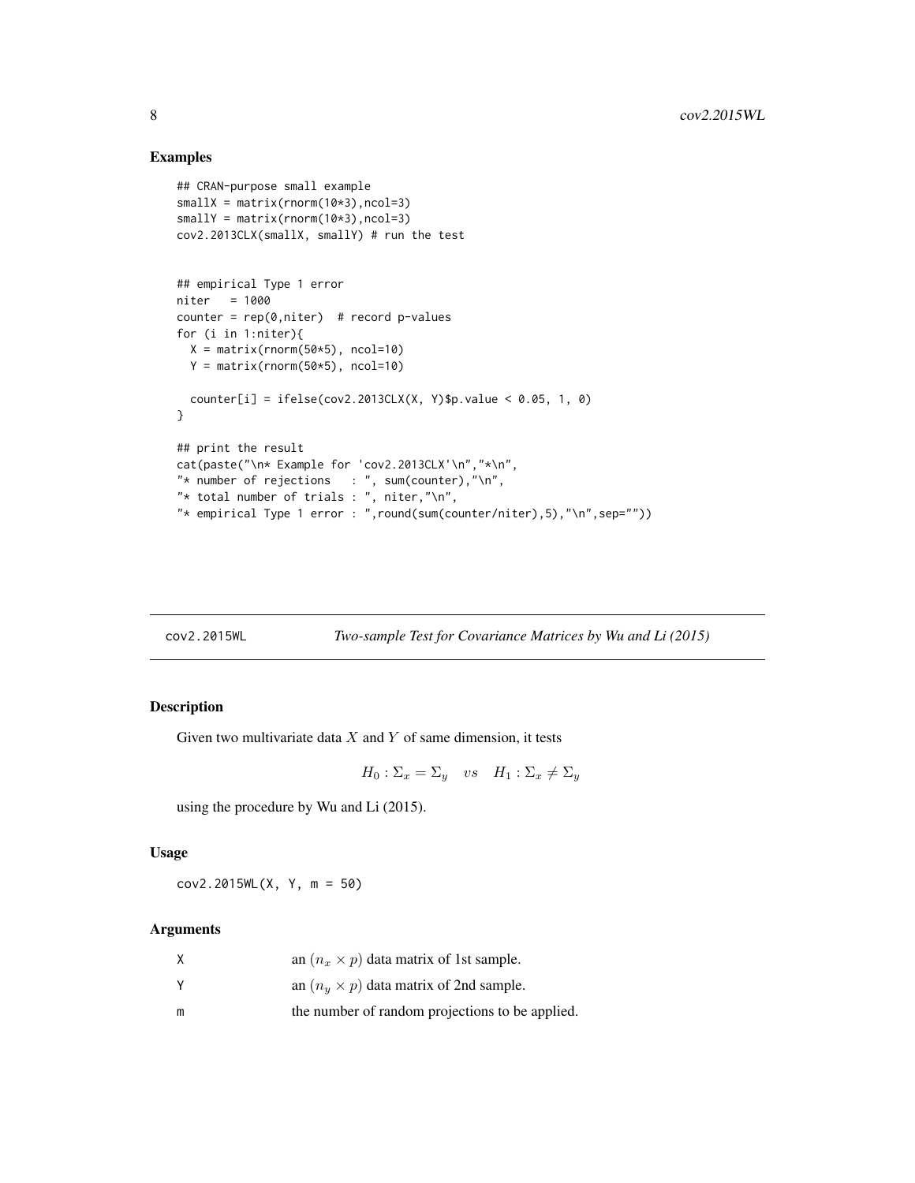### Examples

```
## CRAN-purpose small example
smallX = matrix(rnorm(10*3),ncol=3)
smallY = matrix(rnorm(10*3),ncol=3)
cov2.2013CLX(smallX, smallY) # run the test


## empirical Type 1 error
niter   = 1000
counter = rep(0,niter)  # record p-values
for (i in 1:niter){
  X = matrix(rnorm(50*5), ncol=10)
  Y = matrix(rnorm(50*5), ncol=10)

  counter[i] = ifelse(cov2.2013CLX(X, Y)$p.value < 0.05, 1, 0)
}

## print the result
cat(paste("\n* Example for 'cov2.2013CLX'\n","*\n",
"* number of rejections   : ", sum(counter),"\n",
"* total number of trials : ", niter,"\n",
"* empirical Type 1 error : ",round(sum(counter/niter),5),"\n",sep=""))
```

---

## cov2.2015WL — *Two-sample Test for Covariance Matrices by Wu and Li (2015)*

### Description

Given two multivariate data $X$ and $Y$ of same dimension, it tests

$$H_0 : \Sigma_x = \Sigma_y \quad vs \quad H_1 : \Sigma_x \neq \Sigma_y$$

using the procedure by Wu and Li (2015).

### Usage

```
cov2.2015WL(X, Y, m = 50)
```

### Arguments

| | |
|---|---|
| X | an $(n_x \times p)$ data matrix of 1st sample. |
| Y | an $(n_y \times p)$ data matrix of 2nd sample. |
| m | the number of random projections to be applied. |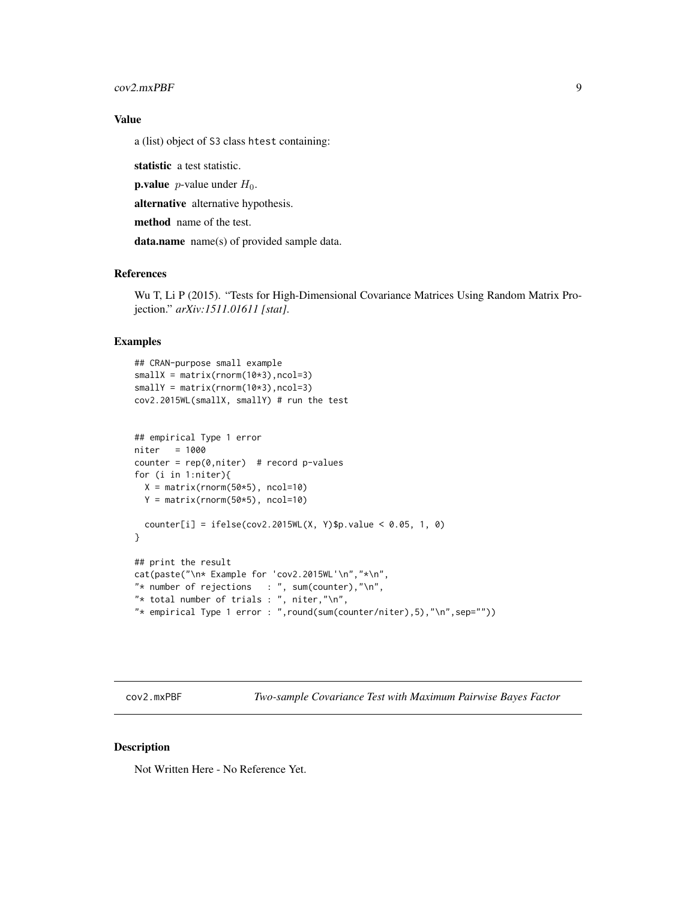## Value

a (list) object of S3 class htest containing:

**statistic** a test statistic.

**p.value** $p$-value under $H_0$.

**alternative** alternative hypothesis.

**method** name of the test.

**data.name** name(s) of provided sample data.

## References

Wu T, Li P (2015). "Tests for High-Dimensional Covariance Matrices Using Random Matrix Projection." *arXiv:1511.01611 [stat].*

## Examples

```
## CRAN-purpose small example
smallX = matrix(rnorm(10*3),ncol=3)
smallY = matrix(rnorm(10*3),ncol=3)
cov2.2015WL(smallX, smallY) # run the test


## empirical Type 1 error
niter   = 1000
counter = rep(0,niter)  # record p-values
for (i in 1:niter){
  X = matrix(rnorm(50*5), ncol=10)
  Y = matrix(rnorm(50*5), ncol=10)

  counter[i] = ifelse(cov2.2015WL(X, Y)$p.value < 0.05, 1, 0)
}

## print the result
cat(paste("\n* Example for 'cov2.2015WL'\n","*\n",
"* number of rejections   : ", sum(counter),"\n",
"* total number of trials : ", niter,"\n",
"* empirical Type 1 error : ",round(sum(counter/niter),5),"\n",sep=""))
```

# cov2.mxPBF *Two-sample Covariance Test with Maximum Pairwise Bayes Factor*

## Description

Not Written Here - No Reference Yet.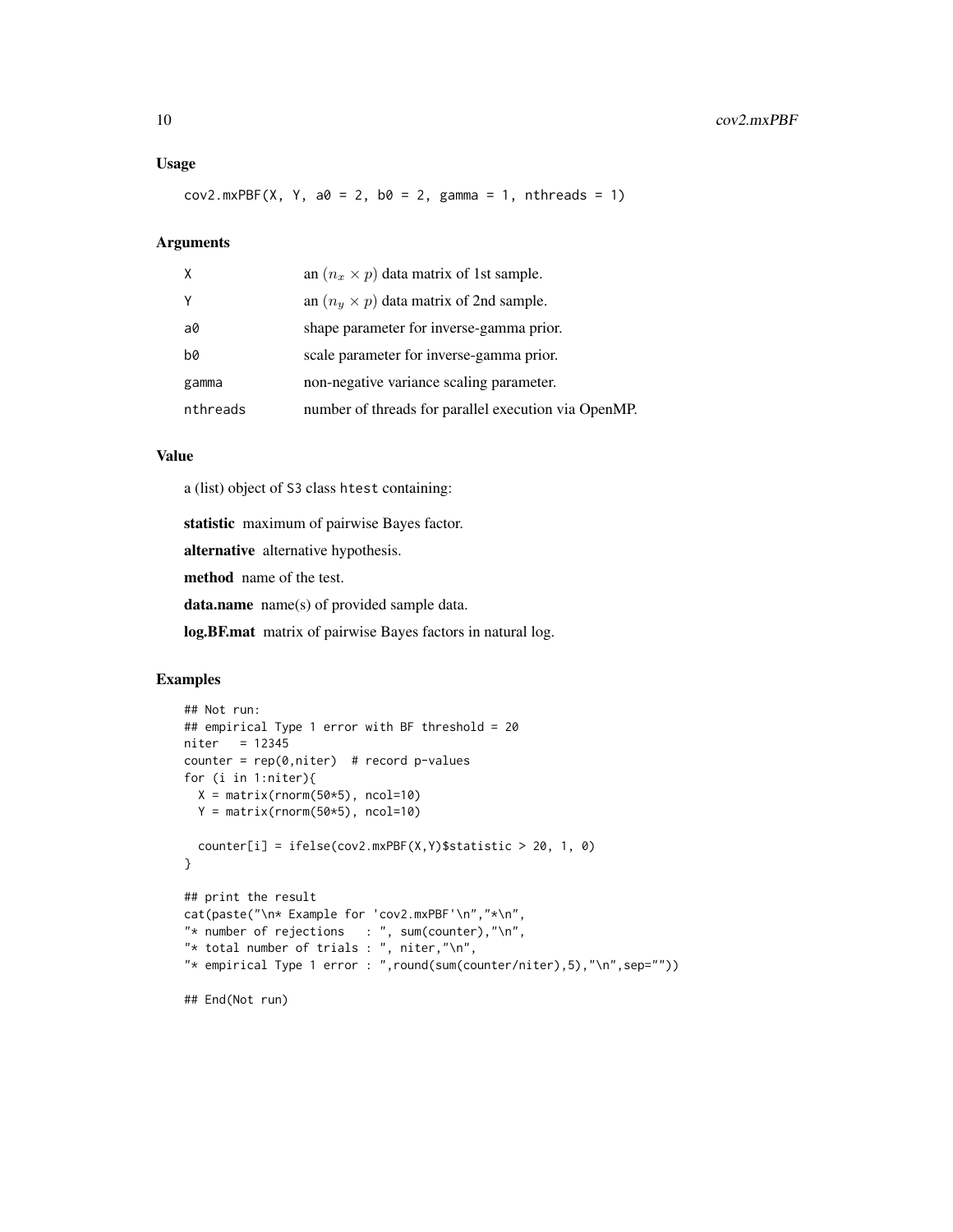### Usage

```
cov2.mxPBF(X, Y, a0 = 2, b0 = 2, gamma = 1, nthreads = 1)
```

### Arguments

| | |
|---|---|
| X | an $(n_x \times p)$ data matrix of 1st sample. |
| Y | an $(n_y \times p)$ data matrix of 2nd sample. |
| a0 | shape parameter for inverse-gamma prior. |
| b0 | scale parameter for inverse-gamma prior. |
| gamma | non-negative variance scaling parameter. |
| nthreads | number of threads for parallel execution via OpenMP. |

### Value

a (list) object of S3 class htest containing:

**statistic** maximum of pairwise Bayes factor.

**alternative** alternative hypothesis.

**method** name of the test.

**data.name** name(s) of provided sample data.

**log.BF.mat** matrix of pairwise Bayes factors in natural log.

### Examples

```
## Not run:
## empirical Type 1 error with BF threshold = 20
niter   = 12345
counter = rep(0,niter)  # record p-values
for (i in 1:niter){
  X = matrix(rnorm(50*5), ncol=10)
  Y = matrix(rnorm(50*5), ncol=10)

  counter[i] = ifelse(cov2.mxPBF(X,Y)$statistic > 20, 1, 0)
}

## print the result
cat(paste("\n* Example for 'cov2.mxPBF'\n","*\n",
"* number of rejections   : ", sum(counter),"\n",
"* total number of trials : ", niter,"\n",
"* empirical Type 1 error : ",round(sum(counter/niter),5),"\n",sep=""))

## End(Not run)
```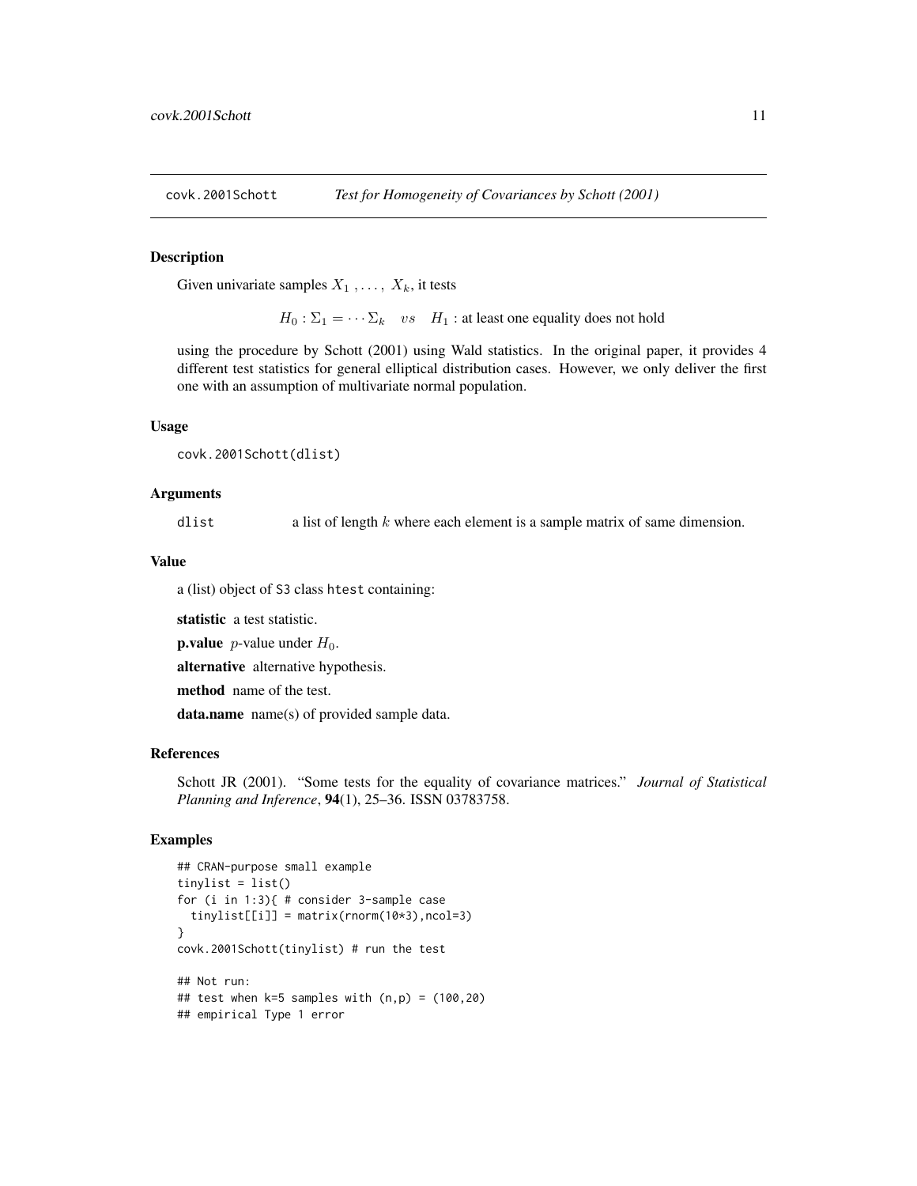covk.2001Schott — *Test for Homogeneity of Covariances by Schott (2001)*

## Description

Given univariate samples $X_1, \ldots, X_k$, it tests

$$H_0 : \Sigma_1 = \cdots \Sigma_k \quad vs \quad H_1 : \text{at least one equality does not hold}$$

using the procedure by Schott (2001) using Wald statistics. In the original paper, it provides 4 different test statistics for general elliptical distribution cases. However, we only deliver the first one with an assumption of multivariate normal population.

## Usage

```
covk.2001Schott(dlist)
```

## Arguments

| | |
|---|---|
| dlist | a list of length $k$ where each element is a sample matrix of same dimension. |

## Value

a (list) object of S3 class htest containing:

**statistic** a test statistic.

**p.value** $p$-value under $H_0$.

**alternative** alternative hypothesis.

**method** name of the test.

**data.name** name(s) of provided sample data.

## References

Schott JR (2001). "Some tests for the equality of covariance matrices." *Journal of Statistical Planning and Inference*, **94**(1), 25–36. ISSN 03783758.

## Examples

```
## CRAN-purpose small example
tinylist = list()
for (i in 1:3){ # consider 3-sample case
  tinylist[[i]] = matrix(rnorm(10*3),ncol=3)
}
covk.2001Schott(tinylist) # run the test

## Not run:
## test when k=5 samples with (n,p) = (100,20)
## empirical Type 1 error
```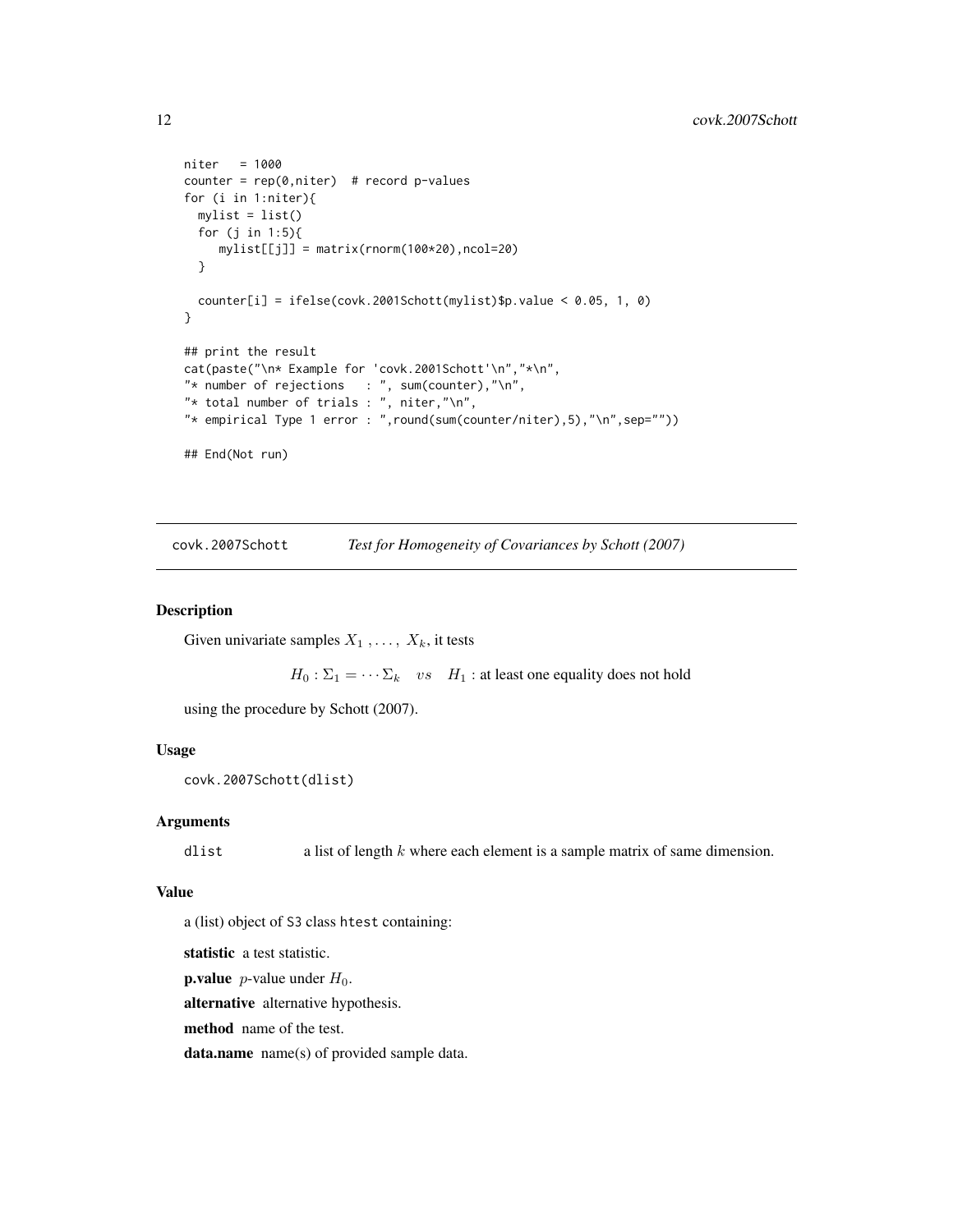```
niter   = 1000
counter = rep(0,niter)  # record p-values
for (i in 1:niter){
  mylist = list()
  for (j in 1:5){
     mylist[[j]] = matrix(rnorm(100*20),ncol=20)
  }

  counter[i] = ifelse(covk.2001Schott(mylist)$p.value < 0.05, 1, 0)
}

## print the result
cat(paste("\n* Example for 'covk.2001Schott'\n","*\n",
"* number of rejections   : ", sum(counter),"\n",
"* total number of trials : ", niter,"\n",
"* empirical Type 1 error : ",round(sum(counter/niter),5),"\n",sep=""))

## End(Not run)
```

## covk.2007Schott — *Test for Homogeneity of Covariances by Schott (2007)*

### Description

Given univariate samples $X_1, \ldots, X_k$, it tests

$$H_0 : \Sigma_1 = \cdots \Sigma_k \quad vs \quad H_1 : \text{at least one equality does not hold}$$

using the procedure by Schott (2007).

### Usage

```
covk.2007Schott(dlist)
```

### Arguments

dlist — a list of length $k$ where each element is a sample matrix of same dimension.

### Value

a (list) object of S3 class htest containing:

**statistic** a test statistic.

**p.value** $p$-value under $H_0$.

**alternative** alternative hypothesis.

**method** name of the test.

**data.name** name(s) of provided sample data.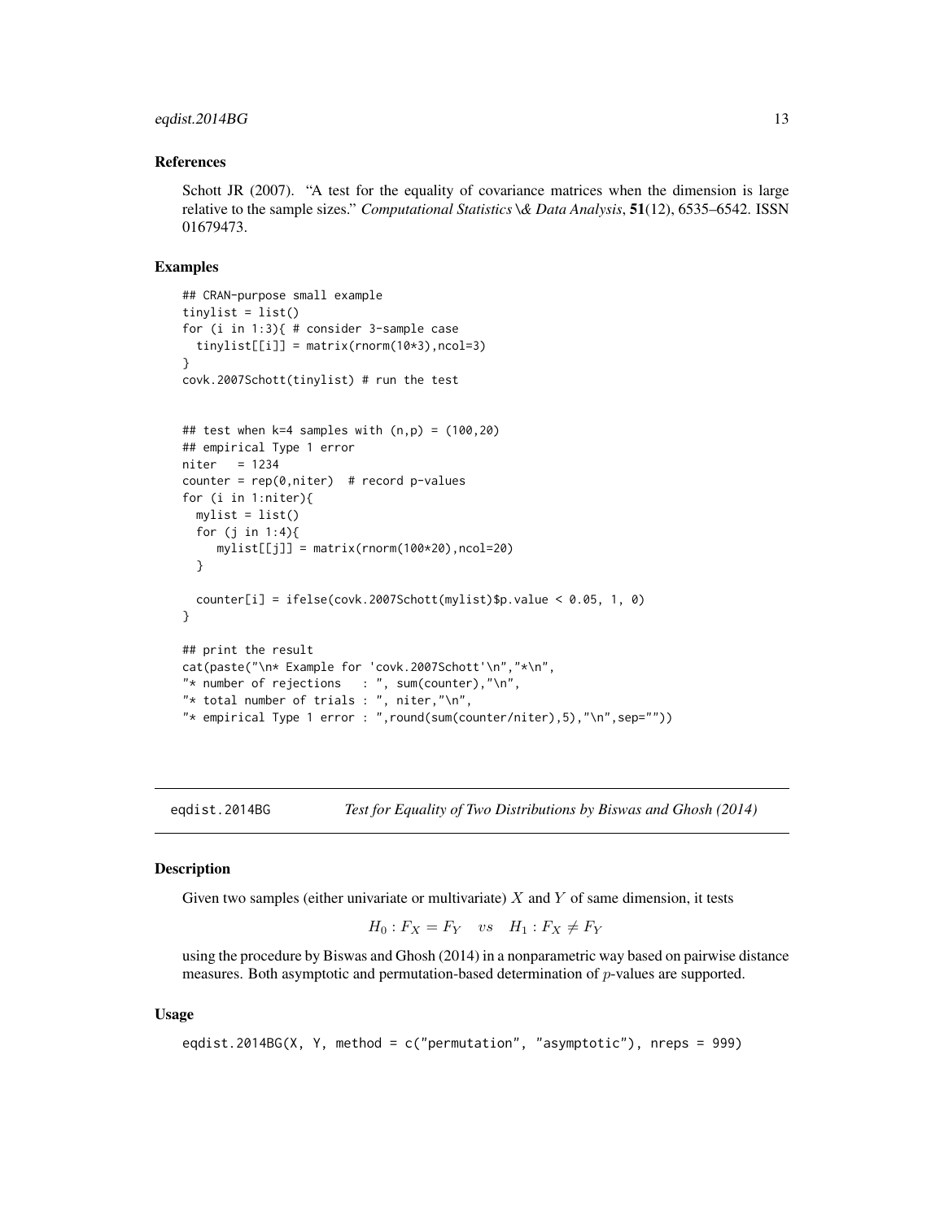### References

Schott JR (2007). "A test for the equality of covariance matrices when the dimension is large relative to the sample sizes." *Computational Statistics \& Data Analysis*, **51**(12), 6535–6542. ISSN 01679473.

### Examples

```
## CRAN-purpose small example
tinylist = list()
for (i in 1:3){ # consider 3-sample case
  tinylist[[i]] = matrix(rnorm(10*3),ncol=3)
}
covk.2007Schott(tinylist) # run the test


## test when k=4 samples with (n,p) = (100,20)
## empirical Type 1 error
niter   = 1234
counter = rep(0,niter)  # record p-values
for (i in 1:niter){
  mylist = list()
  for (j in 1:4){
     mylist[[j]] = matrix(rnorm(100*20),ncol=20)
  }

  counter[i] = ifelse(covk.2007Schott(mylist)$p.value < 0.05, 1, 0)
}

## print the result
cat(paste("\n* Example for 'covk.2007Schott'\n","*\n",
"* number of rejections   : ", sum(counter),"\n",
"* total number of trials : ", niter,"\n",
"* empirical Type 1 error : ",round(sum(counter/niter),5),"\n",sep=""))
```

---

## eqdist.2014BG — *Test for Equality of Two Distributions by Biswas and Ghosh (2014)*

### Description

Given two samples (either univariate or multivariate) $X$ and $Y$ of same dimension, it tests

$$H_0 : F_X = F_Y \quad vs \quad H_1 : F_X \neq F_Y$$

using the procedure by Biswas and Ghosh (2014) in a nonparametric way based on pairwise distance measures. Both asymptotic and permutation-based determination of $p$-values are supported.

### Usage

```
eqdist.2014BG(X, Y, method = c("permutation", "asymptotic"), nreps = 999)
```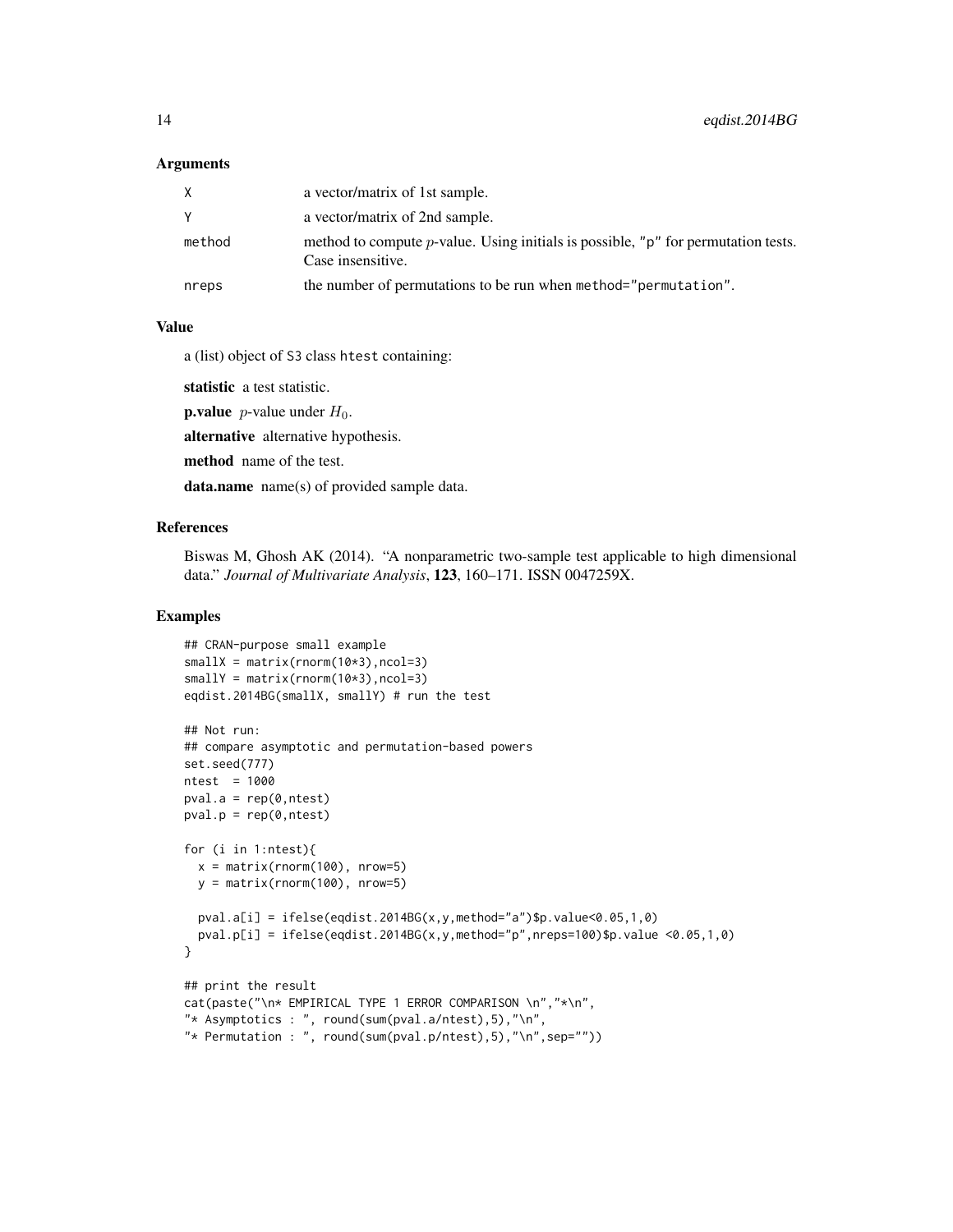## Arguments

| | |
|---|---|
| X | a vector/matrix of 1st sample. |
| Y | a vector/matrix of 2nd sample. |
| method | method to compute $p$-value. Using initials is possible, "p" for permutation tests. Case insensitive. |
| nreps | the number of permutations to be run when method="permutation". |

## Value

a (list) object of S3 class htest containing:

**statistic** a test statistic.

**p.value** $p$-value under $H_0$.

**alternative** alternative hypothesis.

**method** name of the test.

**data.name** name(s) of provided sample data.

## References

Biswas M, Ghosh AK (2014). "A nonparametric two-sample test applicable to high dimensional data." *Journal of Multivariate Analysis*, **123**, 160–171. ISSN 0047259X.

## Examples

```
## CRAN-purpose small example
smallX = matrix(rnorm(10*3),ncol=3)
smallY = matrix(rnorm(10*3),ncol=3)
eqdist.2014BG(smallX, smallY) # run the test

## Not run:
## compare asymptotic and permutation-based powers
set.seed(777)
ntest  = 1000
pval.a = rep(0,ntest)
pval.p = rep(0,ntest)

for (i in 1:ntest){
  x = matrix(rnorm(100), nrow=5)
  y = matrix(rnorm(100), nrow=5)

  pval.a[i] = ifelse(eqdist.2014BG(x,y,method="a")$p.value<0.05,1,0)
  pval.p[i] = ifelse(eqdist.2014BG(x,y,method="p",nreps=100)$p.value <0.05,1,0)
}

## print the result
cat(paste("\n* EMPIRICAL TYPE 1 ERROR COMPARISON \n","*\n",
"* Asymptotics : ", round(sum(pval.a/ntest),5),"\n",
"* Permutation : ", round(sum(pval.p/ntest),5),"\n",sep=""))
```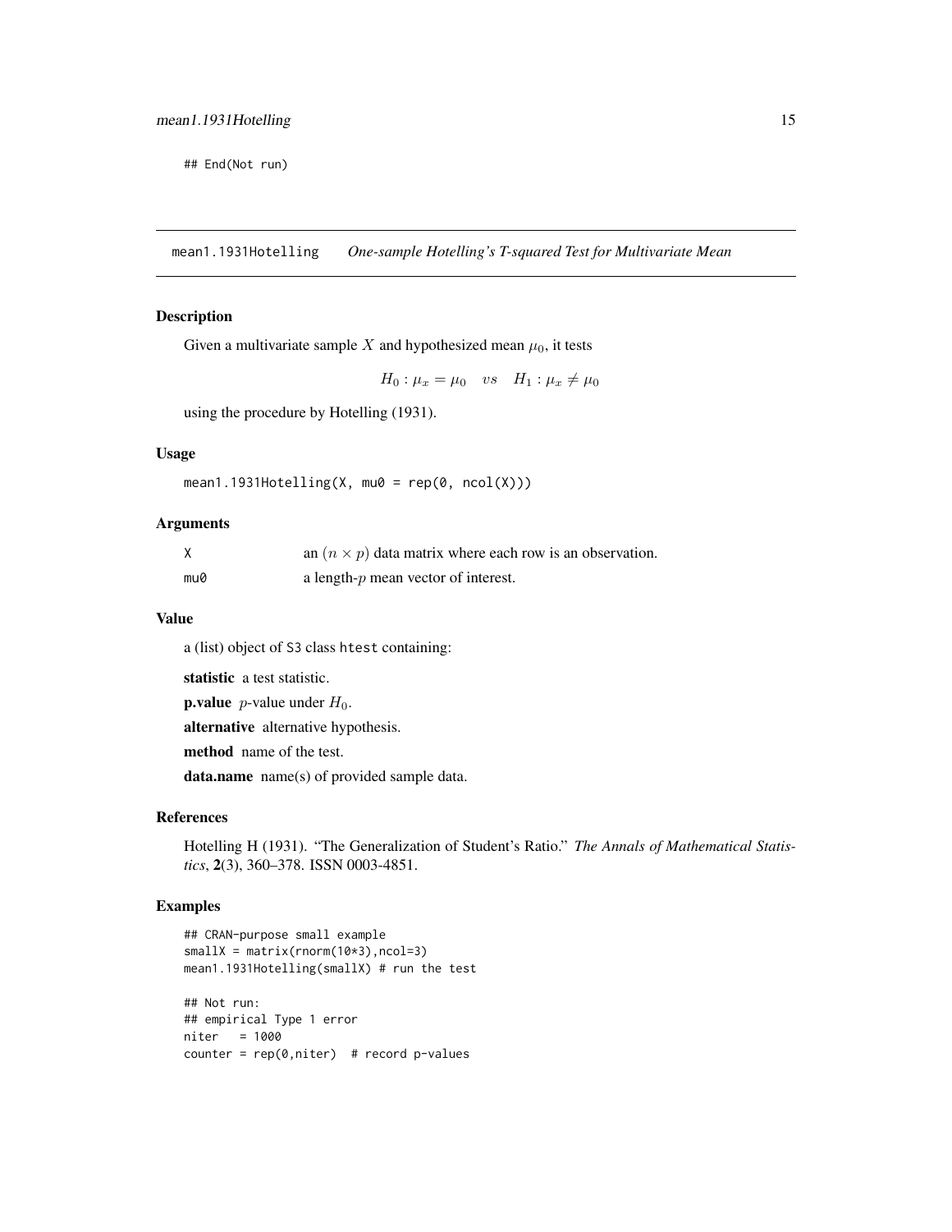```
## End(Not run)
```

## mean1.1931Hotelling *One-sample Hotelling's T-squared Test for Multivariate Mean*

### Description

Given a multivariate sample $X$ and hypothesized mean $\mu_0$, it tests

$$H_0 : \mu_x = \mu_0 \quad vs \quad H_1 : \mu_x \neq \mu_0$$

using the procedure by Hotelling (1931).

### Usage

```
mean1.1931Hotelling(X, mu0 = rep(0, ncol(X)))
```

### Arguments

| | |
|---|---|
| X | an $(n \times p)$ data matrix where each row is an observation. |
| mu0 | a length-$p$ mean vector of interest. |

### Value

a (list) object of S3 class htest containing:

**statistic** a test statistic.

**p.value** $p$-value under $H_0$.

**alternative** alternative hypothesis.

**method** name of the test.

**data.name** name(s) of provided sample data.

### References

Hotelling H (1931). "The Generalization of Student's Ratio." *The Annals of Mathematical Statistics*, **2**(3), 360–378. ISSN 0003-4851.

### Examples

```
## CRAN-purpose small example
smallX = matrix(rnorm(10*3),ncol=3)
mean1.1931Hotelling(smallX) # run the test

## Not run:
## empirical Type 1 error
niter   = 1000
counter = rep(0,niter)  # record p-values
```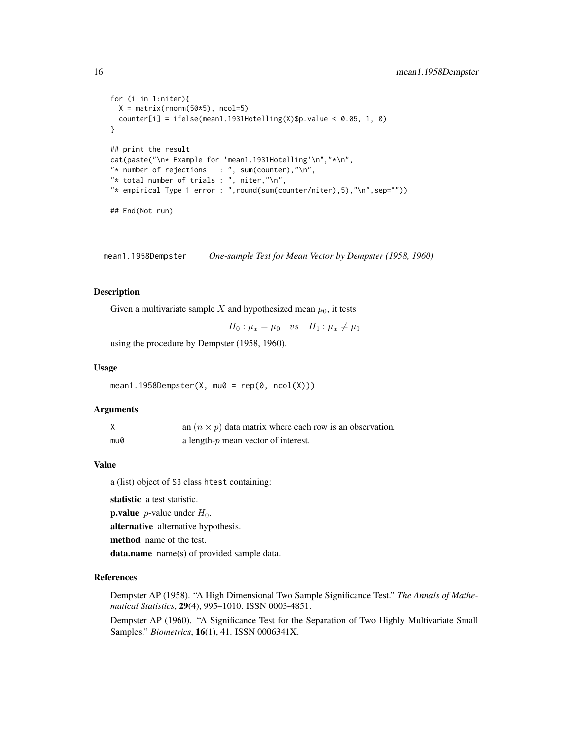```
for (i in 1:niter){
  X = matrix(rnorm(50*5), ncol=5)
  counter[i] = ifelse(mean1.1931Hotelling(X)$p.value < 0.05, 1, 0)
}

## print the result
cat(paste("\n* Example for 'mean1.1931Hotelling'\n","*\n",
"* number of rejections   : ", sum(counter),"\n",
"* total number of trials : ", niter,"\n",
"* empirical Type 1 error : ",round(sum(counter/niter),5),"\n",sep=""))

## End(Not run)
```

## mean1.1958Dempster — *One-sample Test for Mean Vector by Dempster (1958, 1960)*

### Description

Given a multivariate sample $X$ and hypothesized mean $\mu_0$, it tests

$$H_0 : \mu_x = \mu_0 \quad vs \quad H_1 : \mu_x \neq \mu_0$$

using the procedure by Dempster (1958, 1960).

### Usage

```
mean1.1958Dempster(X, mu0 = rep(0, ncol(X)))
```

### Arguments

| | |
|---|---|
| X | an $(n \times p)$ data matrix where each row is an observation. |
| mu0 | a length-$p$ mean vector of interest. |

### Value

a (list) object of S3 class htest containing:

**statistic** a test statistic.

**p.value** $p$-value under $H_0$.

**alternative** alternative hypothesis.

**method** name of the test.

**data.name** name(s) of provided sample data.

### References

Dempster AP (1958). "A High Dimensional Two Sample Significance Test." *The Annals of Mathematical Statistics*, **29**(4), 995–1010. ISSN 0003-4851.

Dempster AP (1960). "A Significance Test for the Separation of Two Highly Multivariate Small Samples." *Biometrics*, **16**(1), 41. ISSN 0006341X.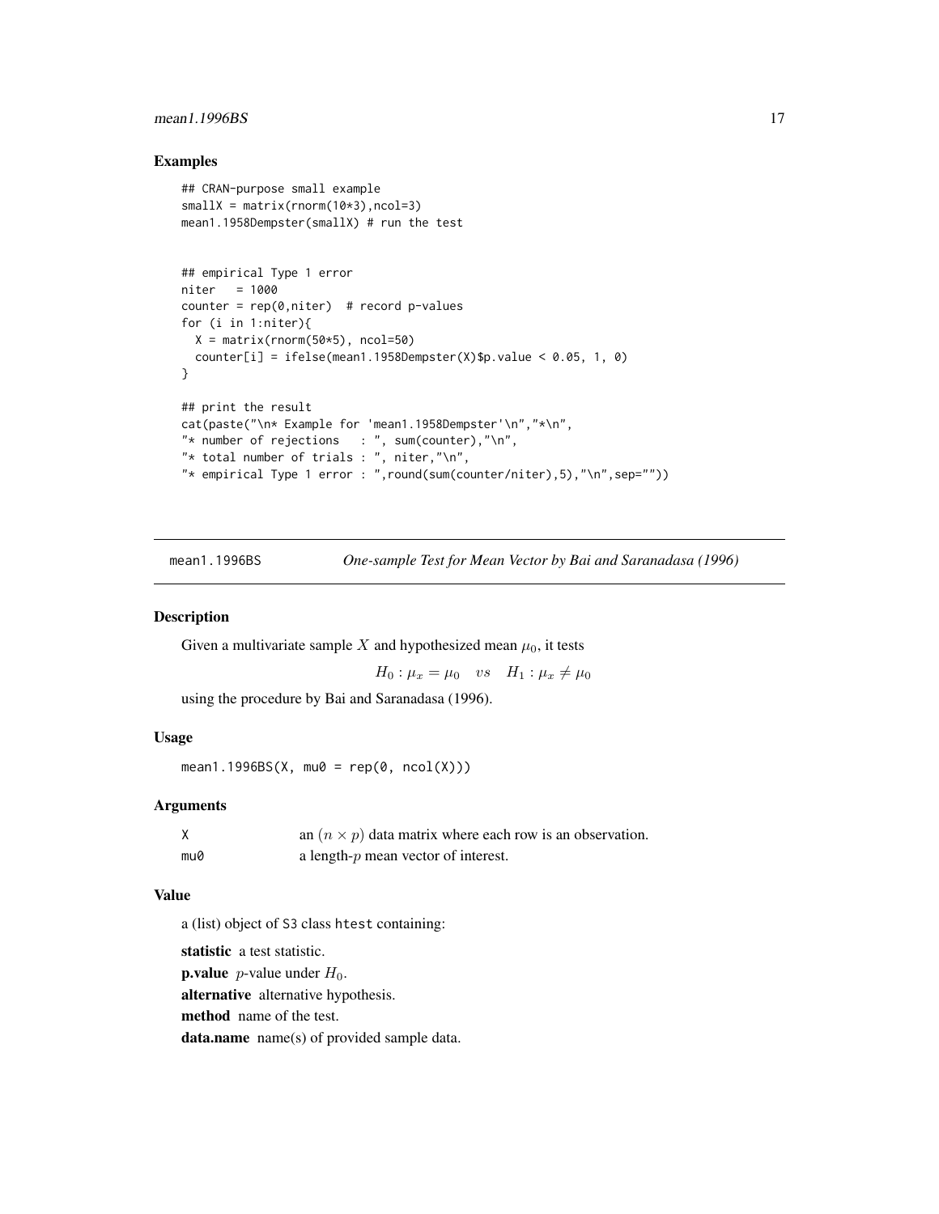## Examples

```
## CRAN-purpose small example
smallX = matrix(rnorm(10*3),ncol=3)
mean1.1958Dempster(smallX) # run the test


## empirical Type 1 error
niter   = 1000
counter = rep(0,niter)  # record p-values
for (i in 1:niter){
  X = matrix(rnorm(50*5), ncol=50)
  counter[i] = ifelse(mean1.1958Dempster(X)$p.value < 0.05, 1, 0)
}

## print the result
cat(paste("\n* Example for 'mean1.1958Dempster'\n","*\n",
"* number of rejections   : ", sum(counter),"\n",
"* total number of trials : ", niter,"\n",
"* empirical Type 1 error : ",round(sum(counter/niter),5),"\n",sep=""))
```

---

mean1.1996BS — *One-sample Test for Mean Vector by Bai and Saranadasa (1996)*

---

## Description

Given a multivariate sample $X$ and hypothesized mean $\mu_0$, it tests

$$H_0 : \mu_x = \mu_0 \quad vs \quad H_1 : \mu_x \neq \mu_0$$

using the procedure by Bai and Saranadasa (1996).

## Usage

```
mean1.1996BS(X, mu0 = rep(0, ncol(X)))
```

## Arguments

| | |
|---|---|
| X | an $(n \times p)$ data matrix where each row is an observation. |
| mu0 | a length-$p$ mean vector of interest. |

## Value

a (list) object of S3 class htest containing:

**statistic** a test statistic.

**p.value** $p$-value under $H_0$.

**alternative** alternative hypothesis.

**method** name of the test.

**data.name** name(s) of provided sample data.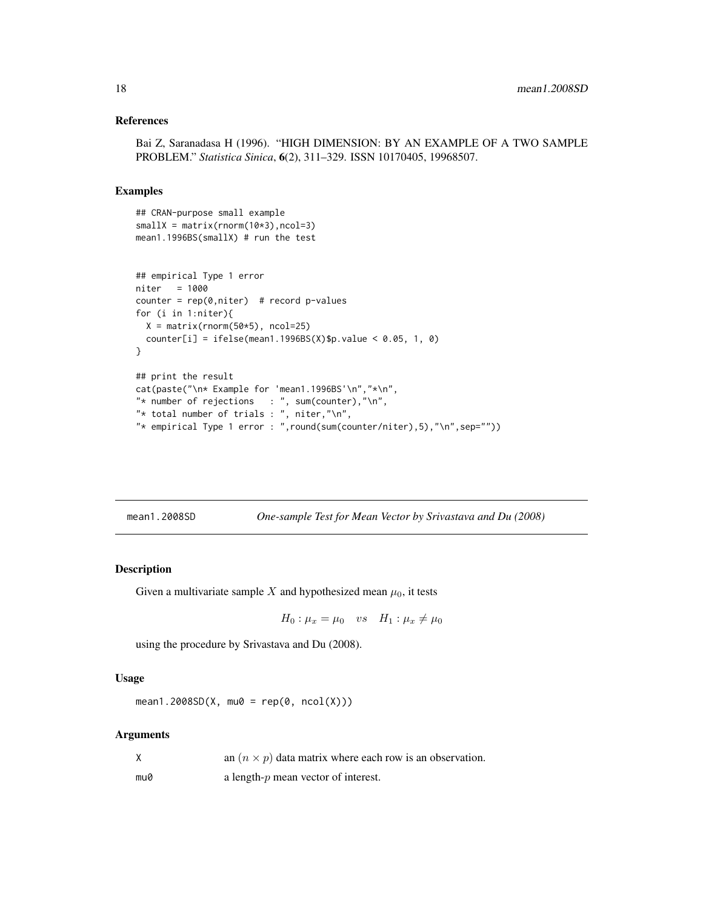### References

Bai Z, Saranadasa H (1996). "HIGH DIMENSION: BY AN EXAMPLE OF A TWO SAMPLE PROBLEM." *Statistica Sinica*, **6**(2), 311–329. ISSN 10170405, 19968507.

### Examples

```
## CRAN-purpose small example
smallX = matrix(rnorm(10*3),ncol=3)
mean1.1996BS(smallX) # run the test


## empirical Type 1 error
niter   = 1000
counter = rep(0,niter)  # record p-values
for (i in 1:niter){
  X = matrix(rnorm(50*5), ncol=25)
  counter[i] = ifelse(mean1.1996BS(X)$p.value < 0.05, 1, 0)
}

## print the result
cat(paste("\n* Example for 'mean1.1996BS'\n","*\n",
"* number of rejections   : ", sum(counter),"\n",
"* total number of trials : ", niter,"\n",
"* empirical Type 1 error : ",round(sum(counter/niter),5),"\n",sep=""))
```

---

## mean1.2008SD    *One-sample Test for Mean Vector by Srivastava and Du (2008)*

---

### Description

Given a multivariate sample $X$ and hypothesized mean $\mu_0$, it tests

$$H_0 : \mu_x = \mu_0 \quad vs \quad H_1 : \mu_x \neq \mu_0$$

using the procedure by Srivastava and Du (2008).

### Usage

```
mean1.2008SD(X, mu0 = rep(0, ncol(X)))
```

### Arguments

| | |
|---|---|
| X | an $(n \times p)$ data matrix where each row is an observation. |
| mu0 | a length-$p$ mean vector of interest. |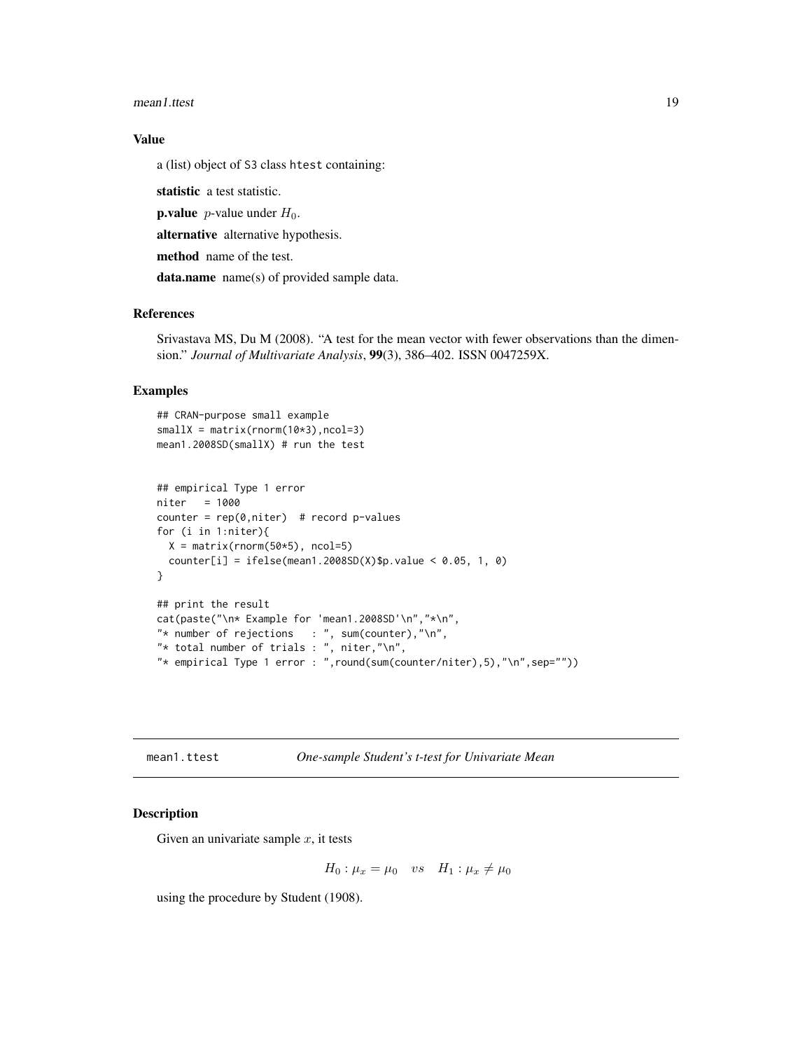### Value

a (list) object of S3 class htest containing:

**statistic** a test statistic.

**p.value** $p$-value under $H_0$.

**alternative** alternative hypothesis.

**method** name of the test.

**data.name** name(s) of provided sample data.

### References

Srivastava MS, Du M (2008). "A test for the mean vector with fewer observations than the dimension." *Journal of Multivariate Analysis*, **99**(3), 386–402. ISSN 0047259X.

### Examples

```
## CRAN-purpose small example
smallX = matrix(rnorm(10*3),ncol=3)
mean1.2008SD(smallX) # run the test


## empirical Type 1 error
niter   = 1000
counter = rep(0,niter)  # record p-values
for (i in 1:niter){
  X = matrix(rnorm(50*5), ncol=5)
  counter[i] = ifelse(mean1.2008SD(X)$p.value < 0.05, 1, 0)
}

## print the result
cat(paste("\n* Example for 'mean1.2008SD'\n","*\n",
"* number of rejections   : ", sum(counter),"\n",
"* total number of trials : ", niter,"\n",
"* empirical Type 1 error : ",round(sum(counter/niter),5),"\n",sep=""))
```

---

## mean1.ttest — *One-sample Student's t-test for Univariate Mean*

### Description

Given an univariate sample $x$, it tests

$$H_0 : \mu_x = \mu_0 \quad vs \quad H_1 : \mu_x \neq \mu_0$$

using the procedure by Student (1908).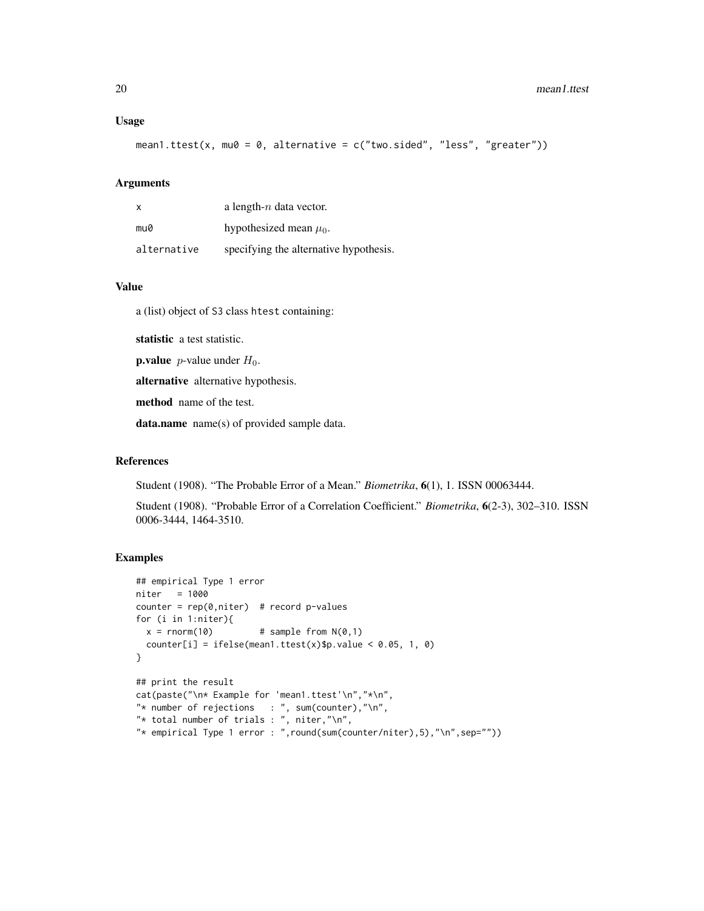### Usage

```
mean1.ttest(x, mu0 = 0, alternative = c("two.sided", "less", "greater"))
```

### Arguments

| | |
|---|---|
| x | a length-$n$ data vector. |
| mu0 | hypothesized mean $\mu_0$. |
| alternative | specifying the alternative hypothesis. |

### Value

a (list) object of S3 class htest containing:

**statistic** a test statistic.

**p.value** $p$-value under $H_0$.

**alternative** alternative hypothesis.

**method** name of the test.

**data.name** name(s) of provided sample data.

### References

Student (1908). "The Probable Error of a Mean." *Biometrika*, **6**(1), 1. ISSN 00063444.

Student (1908). "Probable Error of a Correlation Coefficient." *Biometrika*, **6**(2-3), 302–310. ISSN 0006-3444, 1464-3510.

### Examples

```
## empirical Type 1 error
niter   = 1000
counter = rep(0,niter)  # record p-values
for (i in 1:niter){
  x = rnorm(10)         # sample from N(0,1)
  counter[i] = ifelse(mean1.ttest(x)$p.value < 0.05, 1, 0)
}

## print the result
cat(paste("\n* Example for 'mean1.ttest'\n","*\n",
"* number of rejections   : ", sum(counter),"\n",
"* total number of trials : ", niter,"\n",
"* empirical Type 1 error : ",round(sum(counter/niter),5),"\n",sep=""))
```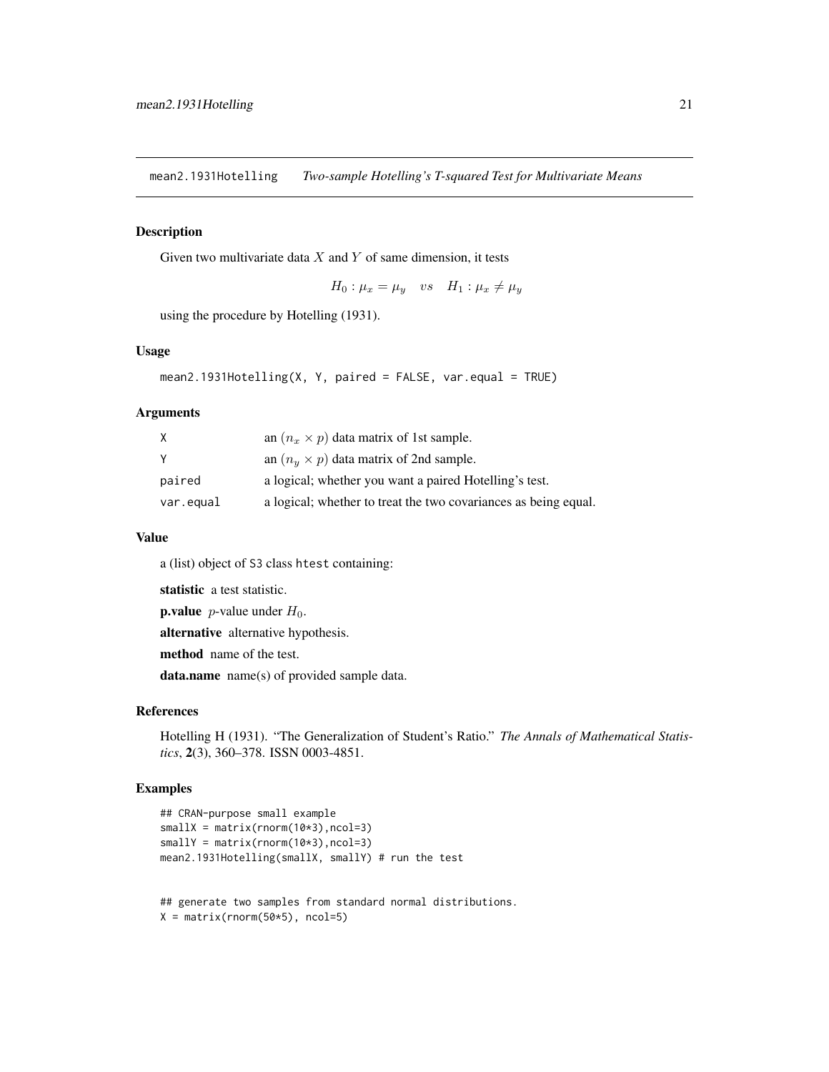## mean2.1931Hotelling — *Two-sample Hotelling's T-squared Test for Multivariate Means*

### Description

Given two multivariate data $X$ and $Y$ of same dimension, it tests

$$H_0 : \mu_x = \mu_y \quad vs \quad H_1 : \mu_x \neq \mu_y$$

using the procedure by Hotelling (1931).

### Usage

```
mean2.1931Hotelling(X, Y, paired = FALSE, var.equal = TRUE)
```

### Arguments

| | |
|---|---|
| X | an $(n_x \times p)$ data matrix of 1st sample. |
| Y | an $(n_y \times p)$ data matrix of 2nd sample. |
| paired | a logical; whether you want a paired Hotelling's test. |
| var.equal | a logical; whether to treat the two covariances as being equal. |

### Value

a (list) object of S3 class htest containing:

**statistic** a test statistic.

**p.value** $p$-value under $H_0$.

**alternative** alternative hypothesis.

**method** name of the test.

**data.name** name(s) of provided sample data.

### References

Hotelling H (1931). "The Generalization of Student's Ratio." *The Annals of Mathematical Statistics*, **2**(3), 360–378. ISSN 0003-4851.

### Examples

```
## CRAN-purpose small example
smallX = matrix(rnorm(10*3),ncol=3)
smallY = matrix(rnorm(10*3),ncol=3)
mean2.1931Hotelling(smallX, smallY) # run the test


## generate two samples from standard normal distributions.
X = matrix(rnorm(50*5), ncol=5)
```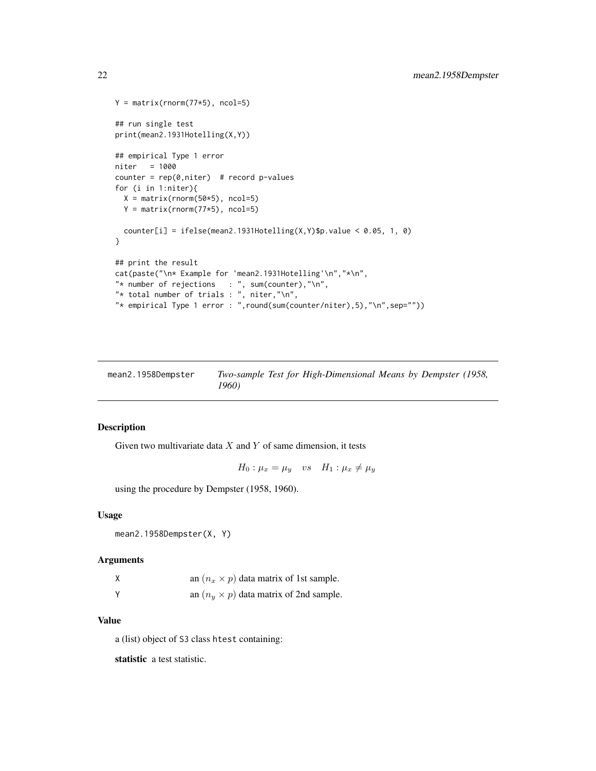```
Y = matrix(rnorm(77*5), ncol=5)

## run single test
print(mean2.1931Hotelling(X,Y))

## empirical Type 1 error
niter   = 1000
counter = rep(0,niter)  # record p-values
for (i in 1:niter){
  X = matrix(rnorm(50*5), ncol=5)
  Y = matrix(rnorm(77*5), ncol=5)

  counter[i] = ifelse(mean2.1931Hotelling(X,Y)$p.value < 0.05, 1, 0)
}

## print the result
cat(paste("\n* Example for 'mean2.1931Hotelling'\n","*\n",
"* number of rejections   : ", sum(counter),"\n",
"* total number of trials : ", niter,"\n",
"* empirical Type 1 error : ",round(sum(counter/niter),5),"\n",sep=""))
```

## mean2.1958Dempster — *Two-sample Test for High-Dimensional Means by Dempster (1958, 1960)*

### Description

Given two multivariate data $X$ and $Y$ of same dimension, it tests

$$H_0 : \mu_x = \mu_y \quad vs \quad H_1 : \mu_x \neq \mu_y$$

using the procedure by Dempster (1958, 1960).

### Usage

```
mean2.1958Dempster(X, Y)
```

### Arguments

| | |
|---|---|
| X | an $(n_x \times p)$ data matrix of 1st sample. |
| Y | an $(n_y \times p)$ data matrix of 2nd sample. |

### Value

a (list) object of S3 class htest containing:

**statistic** a test statistic.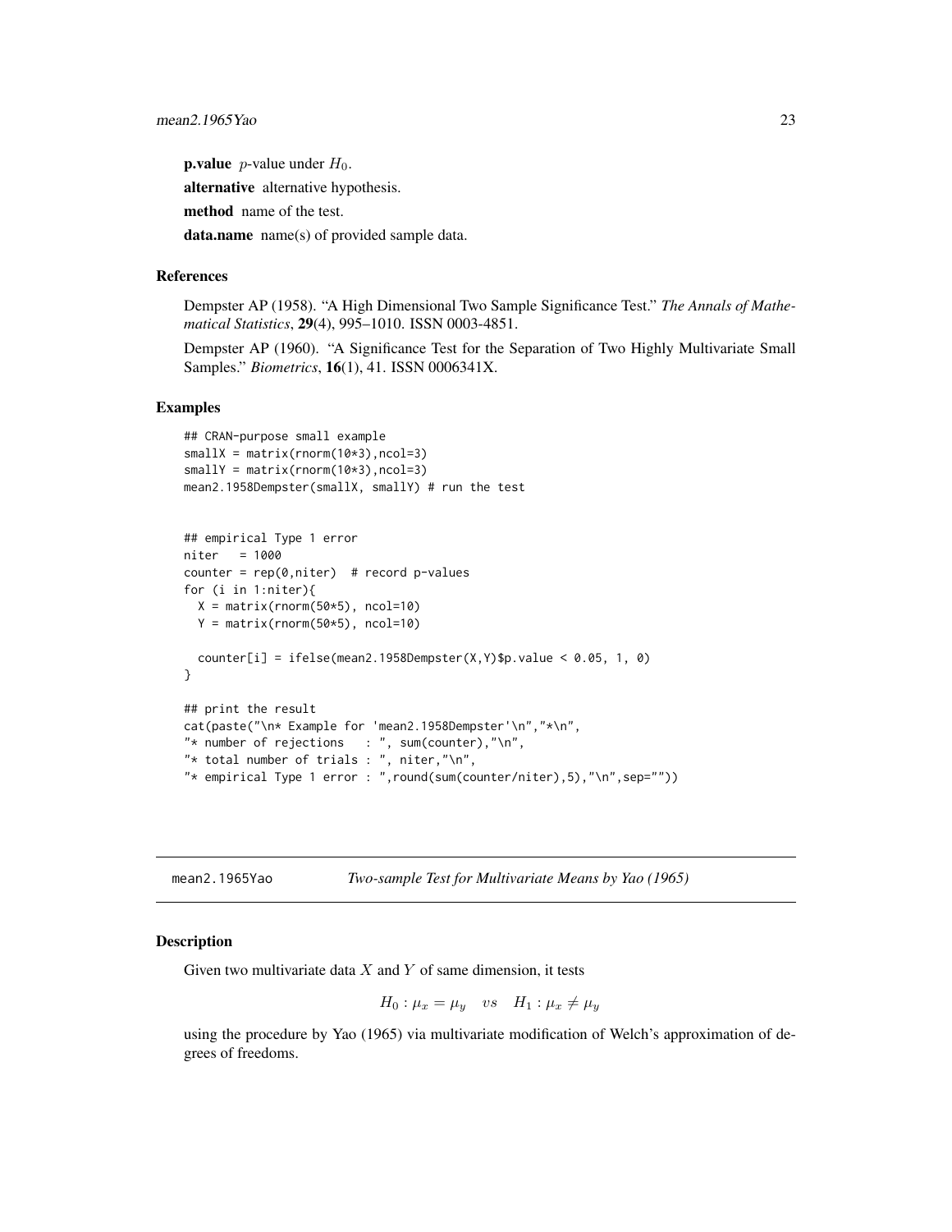**p.value** $p$-value under $H_0$.

**alternative** alternative hypothesis.

**method** name of the test.

**data.name** name(s) of provided sample data.

### References

Dempster AP (1958). "A High Dimensional Two Sample Significance Test." *The Annals of Mathematical Statistics*, **29**(4), 995–1010. ISSN 0003-4851.

Dempster AP (1960). "A Significance Test for the Separation of Two Highly Multivariate Small Samples." *Biometrics*, **16**(1), 41. ISSN 0006341X.

### Examples

```
## CRAN-purpose small example
smallX = matrix(rnorm(10*3),ncol=3)
smallY = matrix(rnorm(10*3),ncol=3)
mean2.1958Dempster(smallX, smallY) # run the test


## empirical Type 1 error
niter   = 1000
counter = rep(0,niter)  # record p-values
for (i in 1:niter){
  X = matrix(rnorm(50*5), ncol=10)
  Y = matrix(rnorm(50*5), ncol=10)

  counter[i] = ifelse(mean2.1958Dempster(X,Y)$p.value < 0.05, 1, 0)
}

## print the result
cat(paste("\n* Example for 'mean2.1958Dempster'\n","*\n",
"* number of rejections   : ", sum(counter),"\n",
"* total number of trials : ", niter,"\n",
"* empirical Type 1 error : ",round(sum(counter/niter),5),"\n",sep=""))
```

---

## mean2.1965Yao — *Two-sample Test for Multivariate Means by Yao (1965)*

### Description

Given two multivariate data $X$ and $Y$ of same dimension, it tests

$$H_0 : \mu_x = \mu_y \quad vs \quad H_1 : \mu_x \neq \mu_y$$

using the procedure by Yao (1965) via multivariate modification of Welch's approximation of degrees of freedoms.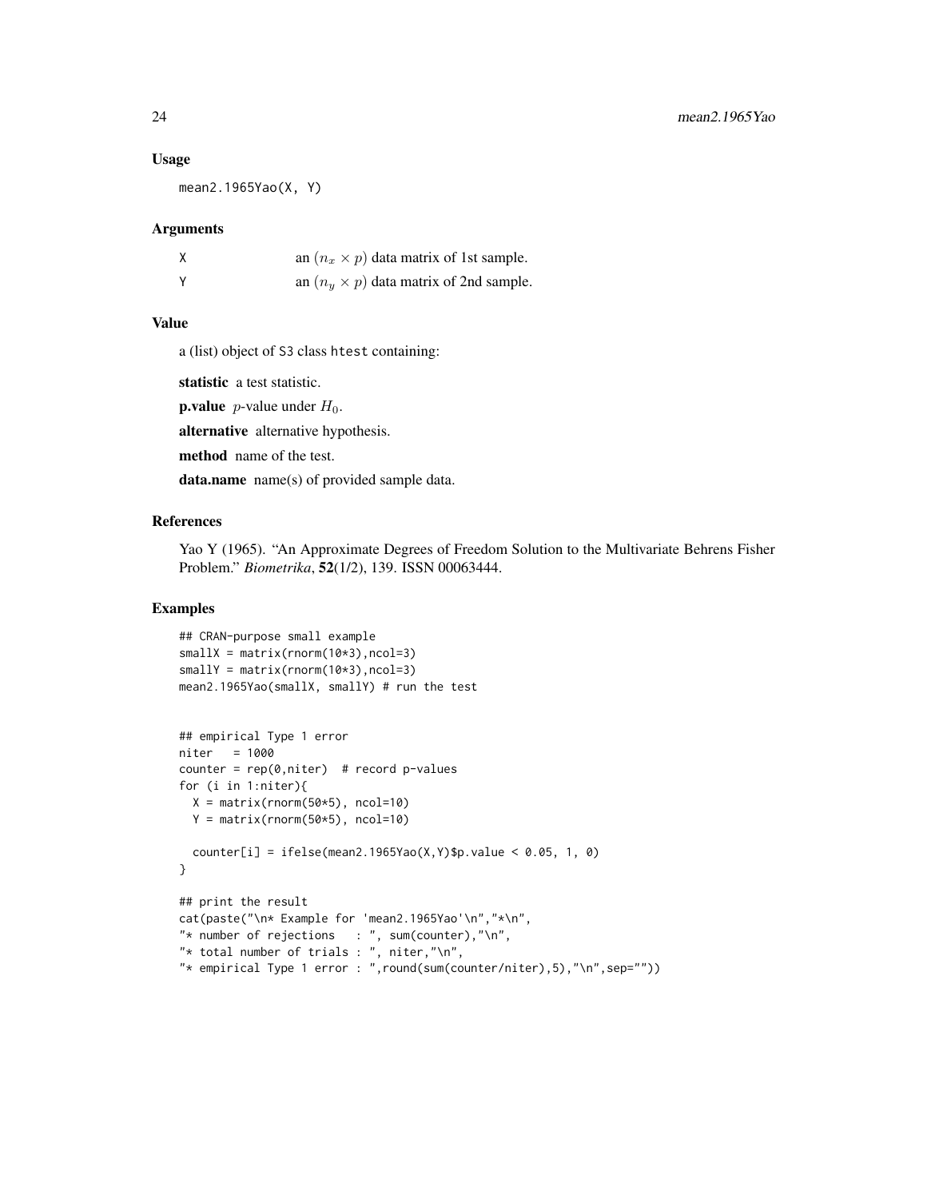### Usage

```
mean2.1965Yao(X, Y)
```

### Arguments

| | |
|---|---|
| X | an $(n_x \times p)$ data matrix of 1st sample. |
| Y | an $(n_y \times p)$ data matrix of 2nd sample. |

### Value

a (list) object of S3 class htest containing:

**statistic** a test statistic.

**p.value** $p$-value under $H_0$.

**alternative** alternative hypothesis.

**method** name of the test.

**data.name** name(s) of provided sample data.

### References

Yao Y (1965). "An Approximate Degrees of Freedom Solution to the Multivariate Behrens Fisher Problem." *Biometrika*, **52**(1/2), 139. ISSN 00063444.

### Examples

```
## CRAN-purpose small example
smallX = matrix(rnorm(10*3),ncol=3)
smallY = matrix(rnorm(10*3),ncol=3)
mean2.1965Yao(smallX, smallY) # run the test


## empirical Type 1 error
niter   = 1000
counter = rep(0,niter)  # record p-values
for (i in 1:niter){
  X = matrix(rnorm(50*5), ncol=10)
  Y = matrix(rnorm(50*5), ncol=10)

  counter[i] = ifelse(mean2.1965Yao(X,Y)$p.value < 0.05, 1, 0)
}

## print the result
cat(paste("\n* Example for 'mean2.1965Yao'\n","*\n",
"* number of rejections   : ", sum(counter),"\n",
"* total number of trials : ", niter,"\n",
"* empirical Type 1 error : ",round(sum(counter/niter),5),"\n",sep=""))
```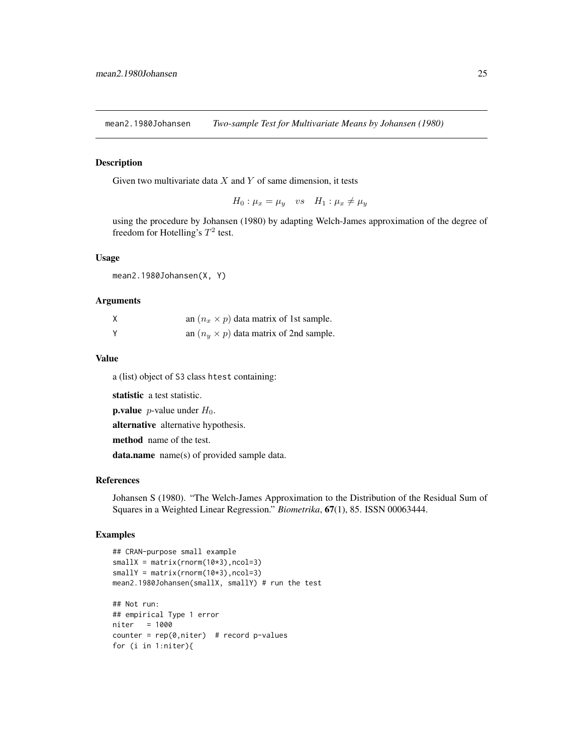## mean2.1980Johansen *Two-sample Test for Multivariate Means by Johansen (1980)*

### Description

Given two multivariate data $X$ and $Y$ of same dimension, it tests

$$H_0 : \mu_x = \mu_y \quad vs \quad H_1 : \mu_x \neq \mu_y$$

using the procedure by Johansen (1980) by adapting Welch-James approximation of the degree of freedom for Hotelling's $T^2$ test.

### Usage

```
mean2.1980Johansen(X, Y)
```

### Arguments

| | |
|---|---|
| X | an $(n_x \times p)$ data matrix of 1st sample. |
| Y | an $(n_y \times p)$ data matrix of 2nd sample. |

### Value

a (list) object of S3 class htest containing:

**statistic** a test statistic.

**p.value** $p$-value under $H_0$.

**alternative** alternative hypothesis.

**method** name of the test.

**data.name** name(s) of provided sample data.

### References

Johansen S (1980). "The Welch-James Approximation to the Distribution of the Residual Sum of Squares in a Weighted Linear Regression." *Biometrika*, **67**(1), 85. ISSN 00063444.

### Examples

```
## CRAN-purpose small example
smallX = matrix(rnorm(10*3),ncol=3)
smallY = matrix(rnorm(10*3),ncol=3)
mean2.1980Johansen(smallX, smallY) # run the test

## Not run:
## empirical Type 1 error
niter   = 1000
counter = rep(0,niter)  # record p-values
for (i in 1:niter){
```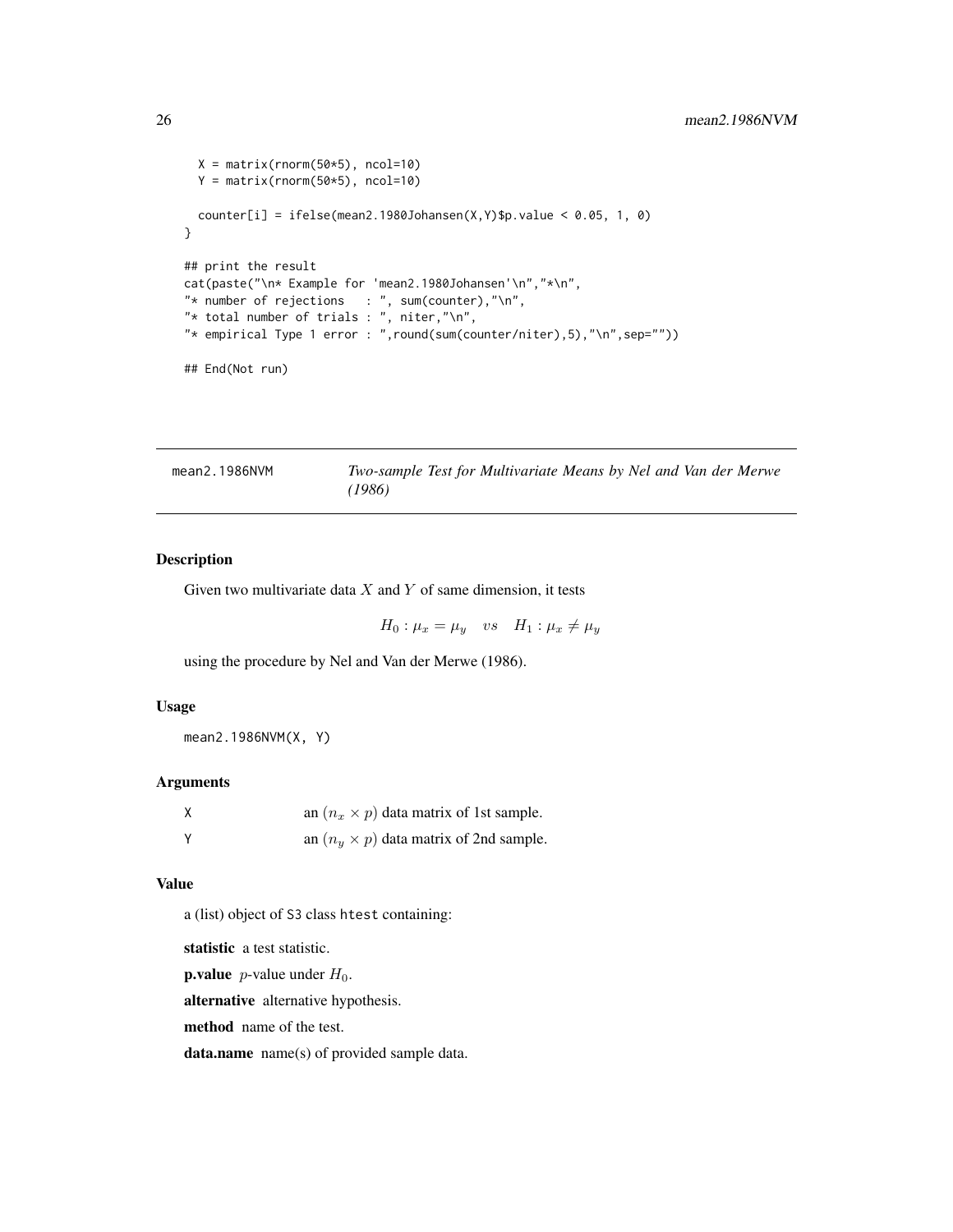```
  X = matrix(rnorm(50*5), ncol=10)
  Y = matrix(rnorm(50*5), ncol=10)

  counter[i] = ifelse(mean2.1980Johansen(X,Y)$p.value < 0.05, 1, 0)
}

## print the result
cat(paste("\n* Example for 'mean2.1980Johansen'\n","*\n",
"* number of rejections   : ", sum(counter),"\n",
"* total number of trials : ", niter,"\n",
"* empirical Type 1 error : ",round(sum(counter/niter),5),"\n",sep=""))

## End(Not run)
```

## mean2.1986NVM — *Two-sample Test for Multivariate Means by Nel and Van der Merwe (1986)*

### Description

Given two multivariate data $X$ and $Y$ of same dimension, it tests

$$H_0 : \mu_x = \mu_y \quad vs \quad H_1 : \mu_x \neq \mu_y$$

using the procedure by Nel and Van der Merwe (1986).

### Usage

```
mean2.1986NVM(X, Y)
```

### Arguments

| | |
|---|---|
| X | an $(n_x \times p)$ data matrix of 1st sample. |
| Y | an $(n_y \times p)$ data matrix of 2nd sample. |

### Value

a (list) object of S3 class htest containing:

**statistic** a test statistic.

**p.value** $p$-value under $H_0$.

**alternative** alternative hypothesis.

**method** name of the test.

**data.name** name(s) of provided sample data.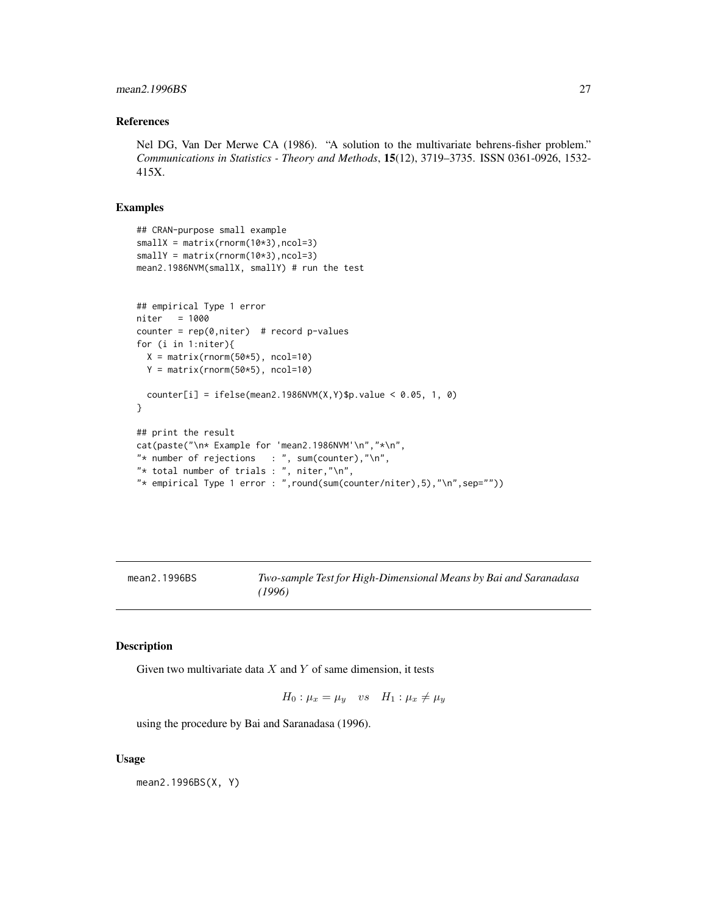### References

Nel DG, Van Der Merwe CA (1986). "A solution to the multivariate behrens-fisher problem." *Communications in Statistics - Theory and Methods*, **15**(12), 3719–3735. ISSN 0361-0926, 1532-415X.

### Examples

```
## CRAN-purpose small example
smallX = matrix(rnorm(10*3),ncol=3)
smallY = matrix(rnorm(10*3),ncol=3)
mean2.1986NVM(smallX, smallY) # run the test


## empirical Type 1 error
niter   = 1000
counter = rep(0,niter)  # record p-values
for (i in 1:niter){
  X = matrix(rnorm(50*5), ncol=10)
  Y = matrix(rnorm(50*5), ncol=10)

  counter[i] = ifelse(mean2.1986NVM(X,Y)$p.value < 0.05, 1, 0)
}

## print the result
cat(paste("\n* Example for 'mean2.1986NVM'\n","*\n",
"* number of rejections   : ", sum(counter),"\n",
"* total number of trials : ", niter,"\n",
"* empirical Type 1 error : ",round(sum(counter/niter),5),"\n",sep=""))
```

---

## mean2.1996BS — *Two-sample Test for High-Dimensional Means by Bai and Saranadasa (1996)*

### Description

Given two multivariate data $X$ and $Y$ of same dimension, it tests

$$H_0 : \mu_x = \mu_y \quad vs \quad H_1 : \mu_x \neq \mu_y$$

using the procedure by Bai and Saranadasa (1996).

### Usage

```
mean2.1996BS(X, Y)
```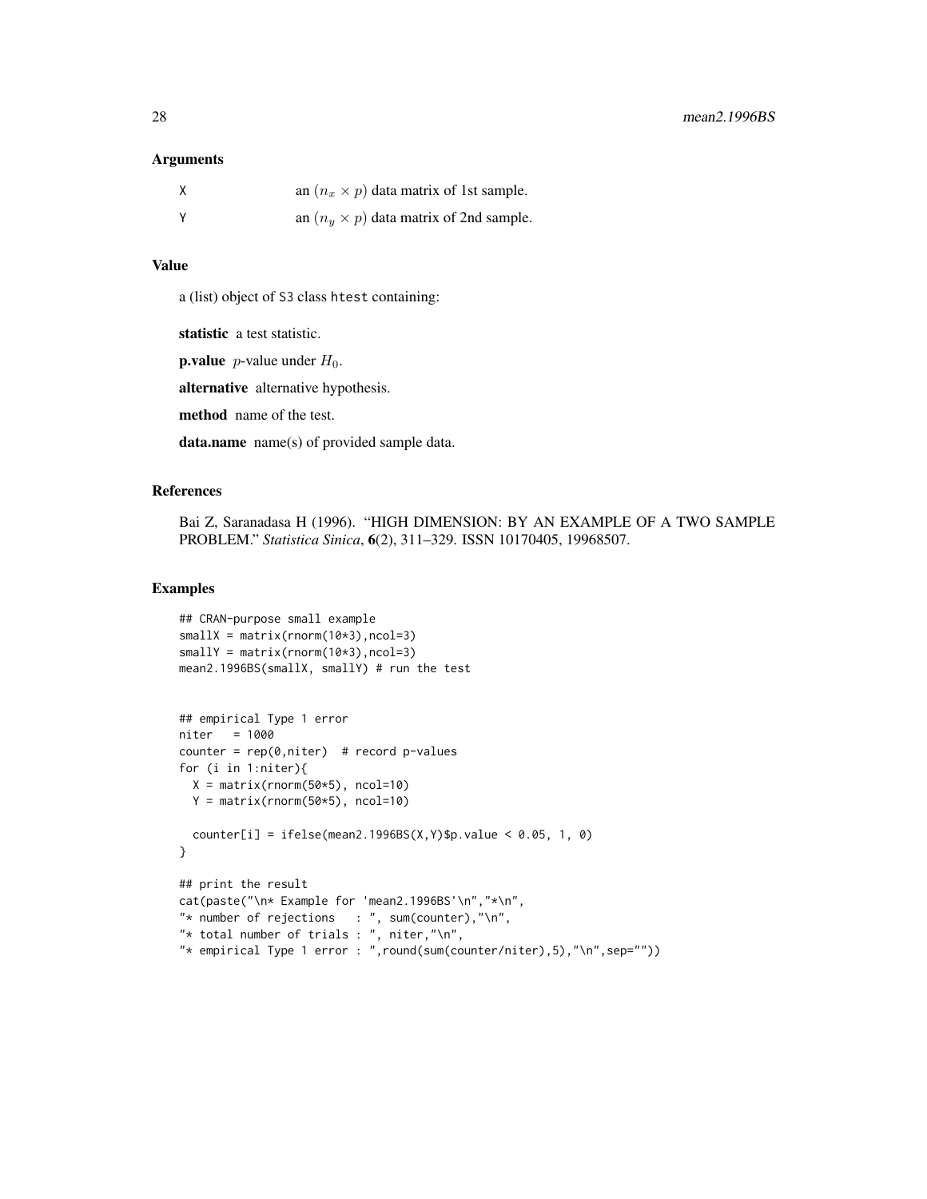### Arguments

| | |
|---|---|
| X | an $(n_x \times p)$ data matrix of 1st sample. |
| Y | an $(n_y \times p)$ data matrix of 2nd sample. |

### Value

a (list) object of S3 class htest containing:

**statistic** a test statistic.

**p.value** $p$-value under $H_0$.

**alternative** alternative hypothesis.

**method** name of the test.

**data.name** name(s) of provided sample data.

### References

Bai Z, Saranadasa H (1996). "HIGH DIMENSION: BY AN EXAMPLE OF A TWO SAMPLE PROBLEM." *Statistica Sinica*, **6**(2), 311–329. ISSN 10170405, 19968507.

### Examples

```
## CRAN-purpose small example
smallX = matrix(rnorm(10*3),ncol=3)
smallY = matrix(rnorm(10*3),ncol=3)
mean2.1996BS(smallX, smallY) # run the test


## empirical Type 1 error
niter   = 1000
counter = rep(0,niter)  # record p-values
for (i in 1:niter){
  X = matrix(rnorm(50*5), ncol=10)
  Y = matrix(rnorm(50*5), ncol=10)

  counter[i] = ifelse(mean2.1996BS(X,Y)$p.value < 0.05, 1, 0)
}

## print the result
cat(paste("\n* Example for 'mean2.1996BS'\n","*\n",
"* number of rejections   : ", sum(counter),"\n",
"* total number of trials : ", niter,"\n",
"* empirical Type 1 error : ",round(sum(counter/niter),5),"\n",sep=""))
```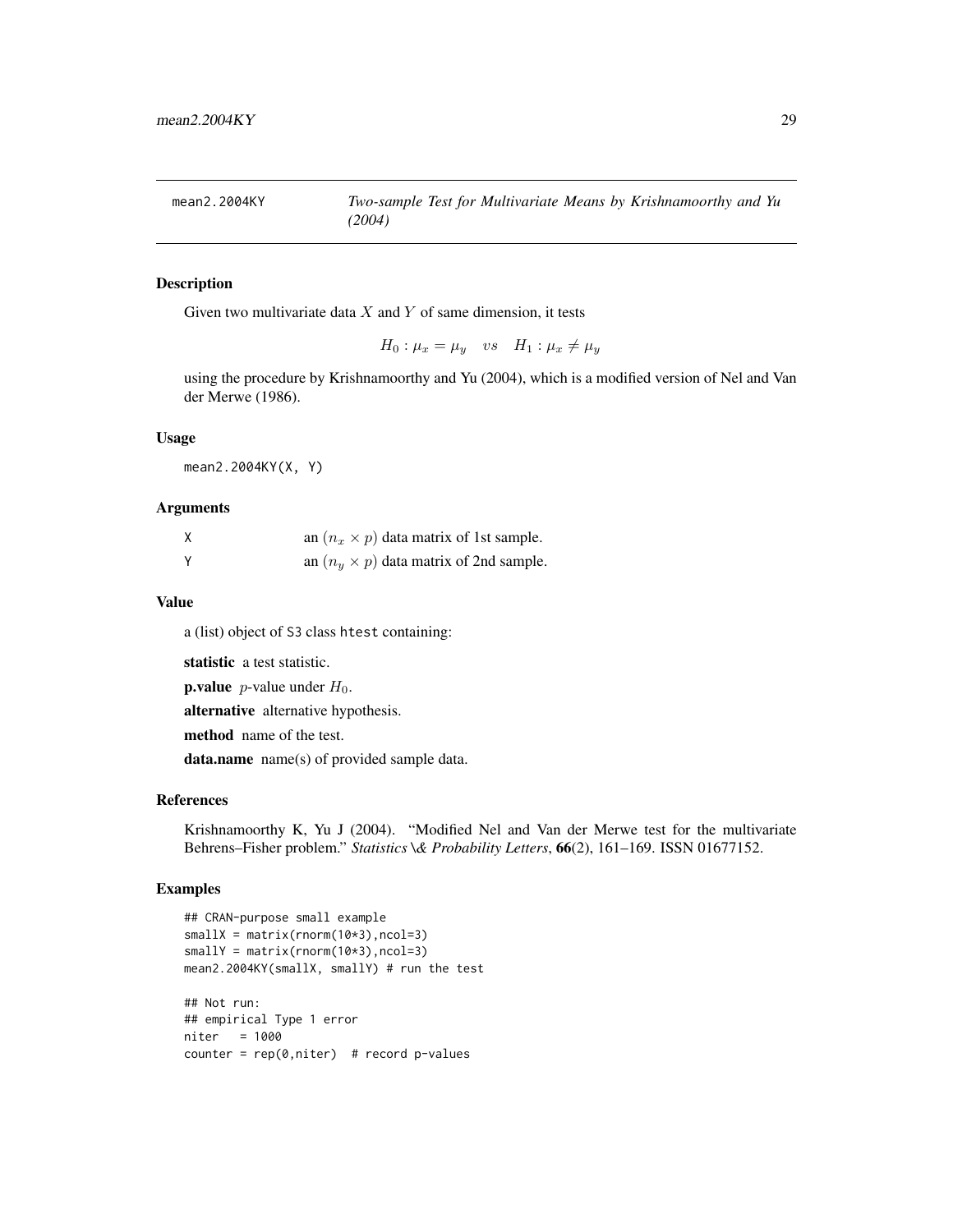## mean2.2004KY — *Two-sample Test for Multivariate Means by Krishnamoorthy and Yu (2004)*

### Description

Given two multivariate data $X$ and $Y$ of same dimension, it tests

$$H_0 : \mu_x = \mu_y \quad vs \quad H_1 : \mu_x \neq \mu_y$$

using the procedure by Krishnamoorthy and Yu (2004), which is a modified version of Nel and Van der Merwe (1986).

### Usage

```
mean2.2004KY(X, Y)
```

### Arguments

| | |
|---|---|
| X | an $(n_x \times p)$ data matrix of 1st sample. |
| Y | an $(n_y \times p)$ data matrix of 2nd sample. |

### Value

a (list) object of S3 class htest containing:

**statistic** a test statistic.

**p.value** $p$-value under $H_0$.

**alternative** alternative hypothesis.

**method** name of the test.

**data.name** name(s) of provided sample data.

### References

Krishnamoorthy K, Yu J (2004). "Modified Nel and Van der Merwe test for the multivariate Behrens–Fisher problem." *Statistics \& Probability Letters*, **66**(2), 161–169. ISSN 01677152.

### Examples

```
## CRAN-purpose small example
smallX = matrix(rnorm(10*3),ncol=3)
smallY = matrix(rnorm(10*3),ncol=3)
mean2.2004KY(smallX, smallY) # run the test

## Not run:
## empirical Type 1 error
niter   = 1000
counter = rep(0,niter)  # record p-values
```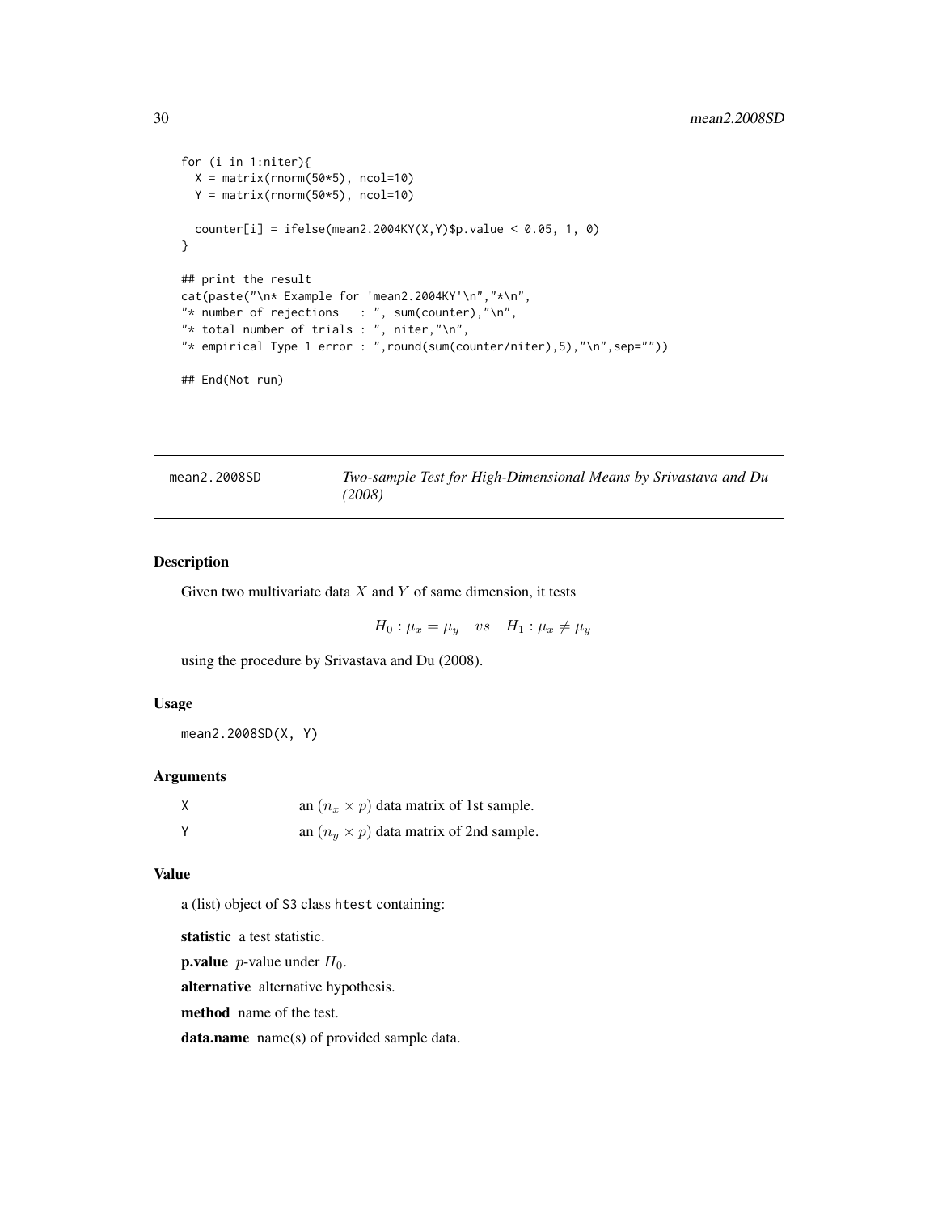```
for (i in 1:niter){
  X = matrix(rnorm(50*5), ncol=10)
  Y = matrix(rnorm(50*5), ncol=10)

  counter[i] = ifelse(mean2.2004KY(X,Y)$p.value < 0.05, 1, 0)
}

## print the result
cat(paste("\n* Example for 'mean2.2004KY'\n","*\n",
"* number of rejections   : ", sum(counter),"\n",
"* total number of trials : ", niter,"\n",
"* empirical Type 1 error : ",round(sum(counter/niter),5),"\n",sep=""))

## End(Not run)
```

---

## mean2.2008SD — *Two-sample Test for High-Dimensional Means by Srivastava and Du (2008)*

---

### Description

Given two multivariate data $X$ and $Y$ of same dimension, it tests

$$H_0 : \mu_x = \mu_y \quad vs \quad H_1 : \mu_x \neq \mu_y$$

using the procedure by Srivastava and Du (2008).

### Usage

```
mean2.2008SD(X, Y)
```

### Arguments

| | |
|---|---|
| X | an $(n_x \times p)$ data matrix of 1st sample. |
| Y | an $(n_y \times p)$ data matrix of 2nd sample. |

### Value

a (list) object of S3 class htest containing:

**statistic** a test statistic.

**p.value** $p$-value under $H_0$.

**alternative** alternative hypothesis.

**method** name of the test.

**data.name** name(s) of provided sample data.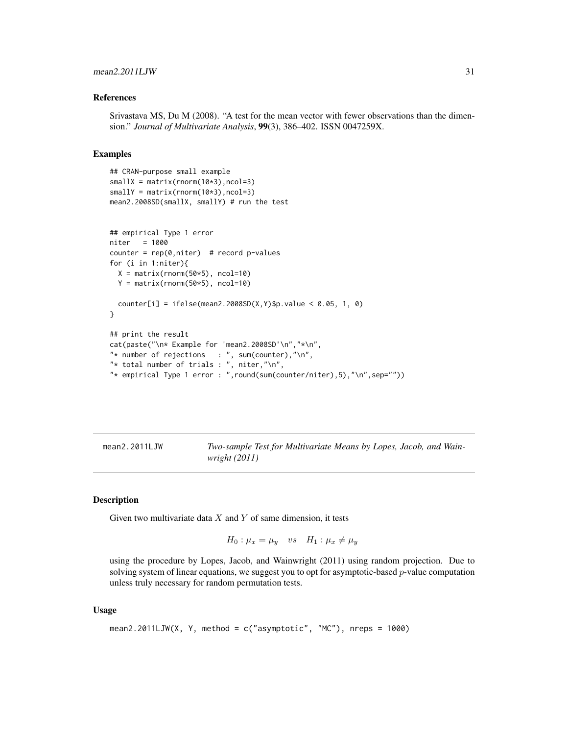## References

Srivastava MS, Du M (2008). "A test for the mean vector with fewer observations than the dimension." *Journal of Multivariate Analysis*, **99**(3), 386–402. ISSN 0047259X.

## Examples

```
## CRAN-purpose small example
smallX = matrix(rnorm(10*3),ncol=3)
smallY = matrix(rnorm(10*3),ncol=3)
mean2.2008SD(smallX, smallY) # run the test


## empirical Type 1 error
niter   = 1000
counter = rep(0,niter)  # record p-values
for (i in 1:niter){
  X = matrix(rnorm(50*5), ncol=10)
  Y = matrix(rnorm(50*5), ncol=10)

  counter[i] = ifelse(mean2.2008SD(X,Y)$p.value < 0.05, 1, 0)
}

## print the result
cat(paste("\n* Example for 'mean2.2008SD'\n","*\n",
"* number of rejections   : ", sum(counter),"\n",
"* total number of trials : ", niter,"\n",
"* empirical Type 1 error : ",round(sum(counter/niter),5),"\n",sep=""))
```

---

# mean2.2011LJW — *Two-sample Test for Multivariate Means by Lopes, Jacob, and Wainwright (2011)*

## Description

Given two multivariate data $X$ and $Y$ of same dimension, it tests

$$H_0 : \mu_x = \mu_y \quad vs \quad H_1 : \mu_x \neq \mu_y$$

using the procedure by Lopes, Jacob, and Wainwright (2011) using random projection. Due to solving system of linear equations, we suggest you to opt for asymptotic-based $p$-value computation unless truly necessary for random permutation tests.

## Usage

```
mean2.2011LJW(X, Y, method = c("asymptotic", "MC"), nreps = 1000)
```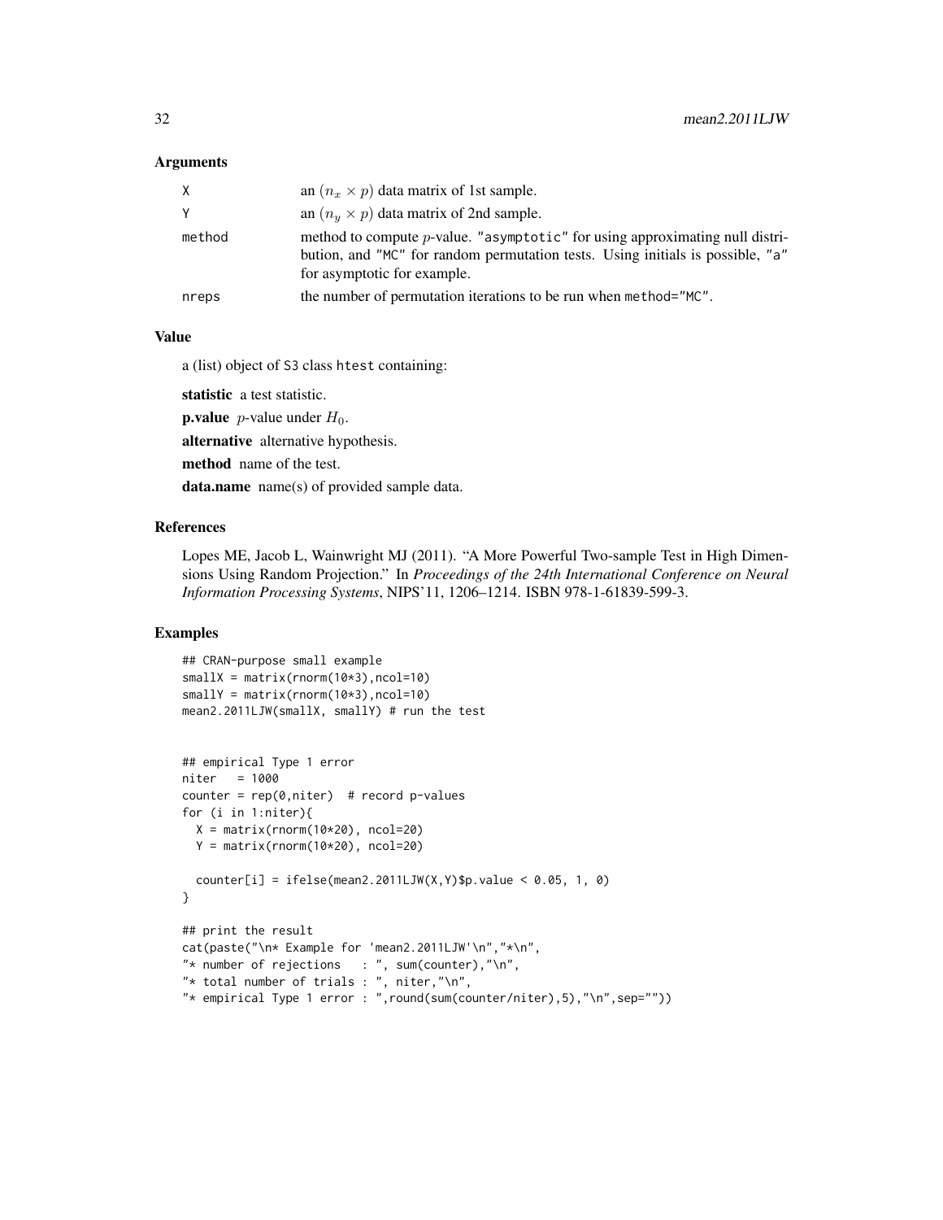## Arguments

| | |
|---|---|
| X | an $(n_x \times p)$ data matrix of 1st sample. |
| Y | an $(n_y \times p)$ data matrix of 2nd sample. |
| method | method to compute $p$-value. "asymptotic" for using approximating null distribution, and "MC" for random permutation tests. Using initials is possible, "a" for asymptotic for example. |
| nreps | the number of permutation iterations to be run when method="MC". |

## Value

a (list) object of S3 class htest containing:

**statistic** a test statistic.

**p.value** $p$-value under $H_0$.

**alternative** alternative hypothesis.

**method** name of the test.

**data.name** name(s) of provided sample data.

## References

Lopes ME, Jacob L, Wainwright MJ (2011). "A More Powerful Two-sample Test in High Dimensions Using Random Projection." In *Proceedings of the 24th International Conference on Neural Information Processing Systems*, NIPS'11, 1206–1214. ISBN 978-1-61839-599-3.

## Examples

```
## CRAN-purpose small example
smallX = matrix(rnorm(10*3),ncol=10)
smallY = matrix(rnorm(10*3),ncol=10)
mean2.2011LJW(smallX, smallY) # run the test


## empirical Type 1 error
niter   = 1000
counter = rep(0,niter)  # record p-values
for (i in 1:niter){
  X = matrix(rnorm(10*20), ncol=20)
  Y = matrix(rnorm(10*20), ncol=20)

  counter[i] = ifelse(mean2.2011LJW(X,Y)$p.value < 0.05, 1, 0)
}

## print the result
cat(paste("\n* Example for 'mean2.2011LJW'\n","*\n",
"* number of rejections   : ", sum(counter),"\n",
"* total number of trials : ", niter,"\n",
"* empirical Type 1 error : ",round(sum(counter/niter),5),"\n",sep=""))
```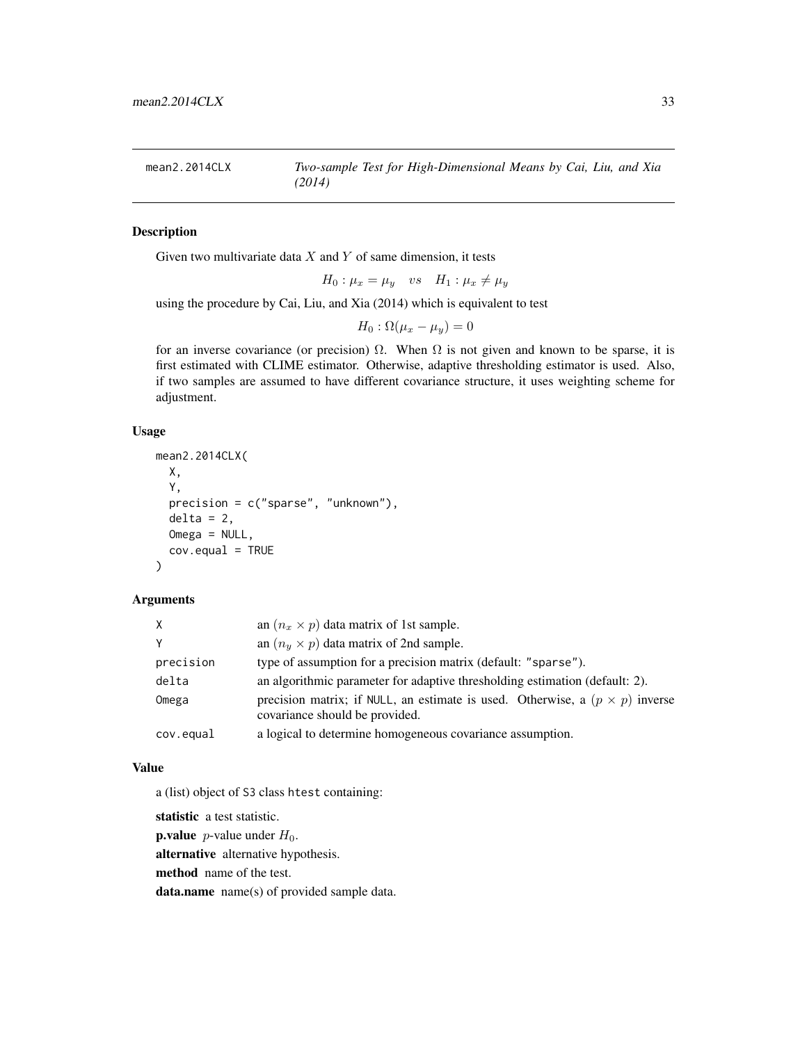## mean2.2014CLX — *Two-sample Test for High-Dimensional Means by Cai, Liu, and Xia (2014)*

### Description

Given two multivariate data $X$ and $Y$ of same dimension, it tests

$$H_0 : \mu_x = \mu_y \quad vs \quad H_1 : \mu_x \neq \mu_y$$

using the procedure by Cai, Liu, and Xia (2014) which is equivalent to test

$$H_0 : \Omega(\mu_x - \mu_y) = 0$$

for an inverse covariance (or precision) $\Omega$. When $\Omega$ is not given and known to be sparse, it is first estimated with CLIME estimator. Otherwise, adaptive thresholding estimator is used. Also, if two samples are assumed to have different covariance structure, it uses weighting scheme for adjustment.

### Usage

```
mean2.2014CLX(
  X,
  Y,
  precision = c("sparse", "unknown"),
  delta = 2,
  Omega = NULL,
  cov.equal = TRUE
)
```

### Arguments

| | |
|---|---|
| X | an $(n_x \times p)$ data matrix of 1st sample. |
| Y | an $(n_y \times p)$ data matrix of 2nd sample. |
| precision | type of assumption for a precision matrix (default: "sparse"). |
| delta | an algorithmic parameter for adaptive thresholding estimation (default: 2). |
| Omega | precision matrix; if NULL, an estimate is used. Otherwise, a $(p \times p)$ inverse covariance should be provided. |
| cov.equal | a logical to determine homogeneous covariance assumption. |

### Value

a (list) object of S3 class htest containing:

**statistic** a test statistic.

**p.value** $p$-value under $H_0$.

**alternative** alternative hypothesis.

**method** name of the test.

**data.name** name(s) of provided sample data.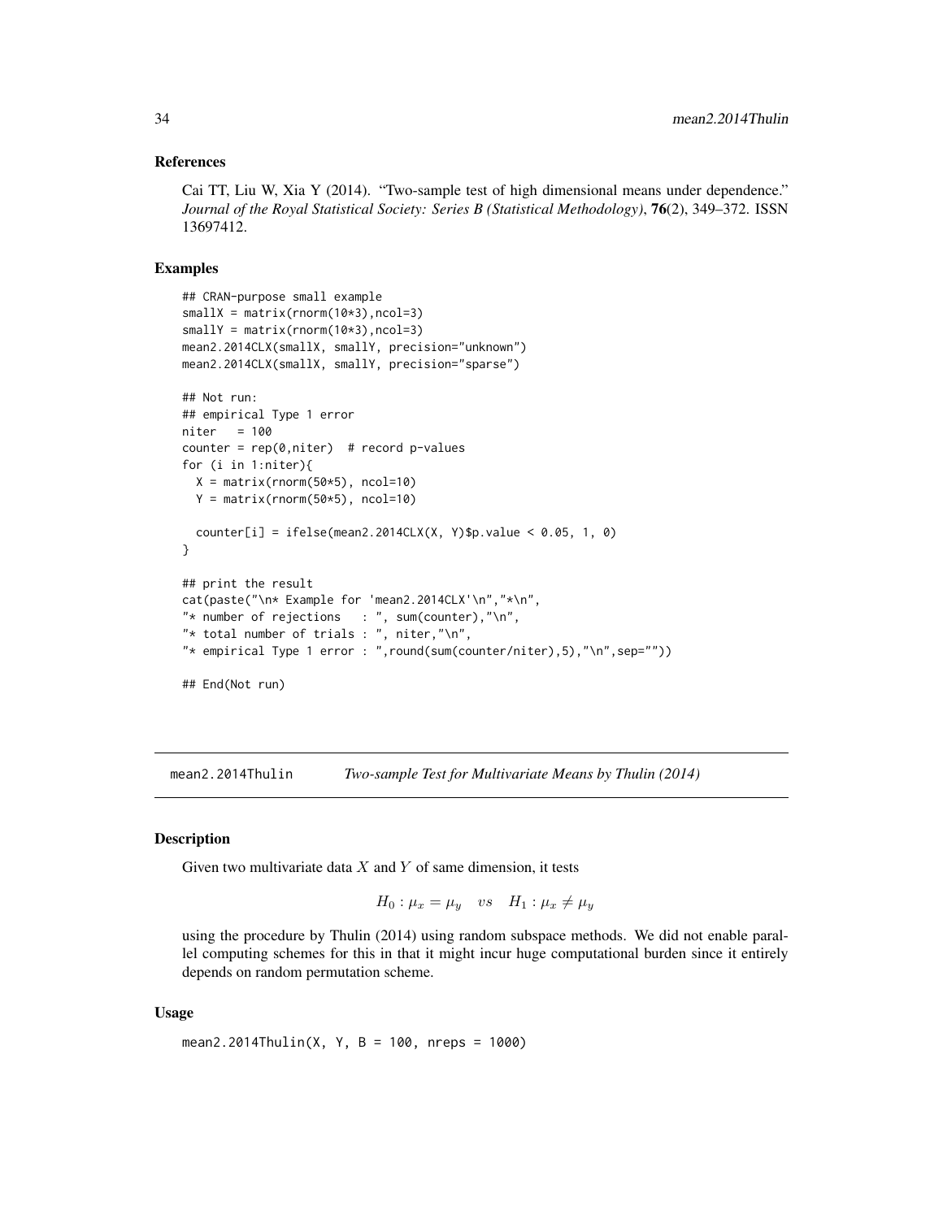### References

Cai TT, Liu W, Xia Y (2014). "Two-sample test of high dimensional means under dependence." *Journal of the Royal Statistical Society: Series B (Statistical Methodology)*, **76**(2), 349–372. ISSN 13697412.

### Examples

```
## CRAN-purpose small example
smallX = matrix(rnorm(10*3),ncol=3)
smallY = matrix(rnorm(10*3),ncol=3)
mean2.2014CLX(smallX, smallY, precision="unknown")
mean2.2014CLX(smallX, smallY, precision="sparse")

## Not run:
## empirical Type 1 error
niter   = 100
counter = rep(0,niter)  # record p-values
for (i in 1:niter){
  X = matrix(rnorm(50*5), ncol=10)
  Y = matrix(rnorm(50*5), ncol=10)

  counter[i] = ifelse(mean2.2014CLX(X, Y)$p.value < 0.05, 1, 0)
}

## print the result
cat(paste("\n* Example for 'mean2.2014CLX'\n","*\n",
"* number of rejections   : ", sum(counter),"\n",
"* total number of trials : ", niter,"\n",
"* empirical Type 1 error : ",round(sum(counter/niter),5),"\n",sep=""))

## End(Not run)
```

---

## mean2.2014Thulin — *Two-sample Test for Multivariate Means by Thulin (2014)*

### Description

Given two multivariate data $X$ and $Y$ of same dimension, it tests

$$H_0 : \mu_x = \mu_y \quad vs \quad H_1 : \mu_x \neq \mu_y$$

using the procedure by Thulin (2014) using random subspace methods. We did not enable parallel computing schemes for this in that it might incur huge computational burden since it entirely depends on random permutation scheme.

### Usage

```
mean2.2014Thulin(X, Y, B = 100, nreps = 1000)
```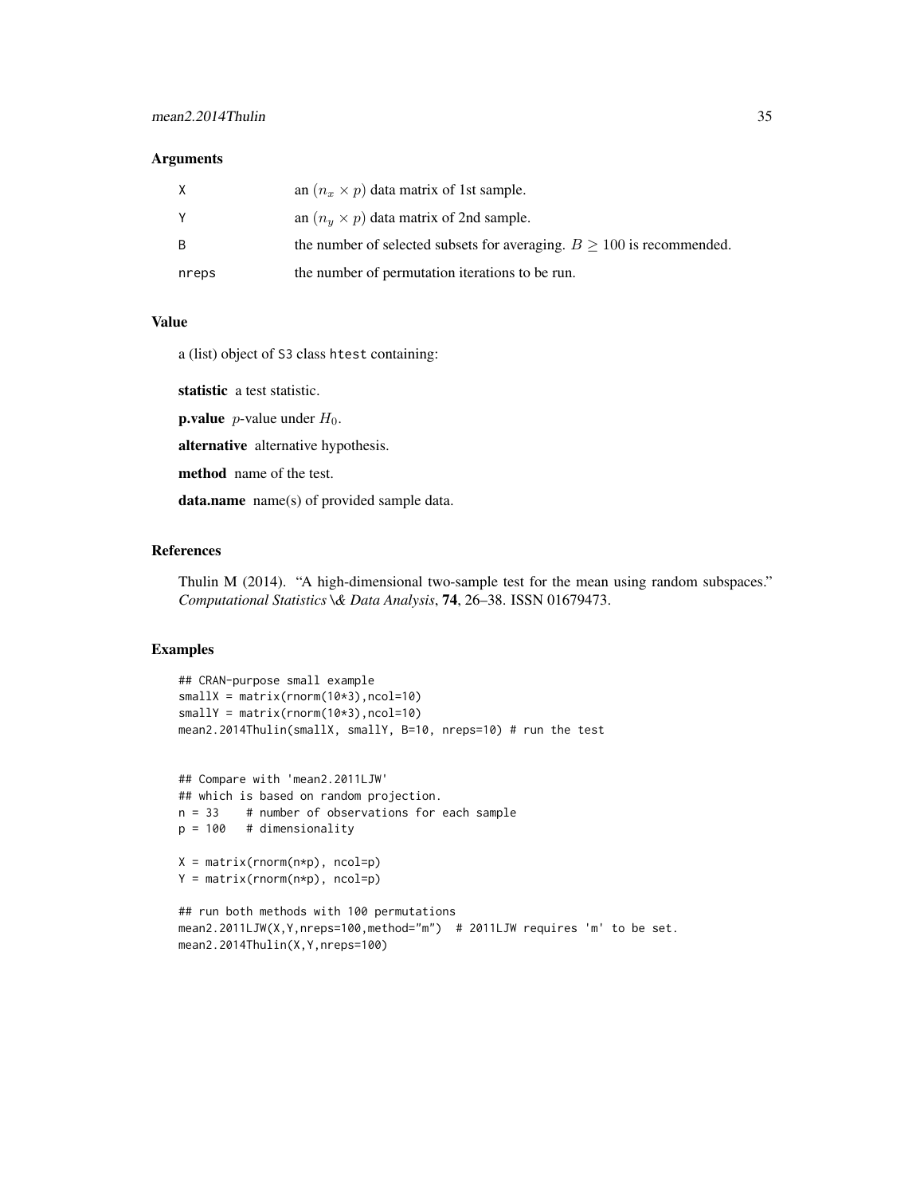## Arguments

| | |
|---|---|
| X | an $(n_x \times p)$ data matrix of 1st sample. |
| Y | an $(n_y \times p)$ data matrix of 2nd sample. |
| B | the number of selected subsets for averaging. $B \geq 100$ is recommended. |
| nreps | the number of permutation iterations to be run. |

## Value

a (list) object of S3 class htest containing:

**statistic** a test statistic.

**p.value** $p$-value under $H_0$.

**alternative** alternative hypothesis.

**method** name of the test.

**data.name** name(s) of provided sample data.

## References

Thulin M (2014). "A high-dimensional two-sample test for the mean using random subspaces." *Computational Statistics \& Data Analysis*, **74**, 26–38. ISSN 01679473.

## Examples

```
## CRAN-purpose small example
smallX = matrix(rnorm(10*3),ncol=10)
smallY = matrix(rnorm(10*3),ncol=10)
mean2.2014Thulin(smallX, smallY, B=10, nreps=10) # run the test


## Compare with 'mean2.2011LJW'
## which is based on random projection.
n = 33    # number of observations for each sample
p = 100   # dimensionality

X = matrix(rnorm(n*p), ncol=p)
Y = matrix(rnorm(n*p), ncol=p)

## run both methods with 100 permutations
mean2.2011LJW(X,Y,nreps=100,method="m")  # 2011LJW requires 'm' to be set.
mean2.2014Thulin(X,Y,nreps=100)
```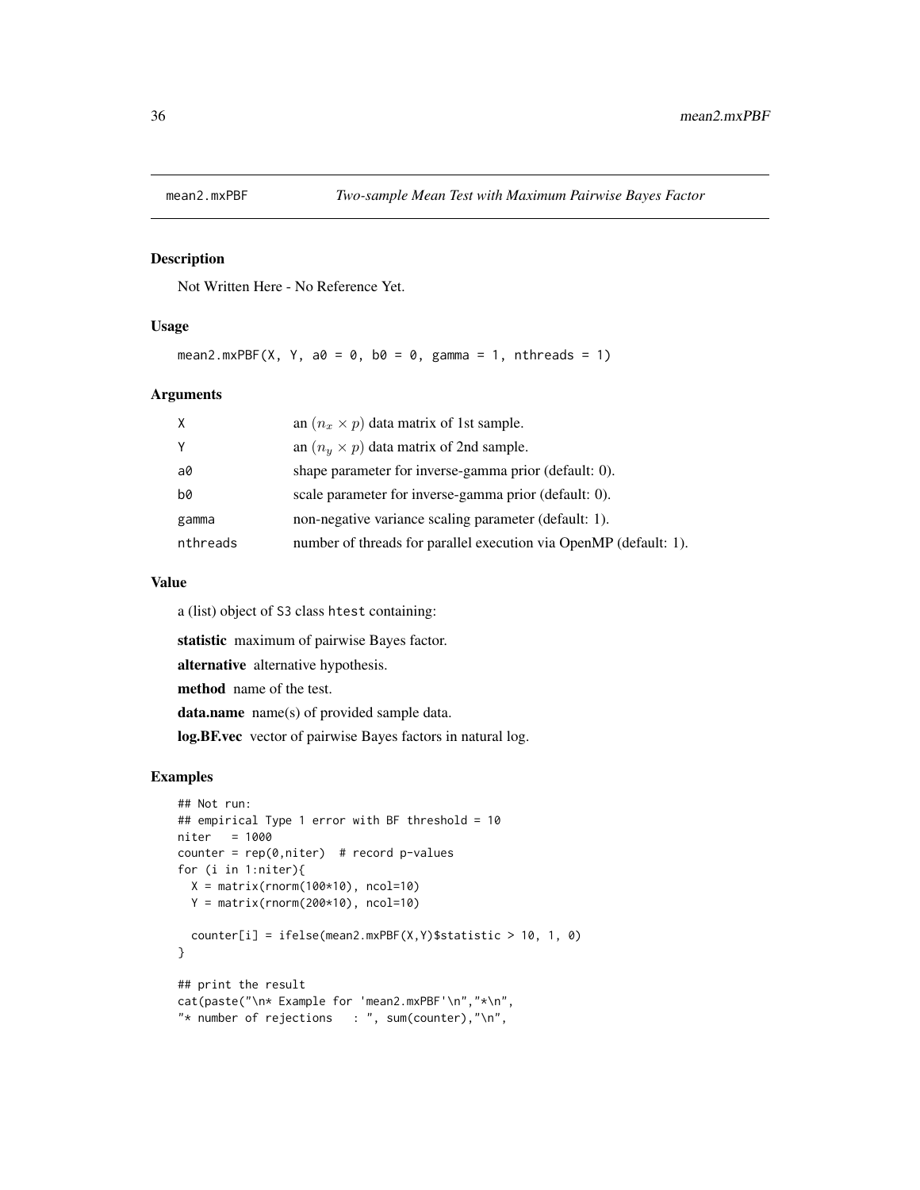# mean2.mxPBF — *Two-sample Mean Test with Maximum Pairwise Bayes Factor*

## Description

Not Written Here - No Reference Yet.

## Usage

```
mean2.mxPBF(X, Y, a0 = 0, b0 = 0, gamma = 1, nthreads = 1)
```

## Arguments

| | |
|---|---|
| X | an $(n_x \times p)$ data matrix of 1st sample. |
| Y | an $(n_y \times p)$ data matrix of 2nd sample. |
| a0 | shape parameter for inverse-gamma prior (default: 0). |
| b0 | scale parameter for inverse-gamma prior (default: 0). |
| gamma | non-negative variance scaling parameter (default: 1). |
| nthreads | number of threads for parallel execution via OpenMP (default: 1). |

## Value

a (list) object of S3 class htest containing:

**statistic** maximum of pairwise Bayes factor.

**alternative** alternative hypothesis.

**method** name of the test.

**data.name** name(s) of provided sample data.

**log.BF.vec** vector of pairwise Bayes factors in natural log.

## Examples

```
## Not run:
## empirical Type 1 error with BF threshold = 10
niter   = 1000
counter = rep(0,niter)  # record p-values
for (i in 1:niter){
  X = matrix(rnorm(100*10), ncol=10)
  Y = matrix(rnorm(200*10), ncol=10)

  counter[i] = ifelse(mean2.mxPBF(X,Y)$statistic > 10, 1, 0)
}

## print the result
cat(paste("\n* Example for 'mean2.mxPBF'\n","*\n",
"* number of rejections   : ", sum(counter),"\n",
```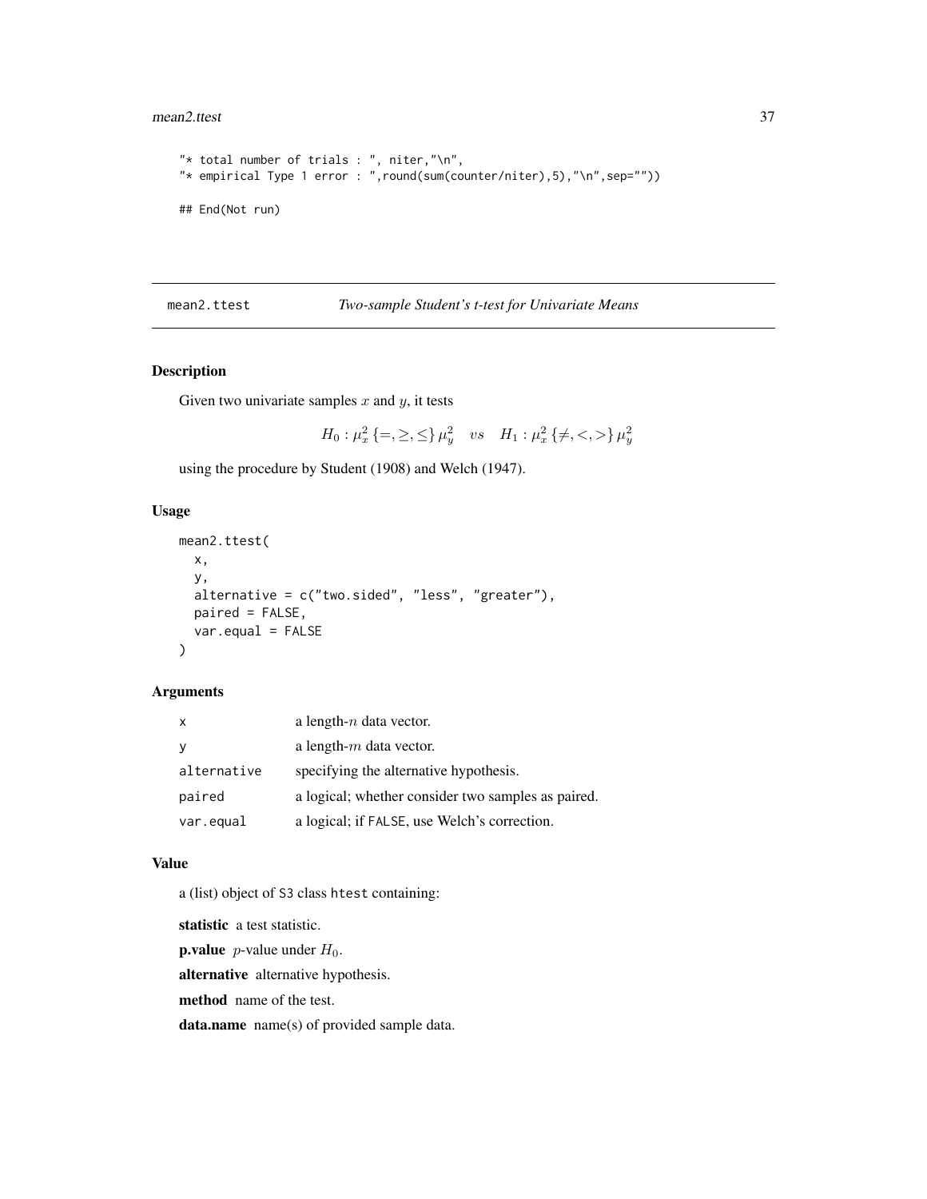```
"* total number of trials : ", niter,"\n",
"* empirical Type 1 error : ",round(sum(counter/niter),5),"\n",sep=""))

## End(Not run)
```

## mean2.ttest    *Two-sample Student's t-test for Univariate Means*

### Description

Given two univariate samples $x$ and $y$, it tests

$$H_0 : \mu_x^2 \{=, \geq, \leq\} \mu_y^2 \quad vs \quad H_1 : \mu_x^2 \{\neq, <, >\} \mu_y^2$$

using the procedure by Student (1908) and Welch (1947).

### Usage

```
mean2.ttest(
  x,
  y,
  alternative = c("two.sided", "less", "greater"),
  paired = FALSE,
  var.equal = FALSE
)
```

### Arguments

| | |
|---|---|
| x | a length-$n$ data vector. |
| y | a length-$m$ data vector. |
| alternative | specifying the alternative hypothesis. |
| paired | a logical; whether consider two samples as paired. |
| var.equal | a logical; if FALSE, use Welch's correction. |

### Value

a (list) object of S3 class htest containing:

**statistic** a test statistic.

**p.value** $p$-value under $H_0$.

**alternative** alternative hypothesis.

**method** name of the test.

**data.name** name(s) of provided sample data.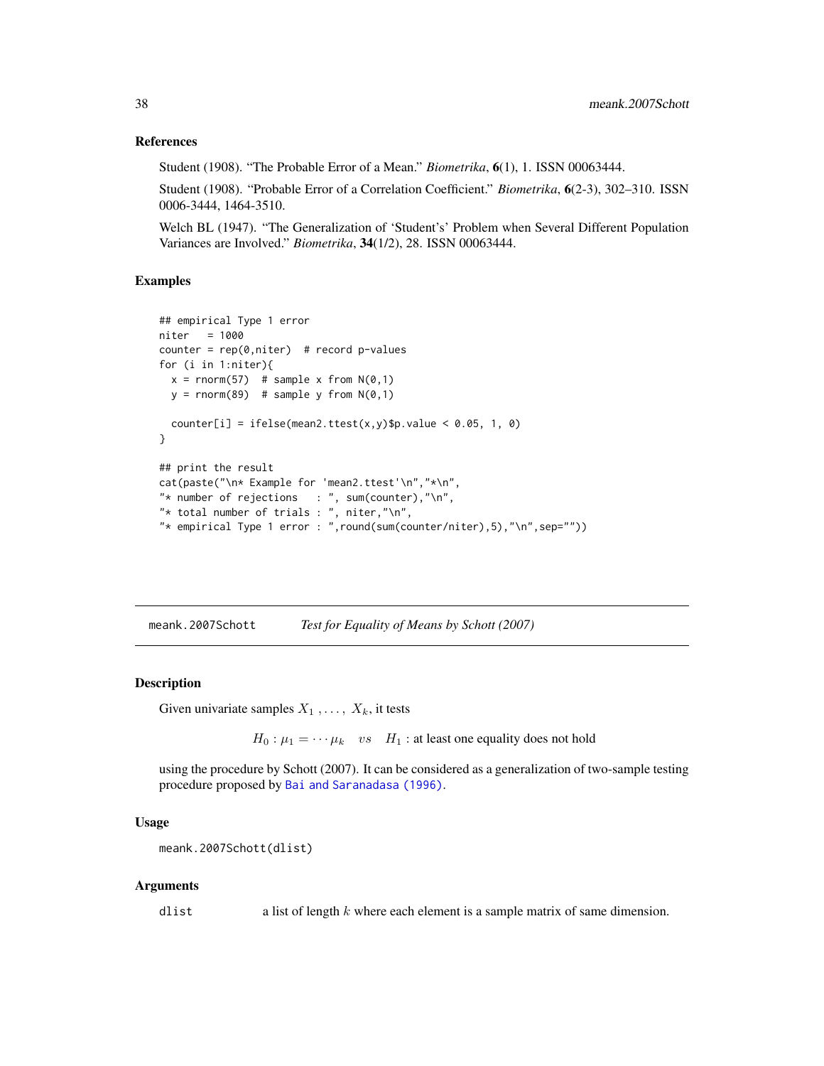### References

Student (1908). "The Probable Error of a Mean." *Biometrika*, **6**(1), 1. ISSN 00063444.

Student (1908). "Probable Error of a Correlation Coefficient." *Biometrika*, **6**(2-3), 302–310. ISSN 0006-3444, 1464-3510.

Welch BL (1947). "The Generalization of 'Student's' Problem when Several Different Population Variances are Involved." *Biometrika*, **34**(1/2), 28. ISSN 00063444.

### Examples

```
## empirical Type 1 error
niter   = 1000
counter = rep(0,niter)  # record p-values
for (i in 1:niter){
  x = rnorm(57)  # sample x from N(0,1)
  y = rnorm(89)  # sample y from N(0,1)

  counter[i] = ifelse(mean2.ttest(x,y)$p.value < 0.05, 1, 0)
}

## print the result
cat(paste("\n* Example for 'mean2.ttest'\n","*\n",
"* number of rejections   : ", sum(counter),"\n",
"* total number of trials : ", niter,"\n",
"* empirical Type 1 error : ",round(sum(counter/niter),5),"\n",sep=""))
```

---

## meank.2007Schott *Test for Equality of Means by Schott (2007)*

### Description

Given univariate samples $X_1, \ldots, X_k$, it tests

$$H_0 : \mu_1 = \cdots \mu_k \quad vs \quad H_1 : \text{at least one equality does not hold}$$

using the procedure by Schott (2007). It can be considered as a generalization of two-sample testing procedure proposed by Bai and Saranadasa (1996).

### Usage

```
meank.2007Schott(dlist)
```

### Arguments

`dlist` a list of length $k$ where each element is a sample matrix of same dimension.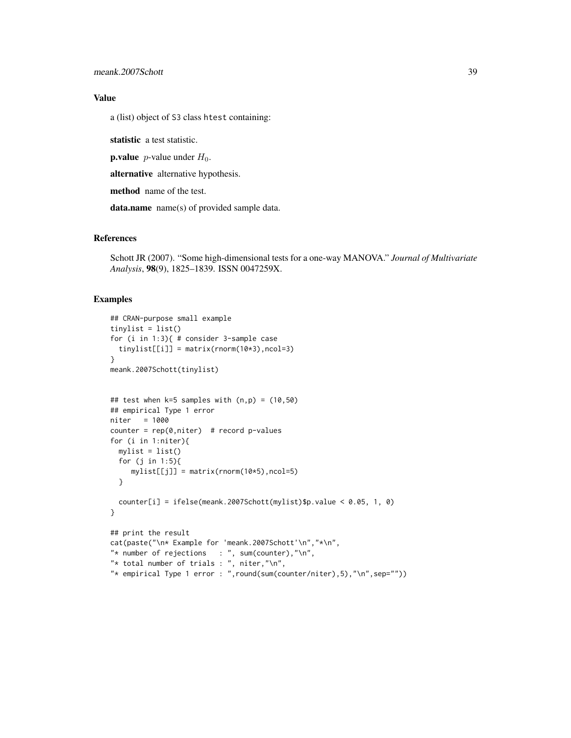### Value

a (list) object of S3 class htest containing:

**statistic** a test statistic.

**p.value** $p$-value under $H_0$.

**alternative** alternative hypothesis.

**method** name of the test.

**data.name** name(s) of provided sample data.

### References

Schott JR (2007). "Some high-dimensional tests for a one-way MANOVA." *Journal of Multivariate Analysis*, **98**(9), 1825–1839. ISSN 0047259X.

### Examples

```
## CRAN-purpose small example
tinylist = list()
for (i in 1:3){ # consider 3-sample case
  tinylist[[i]] = matrix(rnorm(10*3),ncol=3)
}
meank.2007Schott(tinylist)


## test when k=5 samples with (n,p) = (10,50)
## empirical Type 1 error
niter   = 1000
counter = rep(0,niter)  # record p-values
for (i in 1:niter){
  mylist = list()
  for (j in 1:5){
     mylist[[j]] = matrix(rnorm(10*5),ncol=5)
  }

  counter[i] = ifelse(meank.2007Schott(mylist)$p.value < 0.05, 1, 0)
}

## print the result
cat(paste("\n* Example for 'meank.2007Schott'\n","*\n",
"* number of rejections   : ", sum(counter),"\n",
"* total number of trials : ", niter,"\n",
"* empirical Type 1 error : ",round(sum(counter/niter),5),"\n",sep=""))
```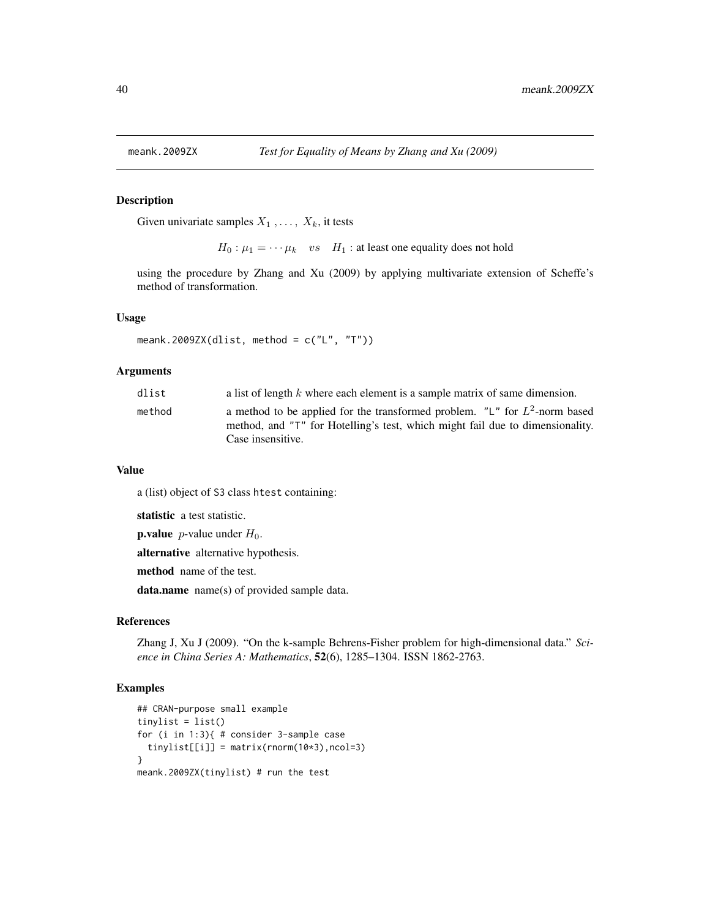# meank.2009ZX — *Test for Equality of Means by Zhang and Xu (2009)*

## Description

Given univariate samples $X_1, \ldots, X_k$, it tests

$$H_0 : \mu_1 = \cdots \mu_k \quad vs \quad H_1 : \text{at least one equality does not hold}$$

using the procedure by Zhang and Xu (2009) by applying multivariate extension of Scheffe's method of transformation.

## Usage

```
meank.2009ZX(dlist, method = c("L", "T"))
```

## Arguments

| | |
|---|---|
| `dlist` | a list of length $k$ where each element is a sample matrix of same dimension. |
| `method` | a method to be applied for the transformed problem. "L" for $L^2$-norm based method, and "T" for Hotelling's test, which might fail due to dimensionality. Case insensitive. |

## Value

a (list) object of S3 class htest containing:

**statistic** a test statistic.

**p.value** $p$-value under $H_0$.

**alternative** alternative hypothesis.

**method** name of the test.

**data.name** name(s) of provided sample data.

## References

Zhang J, Xu J (2009). "On the k-sample Behrens-Fisher problem for high-dimensional data." *Science in China Series A: Mathematics*, **52**(6), 1285–1304. ISSN 1862-2763.

## Examples

```
## CRAN-purpose small example
tinylist = list()
for (i in 1:3){ # consider 3-sample case
  tinylist[[i]] = matrix(rnorm(10*3),ncol=3)
}
meank.2009ZX(tinylist) # run the test
```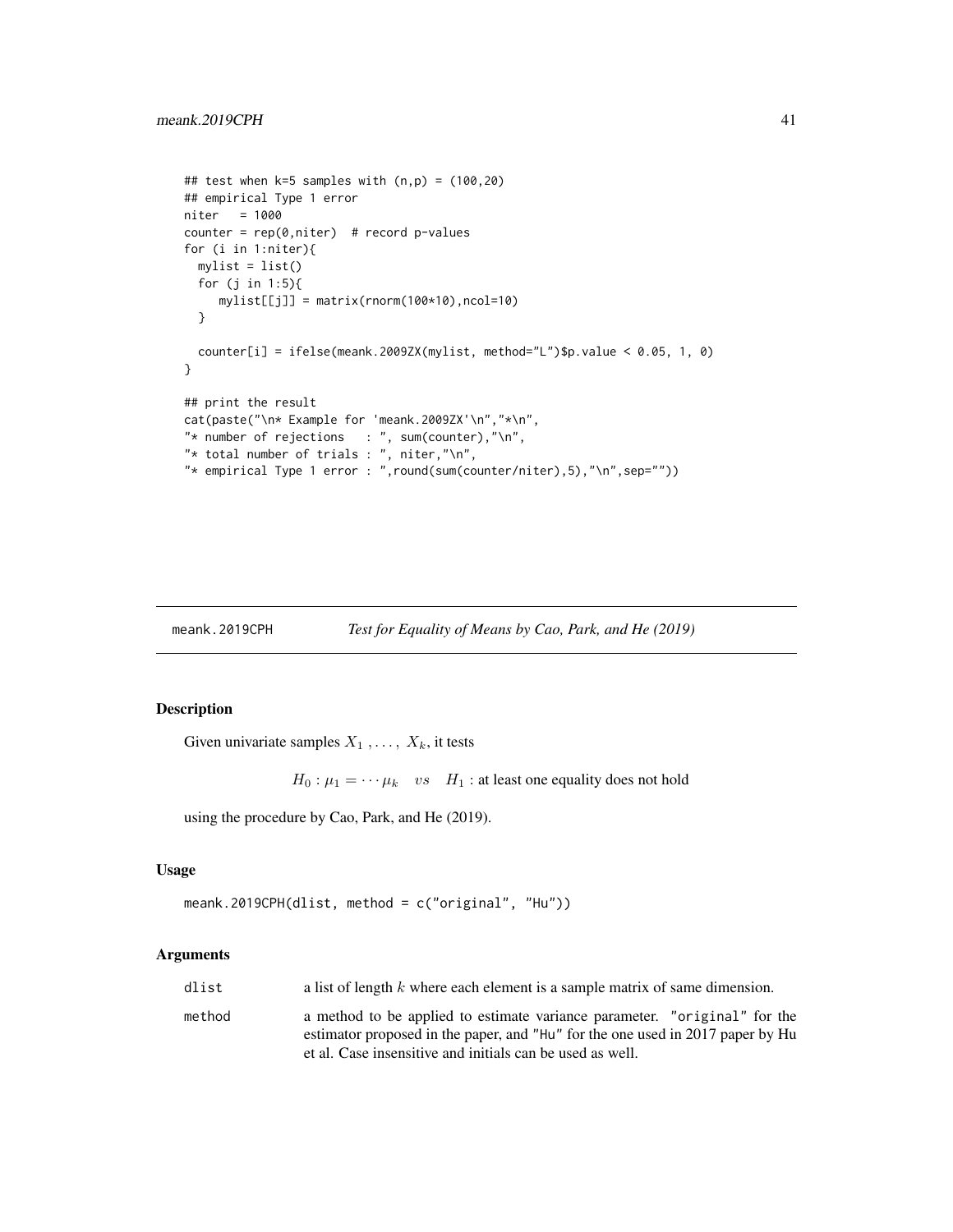```
## test when k=5 samples with (n,p) = (100,20)
## empirical Type 1 error
niter   = 1000
counter = rep(0,niter)  # record p-values
for (i in 1:niter){
  mylist = list()
  for (j in 1:5){
     mylist[[j]] = matrix(rnorm(100*10),ncol=10)
  }

  counter[i] = ifelse(meank.2009ZX(mylist, method="L")$p.value < 0.05, 1, 0)
}

## print the result
cat(paste("\n* Example for 'meank.2009ZX'\n","*\n",
"* number of rejections   : ", sum(counter),"\n",
"* total number of trials : ", niter,"\n",
"* empirical Type 1 error : ",round(sum(counter/niter),5),"\n",sep=""))
```

---

## meank.2019CPH — *Test for Equality of Means by Cao, Park, and He (2019)*

### Description

Given univariate samples $X_1, \ldots, X_k$, it tests

$$H_0 : \mu_1 = \cdots \mu_k \quad vs \quad H_1 : \text{at least one equality does not hold}$$

using the procedure by Cao, Park, and He (2019).

### Usage

```
meank.2019CPH(dlist, method = c("original", "Hu"))
```

### Arguments

| | |
|---|---|
| dlist | a list of length $k$ where each element is a sample matrix of same dimension. |
| method | a method to be applied to estimate variance parameter. "original" for the estimator proposed in the paper, and "Hu" for the one used in 2017 paper by Hu et al. Case insensitive and initials can be used as well. |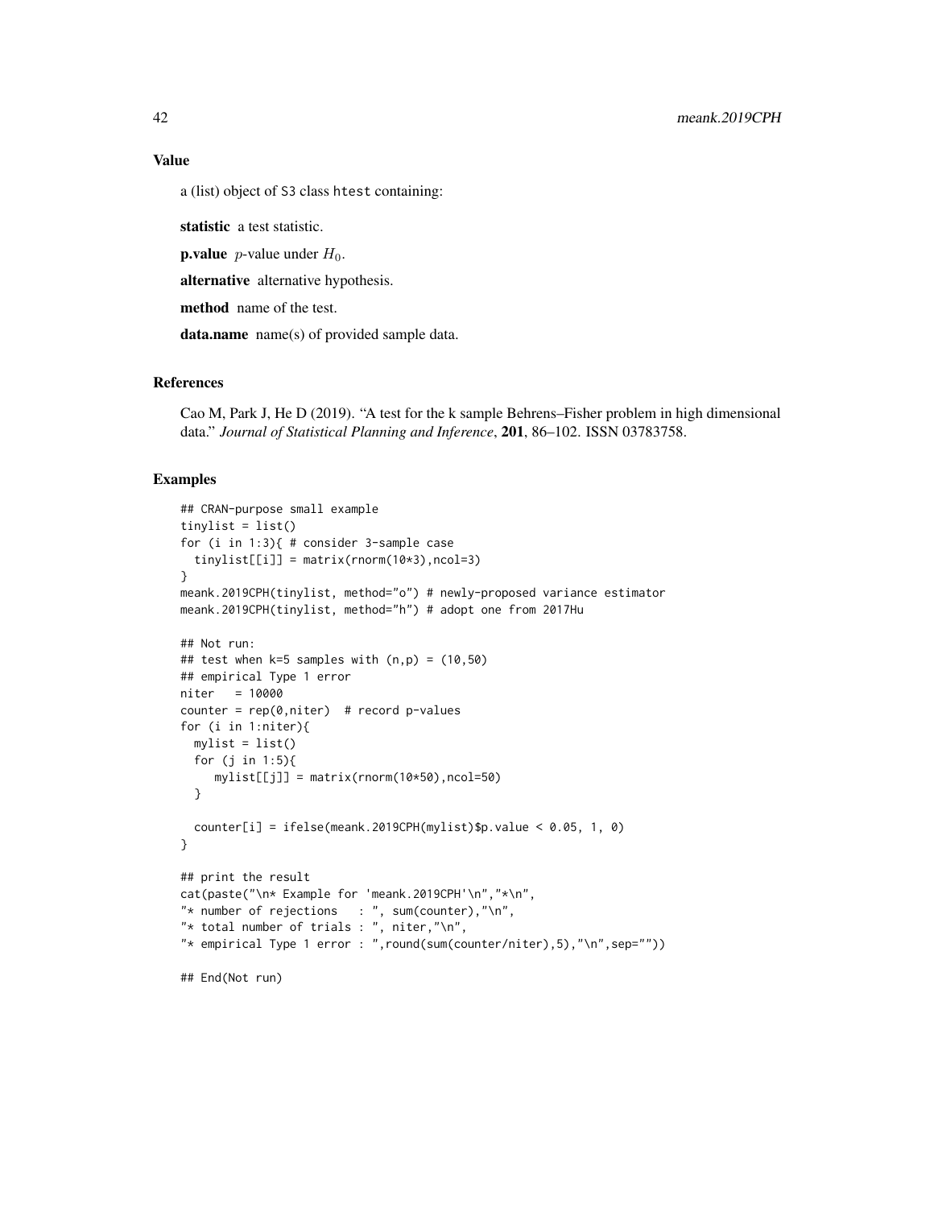## Value

a (list) object of S3 class htest containing:

**statistic** a test statistic.

**p.value** $p$-value under $H_0$.

**alternative** alternative hypothesis.

**method** name of the test.

**data.name** name(s) of provided sample data.

## References

Cao M, Park J, He D (2019). "A test for the k sample Behrens–Fisher problem in high dimensional data." *Journal of Statistical Planning and Inference*, **201**, 86–102. ISSN 03783758.

## Examples

```
## CRAN-purpose small example
tinylist = list()
for (i in 1:3){ # consider 3-sample case
  tinylist[[i]] = matrix(rnorm(10*3),ncol=3)
}
meank.2019CPH(tinylist, method="o") # newly-proposed variance estimator
meank.2019CPH(tinylist, method="h") # adopt one from 2017Hu

## Not run:
## test when k=5 samples with (n,p) = (10,50)
## empirical Type 1 error
niter   = 10000
counter = rep(0,niter)  # record p-values
for (i in 1:niter){
  mylist = list()
  for (j in 1:5){
     mylist[[j]] = matrix(rnorm(10*50),ncol=50)
  }

  counter[i] = ifelse(meank.2019CPH(mylist)$p.value < 0.05, 1, 0)
}

## print the result
cat(paste("\n* Example for 'meank.2019CPH'\n","*\n",
"* number of rejections   : ", sum(counter),"\n",
"* total number of trials : ", niter,"\n",
"* empirical Type 1 error : ",round(sum(counter/niter),5),"\n",sep=""))

## End(Not run)
```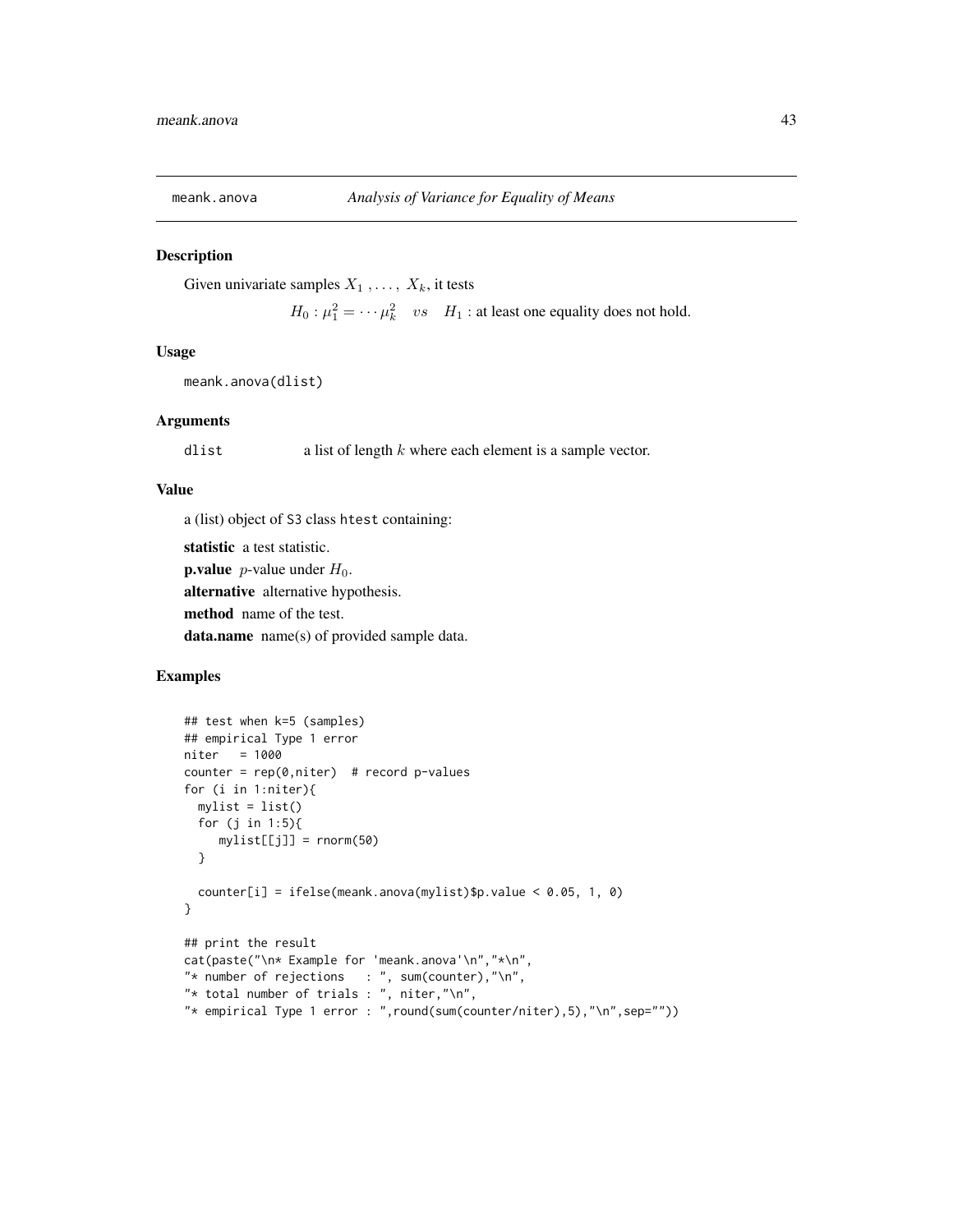meank.anova &nbsp;&nbsp;&nbsp;&nbsp;&nbsp; *Analysis of Variance for Equality of Means*

## Description

Given univariate samples $X_1, \ldots, X_k$, it tests

$$H_0 : \mu_1^2 = \cdots \mu_k^2 \quad vs \quad H_1 : \text{at least one equality does not hold.}$$

## Usage

```
meank.anova(dlist)
```

## Arguments

`dlist` &nbsp;&nbsp;&nbsp; a list of length $k$ where each element is a sample vector.

## Value

a (list) object of S3 class htest containing:

**statistic** a test statistic.

**p.value** $p$-value under $H_0$.

**alternative** alternative hypothesis.

**method** name of the test.

**data.name** name(s) of provided sample data.

## Examples

```
## test when k=5 (samples)
## empirical Type 1 error
niter   = 1000
counter = rep(0,niter)  # record p-values
for (i in 1:niter){
  mylist = list()
  for (j in 1:5){
     mylist[[j]] = rnorm(50)
  }

  counter[i] = ifelse(meank.anova(mylist)$p.value < 0.05, 1, 0)
}

## print the result
cat(paste("\n* Example for 'meank.anova'\n","*\n",
"* number of rejections   : ", sum(counter),"\n",
"* total number of trials : ", niter,"\n",
"* empirical Type 1 error : ",round(sum(counter/niter),5),"\n",sep=""))
```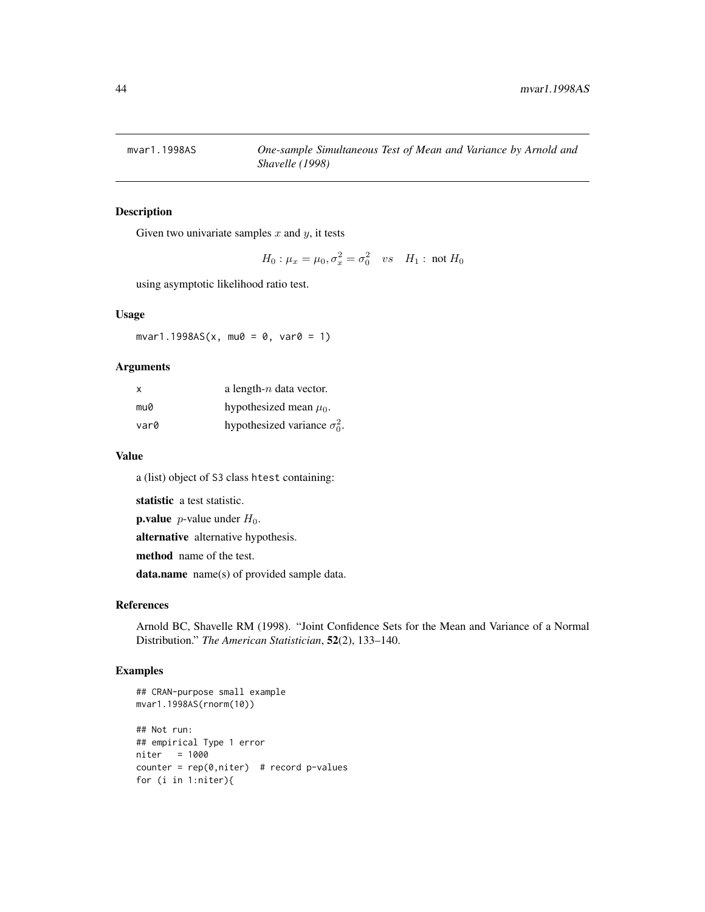mvar1.1998AS    *One-sample Simultaneous Test of Mean and Variance by Arnold and Shavelle (1998)*

## Description

Given two univariate samples $x$ and $y$, it tests

$$H_0 : \mu_x = \mu_0, \sigma_x^2 = \sigma_0^2 \quad vs \quad H_1 : \text{ not } H_0$$

using asymptotic likelihood ratio test.

## Usage

```
mvar1.1998AS(x, mu0 = 0, var0 = 1)
```

## Arguments

| | |
|---|---|
| x | a length-$n$ data vector. |
| mu0 | hypothesized mean $\mu_0$. |
| var0 | hypothesized variance $\sigma_0^2$. |

## Value

a (list) object of S3 class htest containing:

**statistic** a test statistic.

**p.value** $p$-value under $H_0$.

**alternative** alternative hypothesis.

**method** name of the test.

**data.name** name(s) of provided sample data.

## References

Arnold BC, Shavelle RM (1998). "Joint Confidence Sets for the Mean and Variance of a Normal Distribution." *The American Statistician*, **52**(2), 133–140.

## Examples

```
## CRAN-purpose small example
mvar1.1998AS(rnorm(10))

## Not run:
## empirical Type 1 error
niter   = 1000
counter = rep(0,niter)  # record p-values
for (i in 1:niter){
```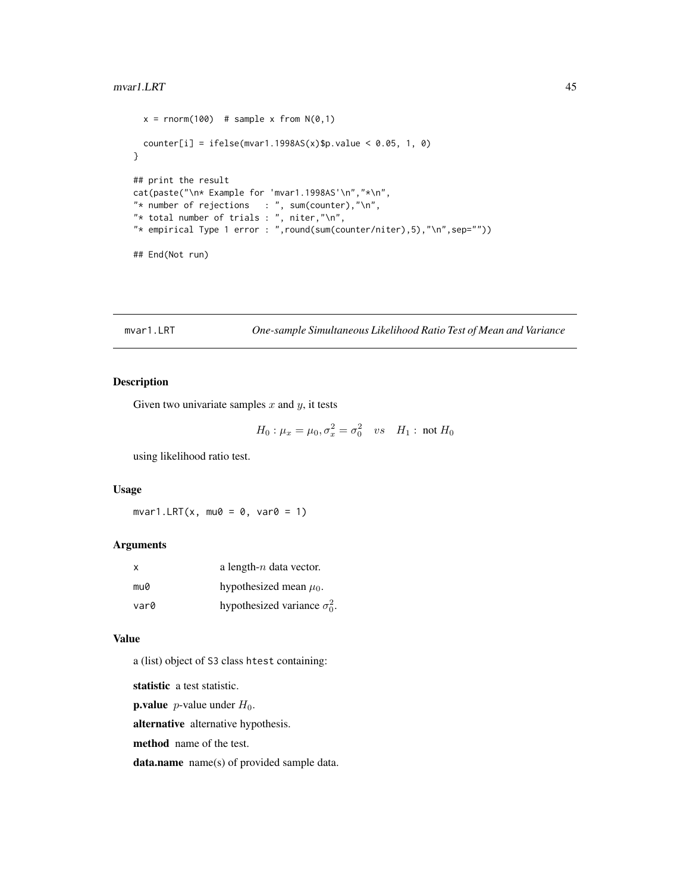```
  x = rnorm(100)  # sample x from N(0,1)

  counter[i] = ifelse(mvar1.1998AS(x)$p.value < 0.05, 1, 0)
}

## print the result
cat(paste("\n* Example for 'mvar1.1998AS'\n","*\n",
"* number of rejections   : ", sum(counter),"\n",
"* total number of trials : ", niter,"\n",
"* empirical Type 1 error : ",round(sum(counter/niter),5),"\n",sep=""))

## End(Not run)
```

---

## mvar1.LRT — *One-sample Simultaneous Likelihood Ratio Test of Mean and Variance*

### Description

Given two univariate samples $x$ and $y$, it tests

$$H_0 : \mu_x = \mu_0, \sigma_x^2 = \sigma_0^2 \quad vs \quad H_1 : \text{ not } H_0$$

using likelihood ratio test.

### Usage

```
mvar1.LRT(x, mu0 = 0, var0 = 1)
```

### Arguments

| | |
|---|---|
| x | a length-$n$ data vector. |
| mu0 | hypothesized mean $\mu_0$. |
| var0 | hypothesized variance $\sigma_0^2$. |

### Value

a (list) object of S3 class htest containing:

**statistic** a test statistic.

**p.value** $p$-value under $H_0$.

**alternative** alternative hypothesis.

**method** name of the test.

**data.name** name(s) of provided sample data.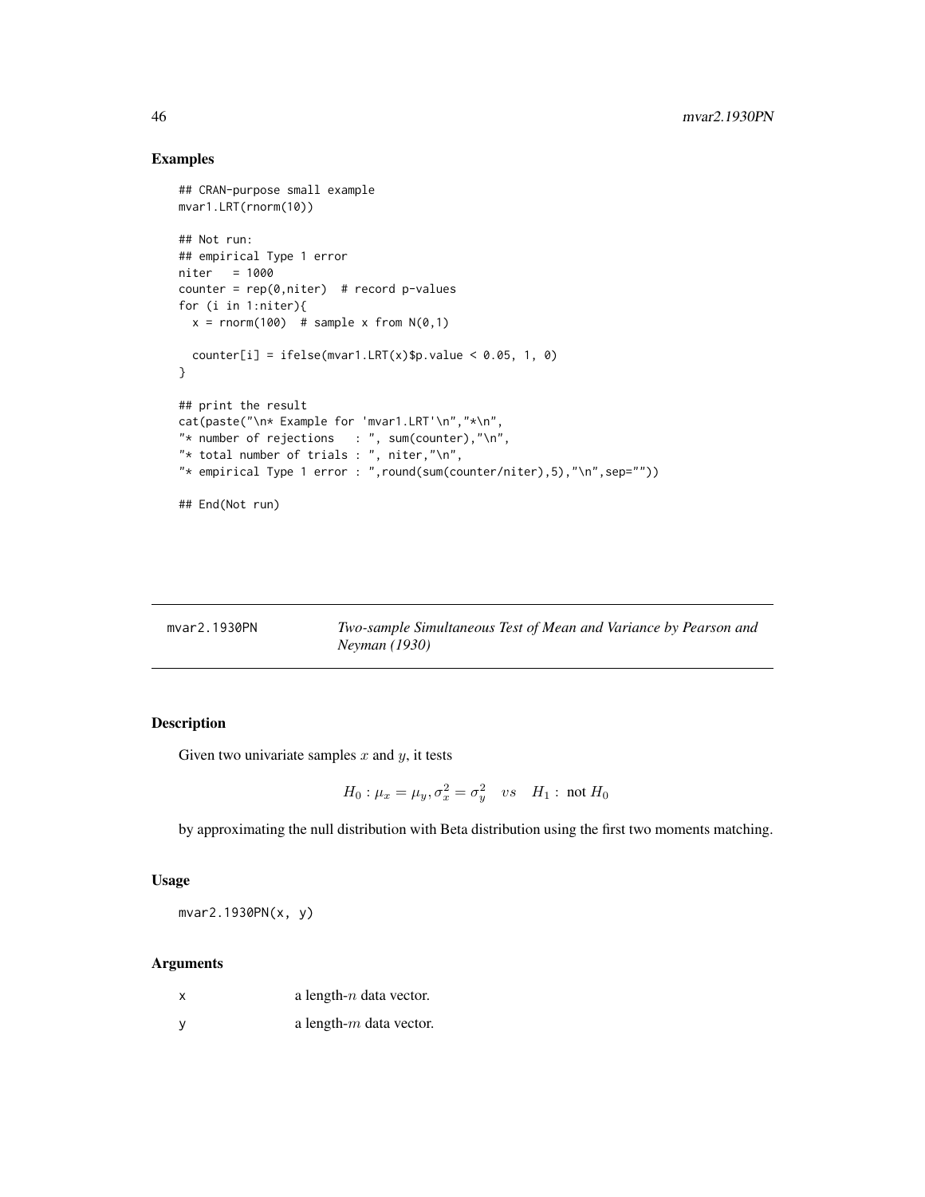## Examples

```
## CRAN-purpose small example
mvar1.LRT(rnorm(10))

## Not run:
## empirical Type 1 error
niter   = 1000
counter = rep(0,niter)  # record p-values
for (i in 1:niter){
  x = rnorm(100)  # sample x from N(0,1)

  counter[i] = ifelse(mvar1.LRT(x)$p.value < 0.05, 1, 0)
}

## print the result
cat(paste("\n* Example for 'mvar1.LRT'\n","*\n",
"* number of rejections   : ", sum(counter),"\n",
"* total number of trials : ", niter,"\n",
"* empirical Type 1 error : ",round(sum(counter/niter),5),"\n",sep=""))

## End(Not run)
```

---

mvar2.1930PN *Two-sample Simultaneous Test of Mean and Variance by Pearson and Neyman (1930)*

---

## Description

Given two univariate samples $x$ and $y$, it tests

$$H_0 : \mu_x = \mu_y, \sigma_x^2 = \sigma_y^2 \quad vs \quad H_1 : \text{ not } H_0$$

by approximating the null distribution with Beta distribution using the first two moments matching.

## Usage

```
mvar2.1930PN(x, y)
```

## Arguments

| | |
|---|---|
| x | a length-$n$ data vector. |
| y | a length-$m$ data vector. |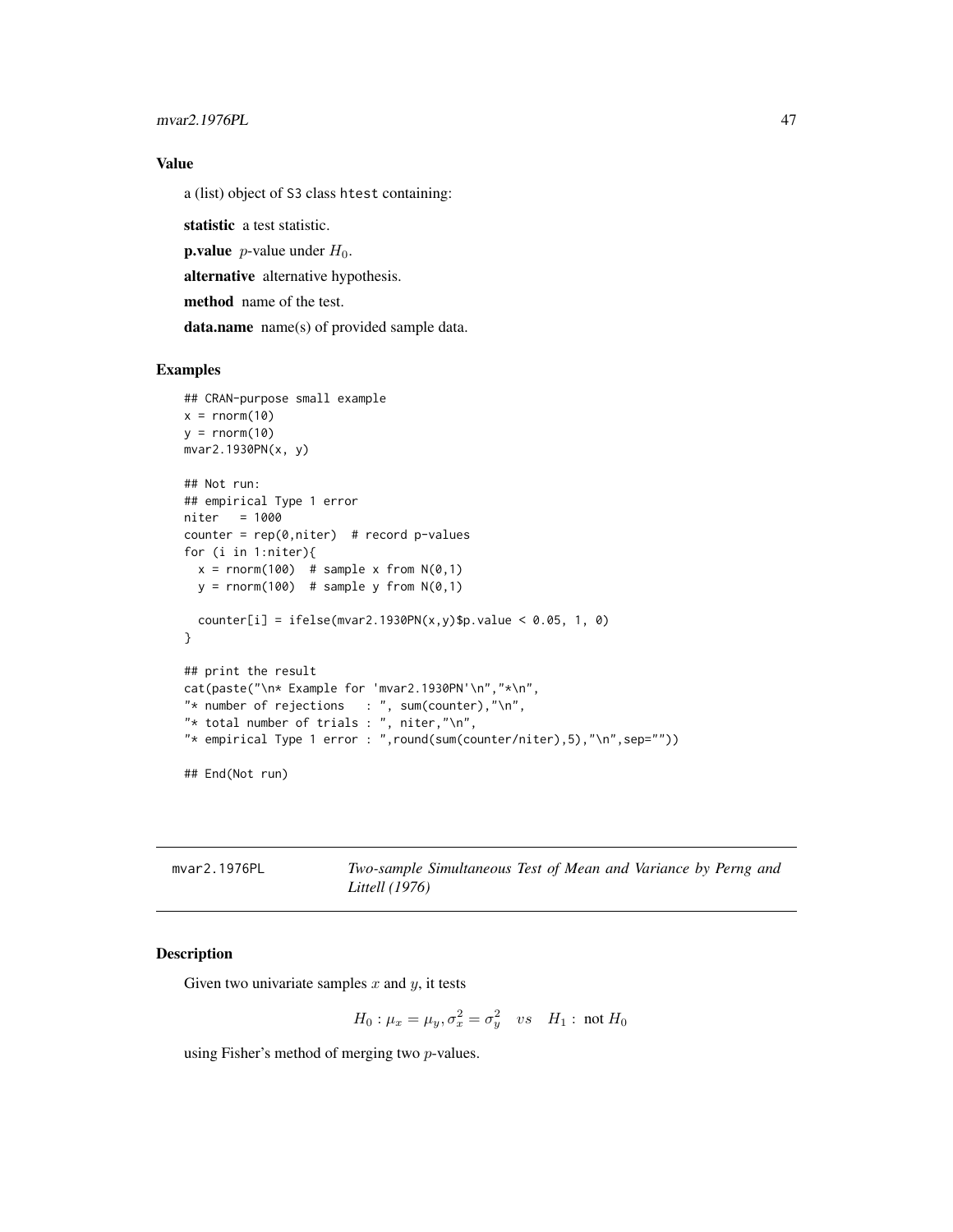## Value

a (list) object of S3 class htest containing:

**statistic** a test statistic.

**p.value** $p$-value under $H_0$.

**alternative** alternative hypothesis.

**method** name of the test.

**data.name** name(s) of provided sample data.

## Examples

```
## CRAN-purpose small example
x = rnorm(10)
y = rnorm(10)
mvar2.1930PN(x, y)

## Not run:
## empirical Type 1 error
niter   = 1000
counter = rep(0,niter)  # record p-values
for (i in 1:niter){
  x = rnorm(100)  # sample x from N(0,1)
  y = rnorm(100)  # sample y from N(0,1)

  counter[i] = ifelse(mvar2.1930PN(x,y)$p.value < 0.05, 1, 0)
}

## print the result
cat(paste("\n* Example for 'mvar2.1930PN'\n","*\n",
"* number of rejections   : ", sum(counter),"\n",
"* total number of trials : ", niter,"\n",
"* empirical Type 1 error : ",round(sum(counter/niter),5),"\n",sep=""))

## End(Not run)
```

---

mvar2.1976PL — *Two-sample Simultaneous Test of Mean and Variance by Perng and Littell (1976)*

---

## Description

Given two univariate samples $x$ and $y$, it tests

$$H_0 : \mu_x = \mu_y, \sigma_x^2 = \sigma_y^2 \quad vs \quad H_1 : \text{ not } H_0$$

using Fisher's method of merging two $p$-values.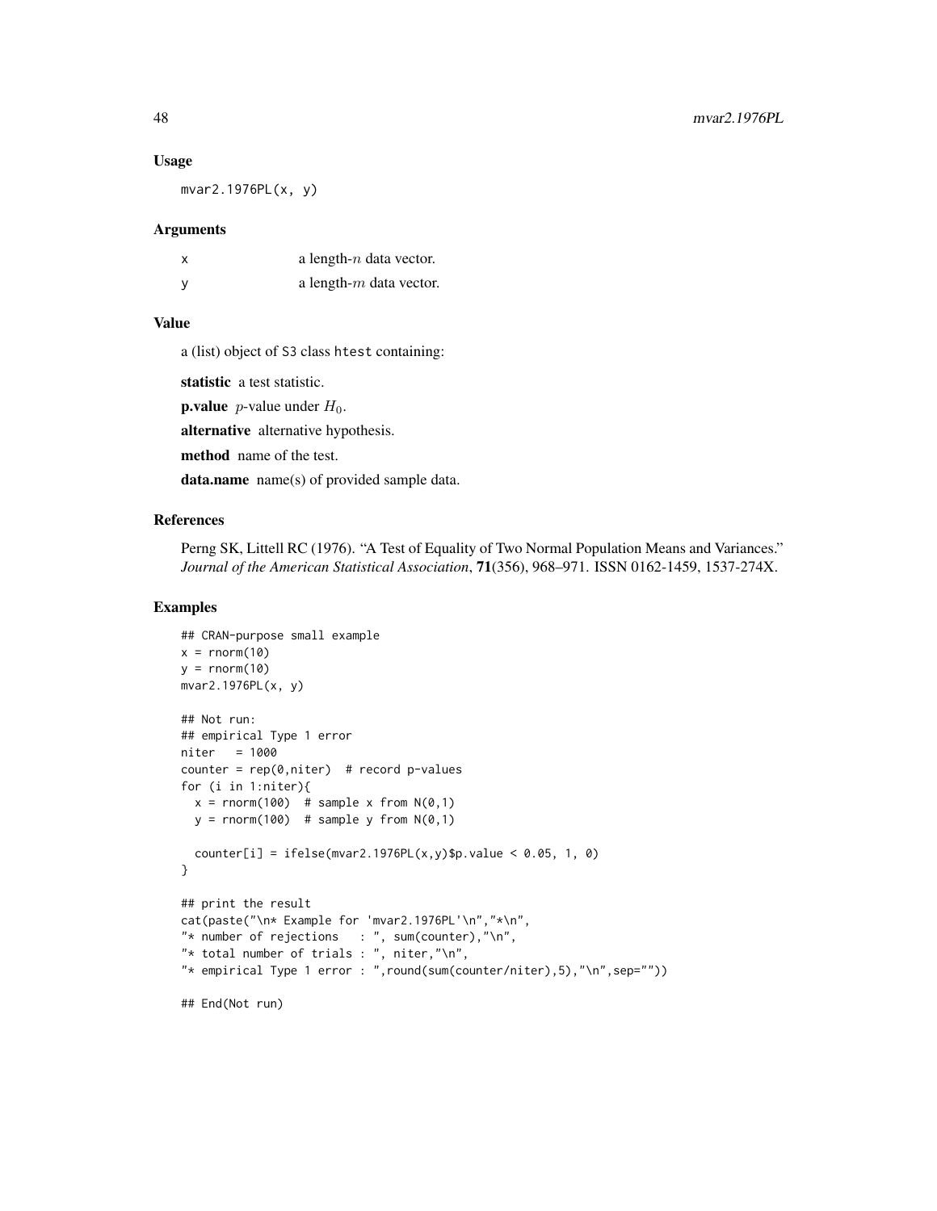### Usage

```
mvar2.1976PL(x, y)
```

### Arguments

| | |
|---|---|
| x | a length-$n$ data vector. |
| y | a length-$m$ data vector. |

### Value

a (list) object of S3 class htest containing:

**statistic** a test statistic.

**p.value** $p$-value under $H_0$.

**alternative** alternative hypothesis.

**method** name of the test.

**data.name** name(s) of provided sample data.

### References

Perng SK, Littell RC (1976). "A Test of Equality of Two Normal Population Means and Variances." *Journal of the American Statistical Association*, **71**(356), 968–971. ISSN 0162-1459, 1537-274X.

### Examples

```
## CRAN-purpose small example
x = rnorm(10)
y = rnorm(10)
mvar2.1976PL(x, y)

## Not run:
## empirical Type 1 error
niter   = 1000
counter = rep(0,niter)  # record p-values
for (i in 1:niter){
  x = rnorm(100)  # sample x from N(0,1)
  y = rnorm(100)  # sample y from N(0,1)

  counter[i] = ifelse(mvar2.1976PL(x,y)$p.value < 0.05, 1, 0)
}

## print the result
cat(paste("\n* Example for 'mvar2.1976PL'\n","*\n",
"* number of rejections   : ", sum(counter),"\n",
"* total number of trials : ", niter,"\n",
"* empirical Type 1 error : ",round(sum(counter/niter),5),"\n",sep=""))

## End(Not run)
```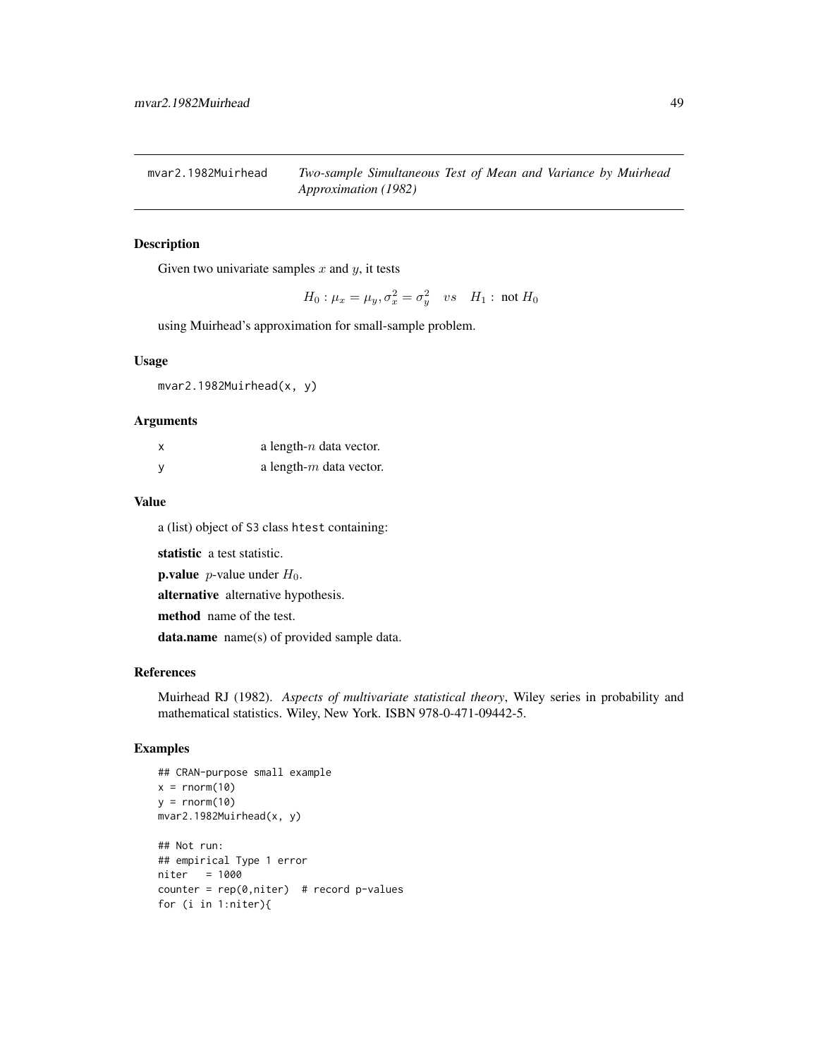mvar2.1982Muirhead *Two-sample Simultaneous Test of Mean and Variance by Muirhead Approximation (1982)*

### Description

Given two univariate samples $x$ and $y$, it tests

$$H_0 : \mu_x = \mu_y, \sigma_x^2 = \sigma_y^2 \quad vs \quad H_1 : \text{ not } H_0$$

using Muirhead's approximation for small-sample problem.

### Usage

```
mvar2.1982Muirhead(x, y)
```

### Arguments

| | |
|---|---|
| x | a length-$n$ data vector. |
| y | a length-$m$ data vector. |

### Value

a (list) object of S3 class htest containing:

**statistic** a test statistic.

**p.value** $p$-value under $H_0$.

**alternative** alternative hypothesis.

**method** name of the test.

**data.name** name(s) of provided sample data.

### References

Muirhead RJ (1982). *Aspects of multivariate statistical theory*, Wiley series in probability and mathematical statistics. Wiley, New York. ISBN 978-0-471-09442-5.

### Examples

```
## CRAN-purpose small example
x = rnorm(10)
y = rnorm(10)
mvar2.1982Muirhead(x, y)

## Not run:
## empirical Type 1 error
niter   = 1000
counter = rep(0,niter)  # record p-values
for (i in 1:niter){
```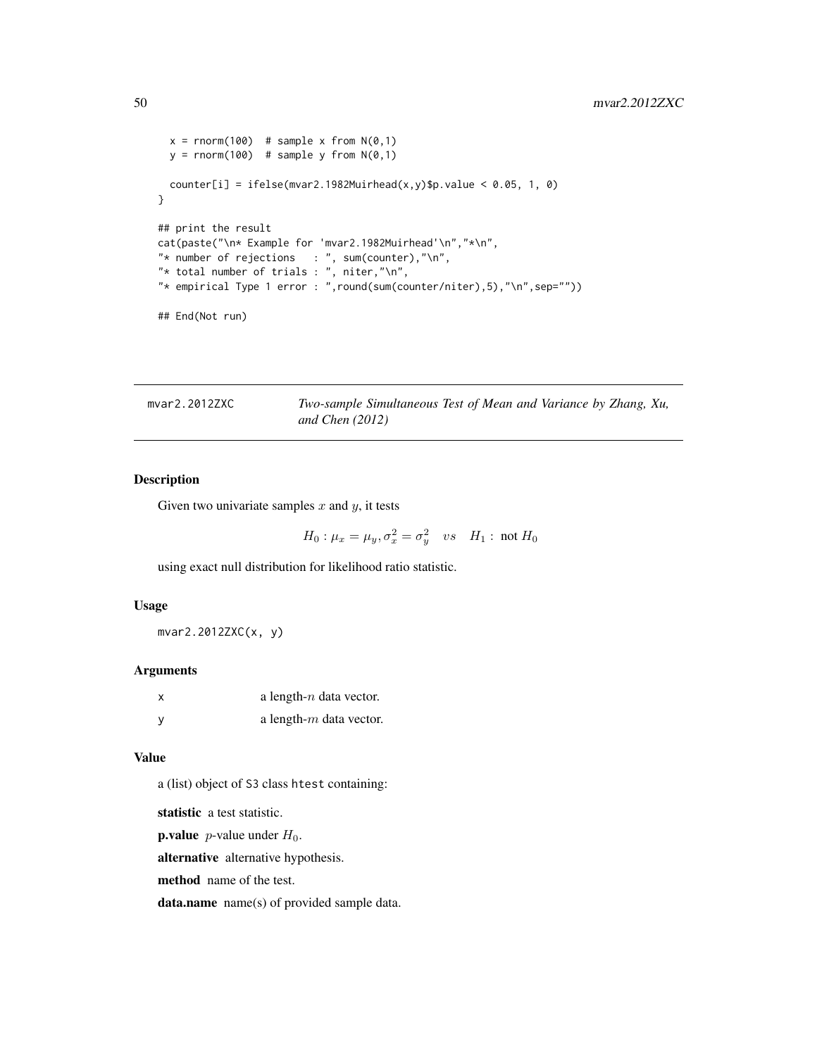```
  x = rnorm(100)  # sample x from N(0,1)
  y = rnorm(100)  # sample y from N(0,1)

  counter[i] = ifelse(mvar2.1982Muirhead(x,y)$p.value < 0.05, 1, 0)
}

## print the result
cat(paste("\n* Example for 'mvar2.1982Muirhead'\n","*\n",
"* number of rejections   : ", sum(counter),"\n",
"* total number of trials : ", niter,"\n",
"* empirical Type 1 error : ",round(sum(counter/niter),5),"\n",sep=""))

## End(Not run)
```

---

## mvar2.2012ZXC — *Two-sample Simultaneous Test of Mean and Variance by Zhang, Xu, and Chen (2012)*

---

### Description

Given two univariate samples $x$ and $y$, it tests

$$H_0 : \mu_x = \mu_y, \sigma_x^2 = \sigma_y^2 \quad vs \quad H_1 : \text{ not } H_0$$

using exact null distribution for likelihood ratio statistic.

### Usage

```
mvar2.2012ZXC(x, y)
```

### Arguments

| | |
|---|---|
| x | a length-$n$ data vector. |
| y | a length-$m$ data vector. |

### Value

a (list) object of S3 class htest containing:

**statistic** a test statistic.

**p.value** $p$-value under $H_0$.

**alternative** alternative hypothesis.

**method** name of the test.

**data.name** name(s) of provided sample data.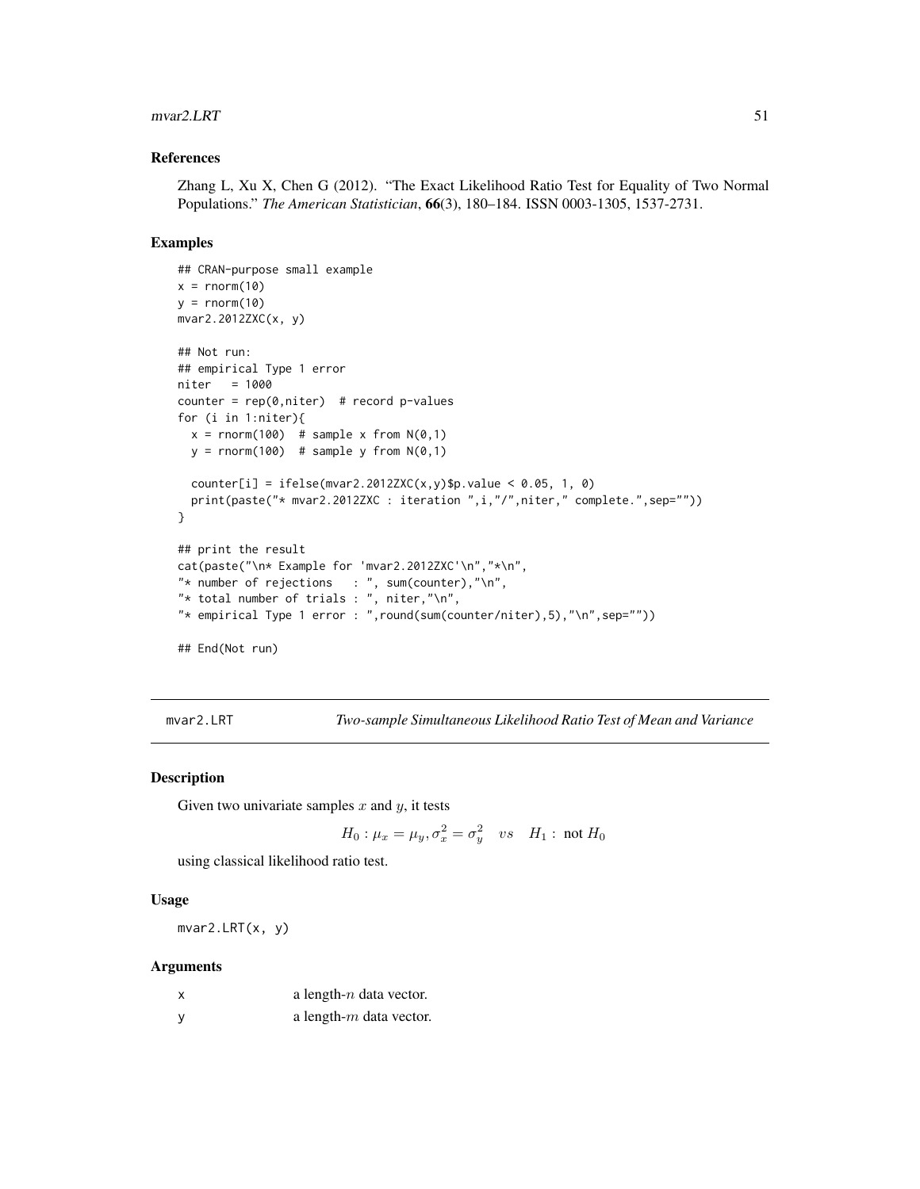### References

Zhang L, Xu X, Chen G (2012). "The Exact Likelihood Ratio Test for Equality of Two Normal Populations." *The American Statistician*, **66**(3), 180–184. ISSN 0003-1305, 1537-2731.

### Examples

```
## CRAN-purpose small example
x = rnorm(10)
y = rnorm(10)
mvar2.2012ZXC(x, y)

## Not run:
## empirical Type 1 error
niter   = 1000
counter = rep(0,niter)  # record p-values
for (i in 1:niter){
  x = rnorm(100)  # sample x from N(0,1)
  y = rnorm(100)  # sample y from N(0,1)

  counter[i] = ifelse(mvar2.2012ZXC(x,y)$p.value < 0.05, 1, 0)
  print(paste("* mvar2.2012ZXC : iteration ",i,"/",niter," complete.",sep=""))
}

## print the result
cat(paste("\n* Example for 'mvar2.2012ZXC'\n","*\n",
"* number of rejections   : ", sum(counter),"\n",
"* total number of trials : ", niter,"\n",
"* empirical Type 1 error : ",round(sum(counter/niter),5),"\n",sep=""))

## End(Not run)
```

---

## mvar2.LRT — *Two-sample Simultaneous Likelihood Ratio Test of Mean and Variance*

### Description

Given two univariate samples $x$ and $y$, it tests

$$H_0 : \mu_x = \mu_y, \sigma_x^2 = \sigma_y^2 \quad vs \quad H_1 : \text{ not } H_0$$

using classical likelihood ratio test.

### Usage

```
mvar2.LRT(x, y)
```

### Arguments

| | |
|---|---|
| x | a length-$n$ data vector. |
| y | a length-$m$ data vector. |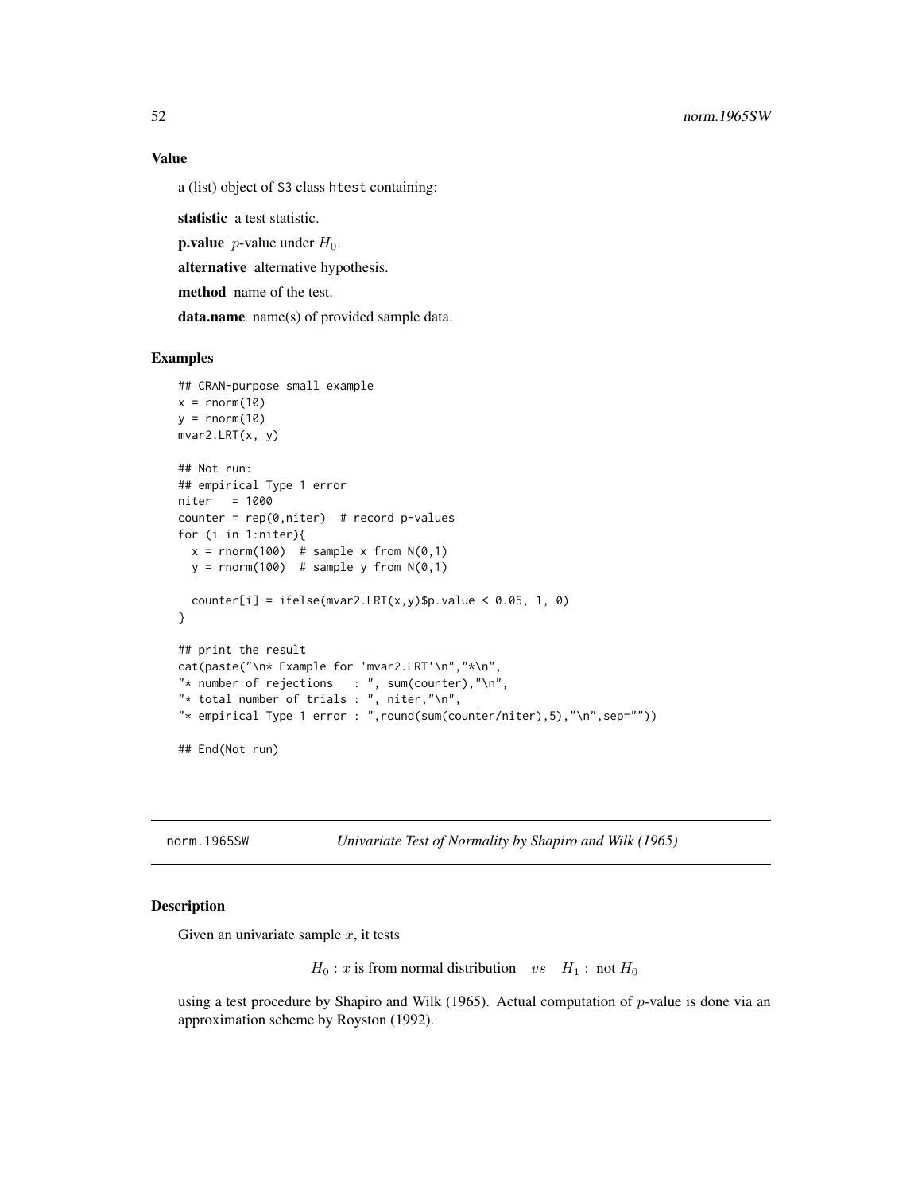### Value

a (list) object of S3 class htest containing:

**statistic** a test statistic.

**p.value** $p$-value under $H_0$.

**alternative** alternative hypothesis.

**method** name of the test.

**data.name** name(s) of provided sample data.

### Examples

```
## CRAN-purpose small example
x = rnorm(10)
y = rnorm(10)
mvar2.LRT(x, y)

## Not run:
## empirical Type 1 error
niter   = 1000
counter = rep(0,niter)  # record p-values
for (i in 1:niter){
  x = rnorm(100)  # sample x from N(0,1)
  y = rnorm(100)  # sample y from N(0,1)

  counter[i] = ifelse(mvar2.LRT(x,y)$p.value < 0.05, 1, 0)
}

## print the result
cat(paste("\n* Example for 'mvar2.LRT'\n","*\n",
"* number of rejections   : ", sum(counter),"\n",
"* total number of trials : ", niter,"\n",
"* empirical Type 1 error : ",round(sum(counter/niter),5),"\n",sep=""))

## End(Not run)
```

---

## norm.1965SW *Univariate Test of Normality by Shapiro and Wilk (1965)*

---

### Description

Given an univariate sample $x$, it tests

$$H_0 : x \text{ is from normal distribution} \quad vs \quad H_1 : \text{ not } H_0$$

using a test procedure by Shapiro and Wilk (1965). Actual computation of $p$-value is done via an approximation scheme by Royston (1992).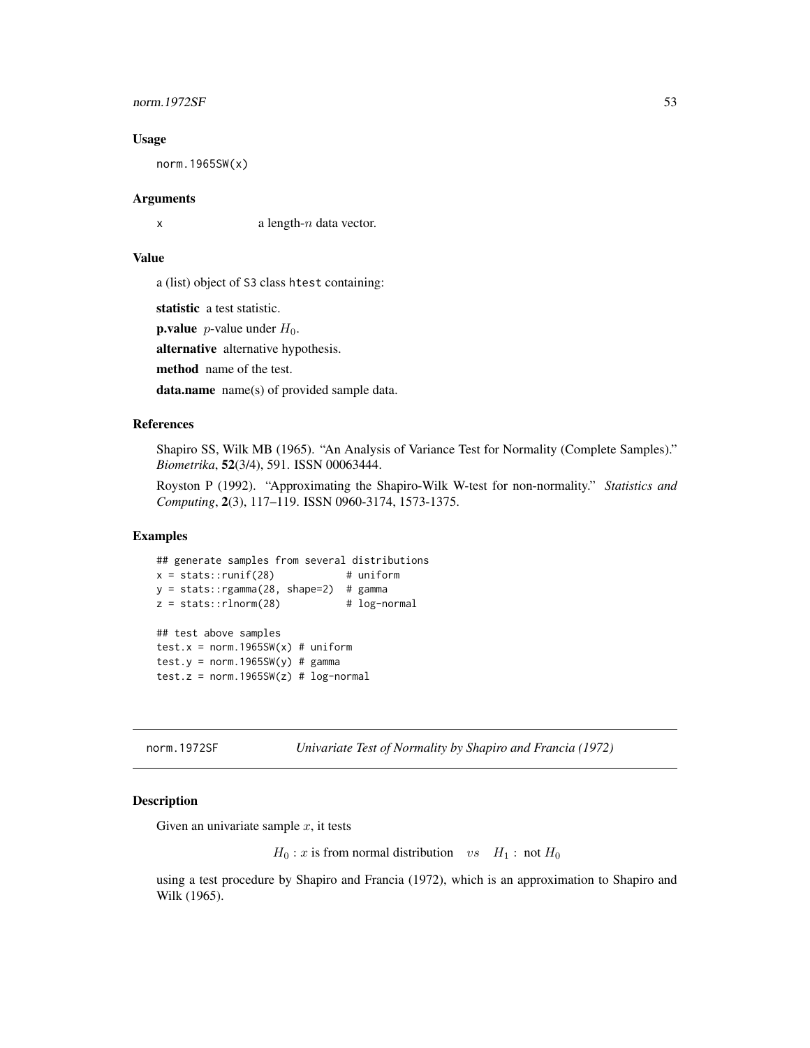### Usage

```
norm.1965SW(x)
```

### Arguments

| | |
|---|---|
| x | a length-$n$ data vector. |

### Value

a (list) object of S3 class htest containing:

**statistic** a test statistic.

**p.value** $p$-value under $H_0$.

**alternative** alternative hypothesis.

**method** name of the test.

**data.name** name(s) of provided sample data.

### References

Shapiro SS, Wilk MB (1965). "An Analysis of Variance Test for Normality (Complete Samples)." *Biometrika*, **52**(3/4), 591. ISSN 00063444.

Royston P (1992). "Approximating the Shapiro-Wilk W-test for non-normality." *Statistics and Computing*, **2**(3), 117–119. ISSN 0960-3174, 1573-1375.

### Examples

```
## generate samples from several distributions
x = stats::runif(28)            # uniform
y = stats::rgamma(28, shape=2)  # gamma
z = stats::rlnorm(28)           # log-normal

## test above samples
test.x = norm.1965SW(x) # uniform
test.y = norm.1965SW(y) # gamma
test.z = norm.1965SW(z) # log-normal
```

---

## norm.1972SF *Univariate Test of Normality by Shapiro and Francia (1972)*

---

### Description

Given an univariate sample $x$, it tests

$$H_0 : x \text{ is from normal distribution} \quad vs \quad H_1 : \text{ not } H_0$$

using a test procedure by Shapiro and Francia (1972), which is an approximation to Shapiro and Wilk (1965).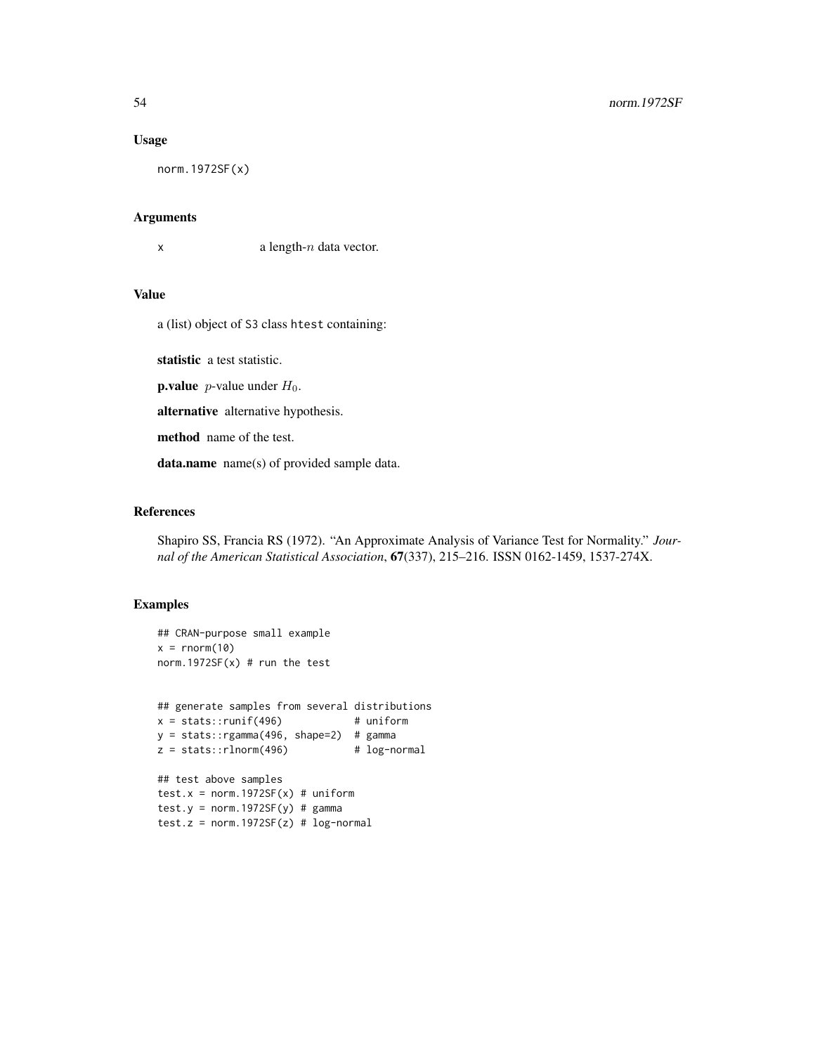### Usage

```
norm.1972SF(x)
```

### Arguments

x a length-$n$ data vector.

### Value

a (list) object of S3 class htest containing:

**statistic** a test statistic.

**p.value** $p$-value under $H_0$.

**alternative** alternative hypothesis.

**method** name of the test.

**data.name** name(s) of provided sample data.

### References

Shapiro SS, Francia RS (1972). "An Approximate Analysis of Variance Test for Normality." *Journal of the American Statistical Association*, **67**(337), 215–216. ISSN 0162-1459, 1537-274X.

### Examples

```
## CRAN-purpose small example
x = rnorm(10)
norm.1972SF(x) # run the test


## generate samples from several distributions
x = stats::runif(496)            # uniform
y = stats::rgamma(496, shape=2)  # gamma
z = stats::rlnorm(496)           # log-normal

## test above samples
test.x = norm.1972SF(x) # uniform
test.y = norm.1972SF(y) # gamma
test.z = norm.1972SF(z) # log-normal
```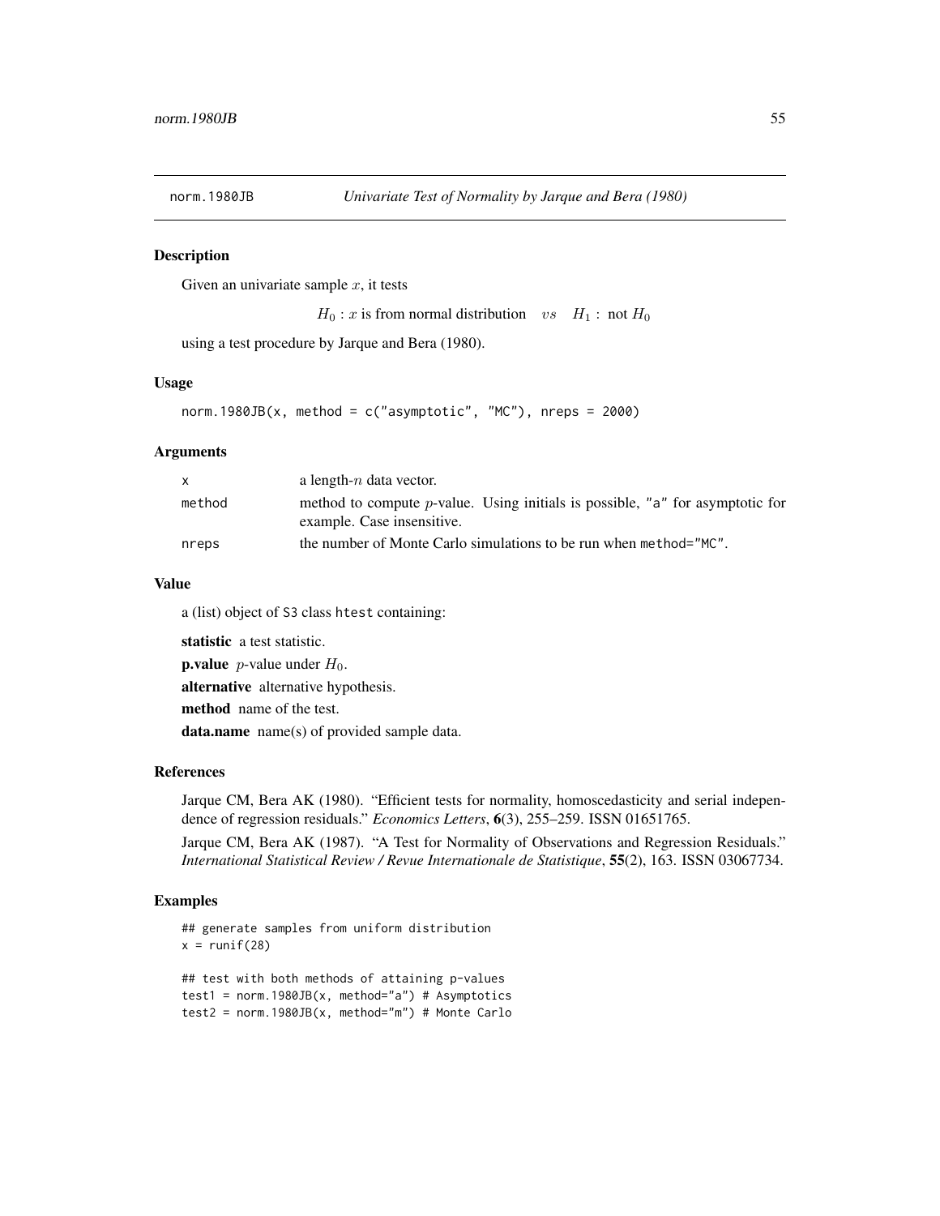# norm.1980JB *Univariate Test of Normality by Jarque and Bera (1980)*

## Description

Given an univariate sample $x$, it tests

$$H_0 : x \text{ is from normal distribution} \quad vs \quad H_1 : \text{ not } H_0$$

using a test procedure by Jarque and Bera (1980).

## Usage

```
norm.1980JB(x, method = c("asymptotic", "MC"), nreps = 2000)
```

## Arguments

| | |
|---|---|
| x | a length-$n$ data vector. |
| method | method to compute $p$-value. Using initials is possible, "a" for asymptotic for example. Case insensitive. |
| nreps | the number of Monte Carlo simulations to be run when method="MC". |

## Value

a (list) object of S3 class htest containing:

**statistic** a test statistic.

**p.value** $p$-value under $H_0$.

**alternative** alternative hypothesis.

**method** name of the test.

**data.name** name(s) of provided sample data.

## References

Jarque CM, Bera AK (1980). "Efficient tests for normality, homoscedasticity and serial independence of regression residuals." *Economics Letters*, **6**(3), 255–259. ISSN 01651765.

Jarque CM, Bera AK (1987). "A Test for Normality of Observations and Regression Residuals." *International Statistical Review / Revue Internationale de Statistique*, **55**(2), 163. ISSN 03067734.

## Examples

```
## generate samples from uniform distribution
x = runif(28)

## test with both methods of attaining p-values
test1 = norm.1980JB(x, method="a") # Asymptotics
test2 = norm.1980JB(x, method="m") # Monte Carlo
```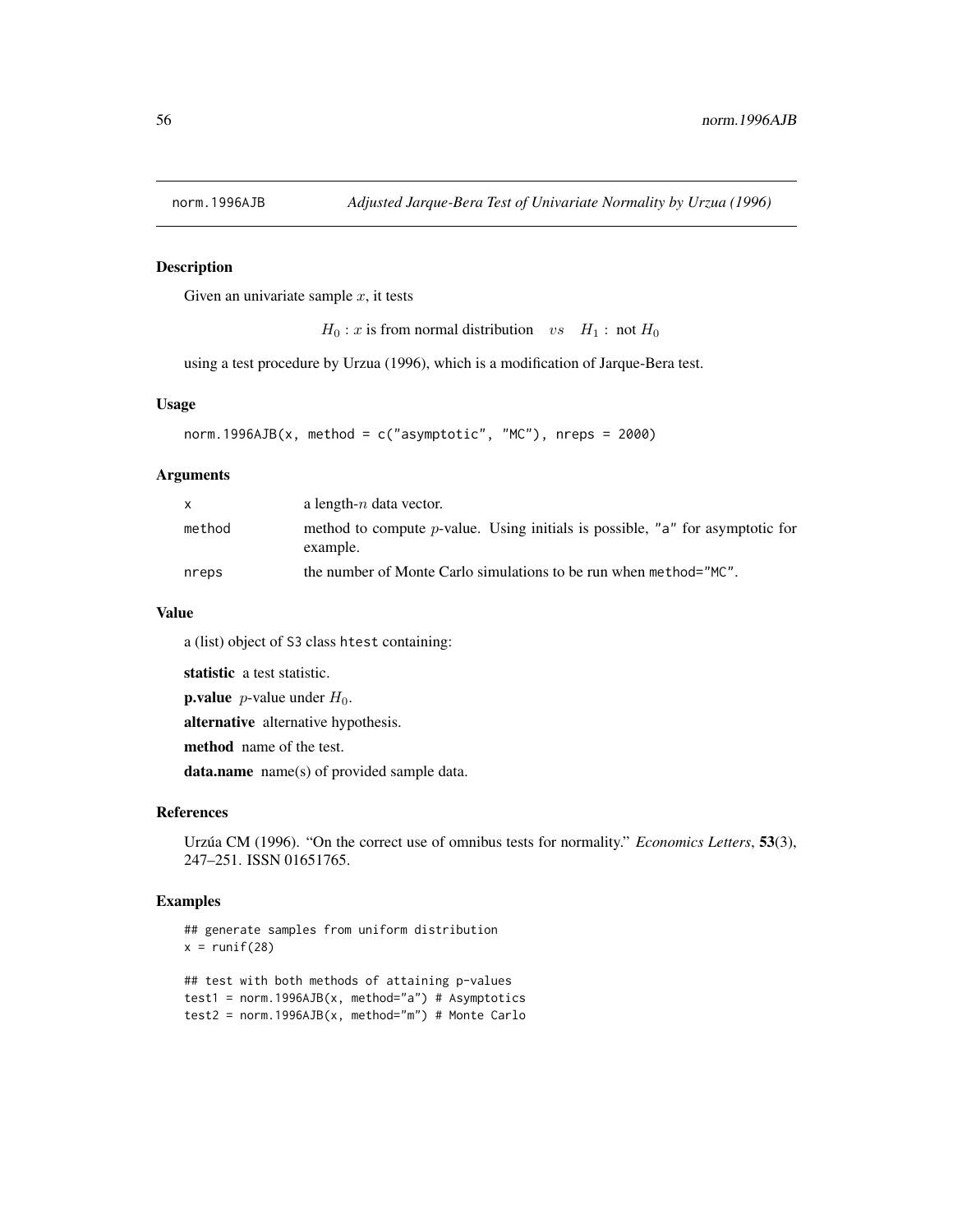# norm.1996AJB — *Adjusted Jarque-Bera Test of Univariate Normality by Urzua (1996)*

## Description

Given an univariate sample $x$, it tests

$$H_0 : x \text{ is from normal distribution} \quad vs \quad H_1 : \text{ not } H_0$$

using a test procedure by Urzua (1996), which is a modification of Jarque-Bera test.

## Usage

```
norm.1996AJB(x, method = c("asymptotic", "MC"), nreps = 2000)
```

## Arguments

| | |
|---|---|
| x | a length-$n$ data vector. |
| method | method to compute $p$-value. Using initials is possible, "a" for asymptotic for example. |
| nreps | the number of Monte Carlo simulations to be run when method="MC". |

## Value

a (list) object of S3 class htest containing:

**statistic** a test statistic.

**p.value** $p$-value under $H_0$.

**alternative** alternative hypothesis.

**method** name of the test.

**data.name** name(s) of provided sample data.

## References

Urzúa CM (1996). "On the correct use of omnibus tests for normality." *Economics Letters*, **53**(3), 247–251. ISSN 01651765.

## Examples

```
## generate samples from uniform distribution
x = runif(28)

## test with both methods of attaining p-values
test1 = norm.1996AJB(x, method="a") # Asymptotics
test2 = norm.1996AJB(x, method="m") # Monte Carlo
```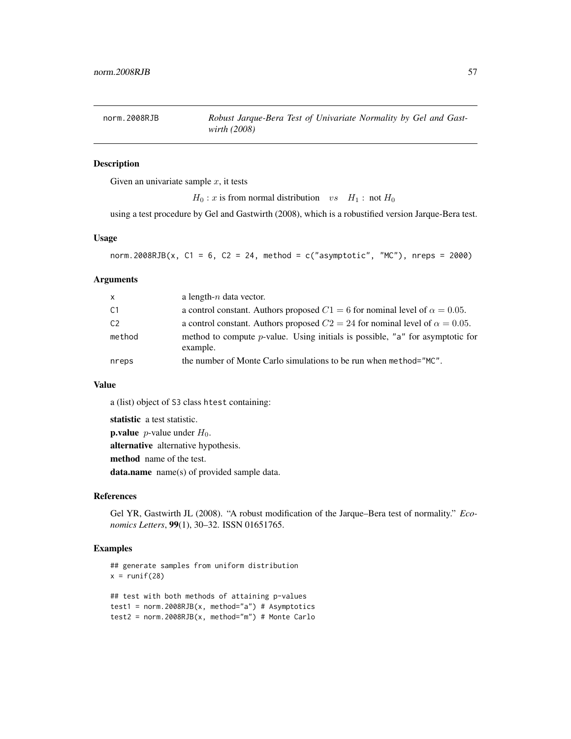# norm.2008RJB — *Robust Jarque-Bera Test of Univariate Normality by Gel and Gastwirth (2008)*

## Description

Given an univariate sample $x$, it tests

$$H_0 : x \text{ is from normal distribution} \quad vs \quad H_1 : \text{ not } H_0$$

using a test procedure by Gel and Gastwirth (2008), which is a robustified version Jarque-Bera test.

## Usage

```
norm.2008RJB(x, C1 = 6, C2 = 24, method = c("asymptotic", "MC"), nreps = 2000)
```

## Arguments

| | |
|---|---|
| `x` | a length-$n$ data vector. |
| `C1` | a control constant. Authors proposed $C1 = 6$ for nominal level of $\alpha = 0.05$. |
| `C2` | a control constant. Authors proposed $C2 = 24$ for nominal level of $\alpha = 0.05$. |
| `method` | method to compute $p$-value. Using initials is possible, `"a"` for asymptotic for example. |
| `nreps` | the number of Monte Carlo simulations to be run when `method="MC"`. |

## Value

a (list) object of `S3` class `htest` containing:

**statistic** a test statistic.
**p.value** $p$-value under $H_0$.
**alternative** alternative hypothesis.
**method** name of the test.
**data.name** name(s) of provided sample data.

## References

Gel YR, Gastwirth JL (2008). "A robust modification of the Jarque–Bera test of normality." *Economics Letters*, **99**(1), 30–32. ISSN 01651765.

## Examples

```
## generate samples from uniform distribution
x = runif(28)

## test with both methods of attaining p-values
test1 = norm.2008RJB(x, method="a") # Asymptotics
test2 = norm.2008RJB(x, method="m") # Monte Carlo
```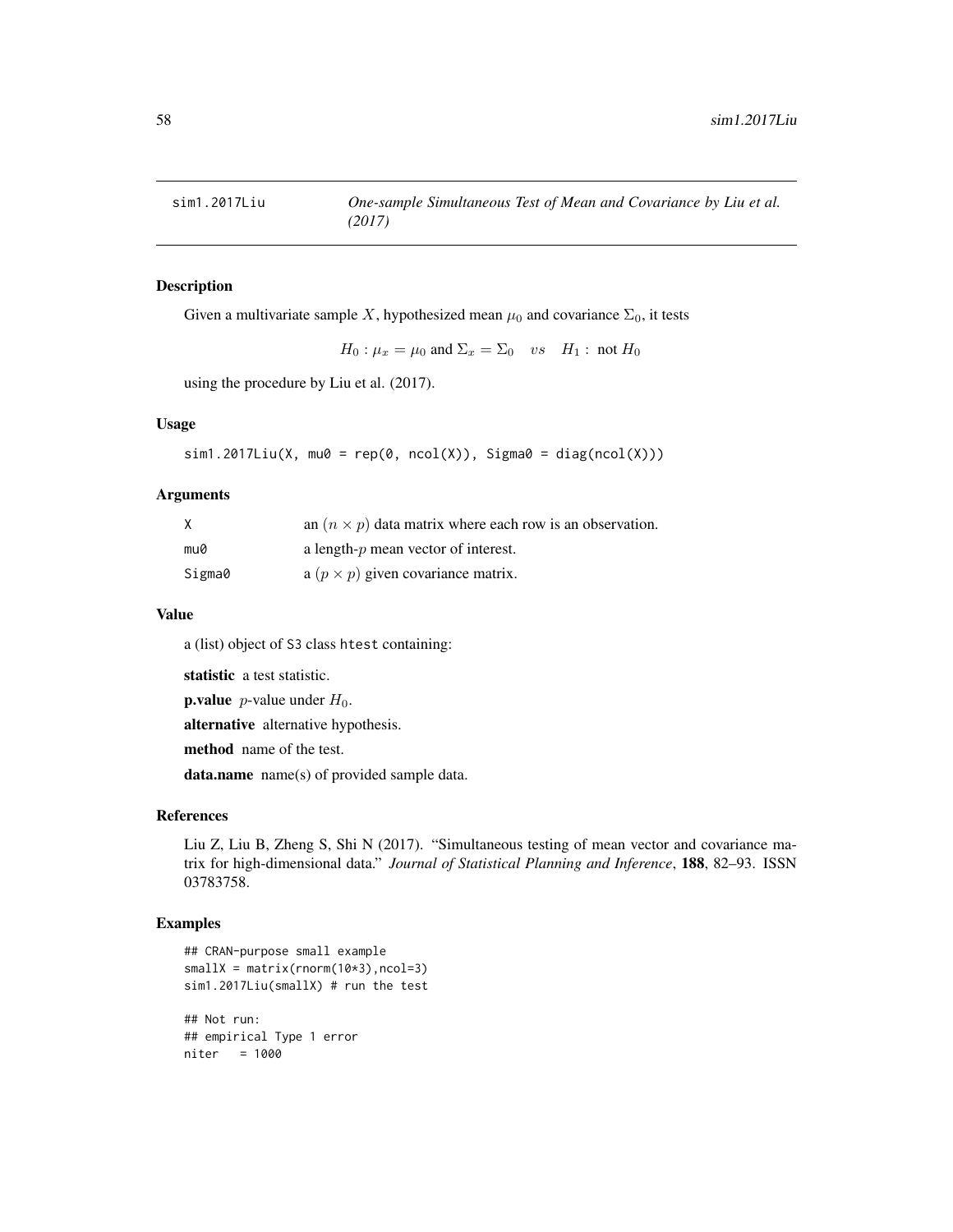## sim1.2017Liu — *One-sample Simultaneous Test of Mean and Covariance by Liu et al. (2017)*

### Description

Given a multivariate sample $X$, hypothesized mean $\mu_0$ and covariance $\Sigma_0$, it tests

$$H_0 : \mu_x = \mu_0 \text{ and } \Sigma_x = \Sigma_0 \quad vs \quad H_1 : \text{ not } H_0$$

using the procedure by Liu et al. (2017).

### Usage

```
sim1.2017Liu(X, mu0 = rep(0, ncol(X)), Sigma0 = diag(ncol(X)))
```

### Arguments

| | |
|---|---|
| X | an $(n \times p)$ data matrix where each row is an observation. |
| mu0 | a length-$p$ mean vector of interest. |
| Sigma0 | a $(p \times p)$ given covariance matrix. |

### Value

a (list) object of S3 class htest containing:

**statistic** a test statistic.

**p.value** $p$-value under $H_0$.

**alternative** alternative hypothesis.

**method** name of the test.

**data.name** name(s) of provided sample data.

### References

Liu Z, Liu B, Zheng S, Shi N (2017). "Simultaneous testing of mean vector and covariance matrix for high-dimensional data." *Journal of Statistical Planning and Inference*, **188**, 82–93. ISSN 03783758.

### Examples

```
## CRAN-purpose small example
smallX = matrix(rnorm(10*3),ncol=3)
sim1.2017Liu(smallX) # run the test

## Not run:
## empirical Type 1 error
niter   = 1000
```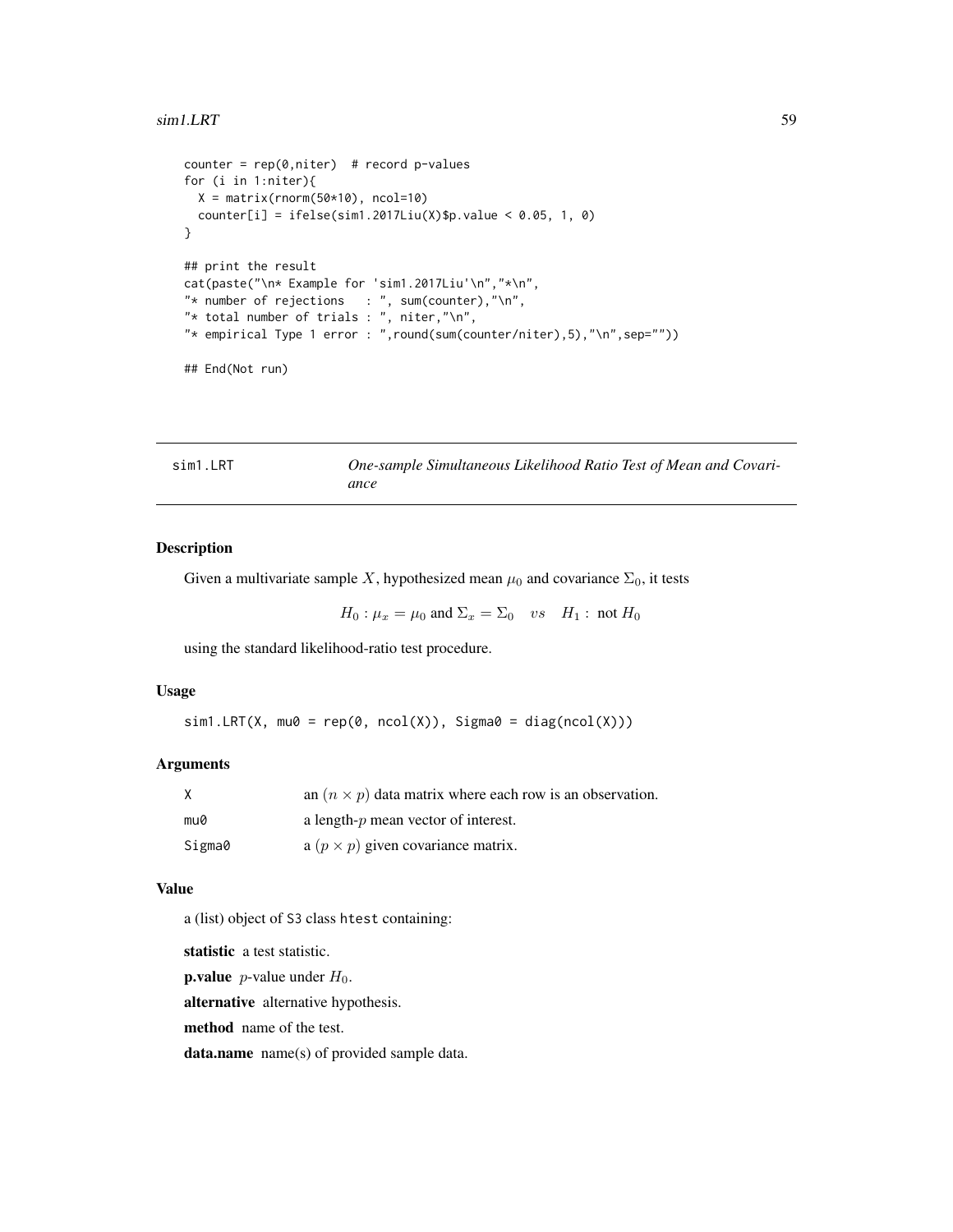```
counter = rep(0,niter)  # record p-values
for (i in 1:niter){
  X = matrix(rnorm(50*10), ncol=10)
  counter[i] = ifelse(sim1.2017Liu(X)$p.value < 0.05, 1, 0)
}

## print the result
cat(paste("\n* Example for 'sim1.2017Liu'\n","*\n",
"* number of rejections   : ", sum(counter),"\n",
"* total number of trials : ", niter,"\n",
"* empirical Type 1 error : ",round(sum(counter/niter),5),"\n",sep=""))

## End(Not run)
```

## sim1.LRT — *One-sample Simultaneous Likelihood Ratio Test of Mean and Covariance*

### Description

Given a multivariate sample $X$, hypothesized mean $\mu_0$ and covariance $\Sigma_0$, it tests

$$H_0 : \mu_x = \mu_0 \text{ and } \Sigma_x = \Sigma_0 \quad vs \quad H_1 : \text{ not } H_0$$

using the standard likelihood-ratio test procedure.

### Usage

```
sim1.LRT(X, mu0 = rep(0, ncol(X)), Sigma0 = diag(ncol(X)))
```

### Arguments

| | |
|---|---|
| X | an $(n \times p)$ data matrix where each row is an observation. |
| mu0 | a length-$p$ mean vector of interest. |
| Sigma0 | a $(p \times p)$ given covariance matrix. |

### Value

a (list) object of S3 class htest containing:

**statistic** a test statistic.

**p.value** $p$-value under $H_0$.

**alternative** alternative hypothesis.

**method** name of the test.

**data.name** name(s) of provided sample data.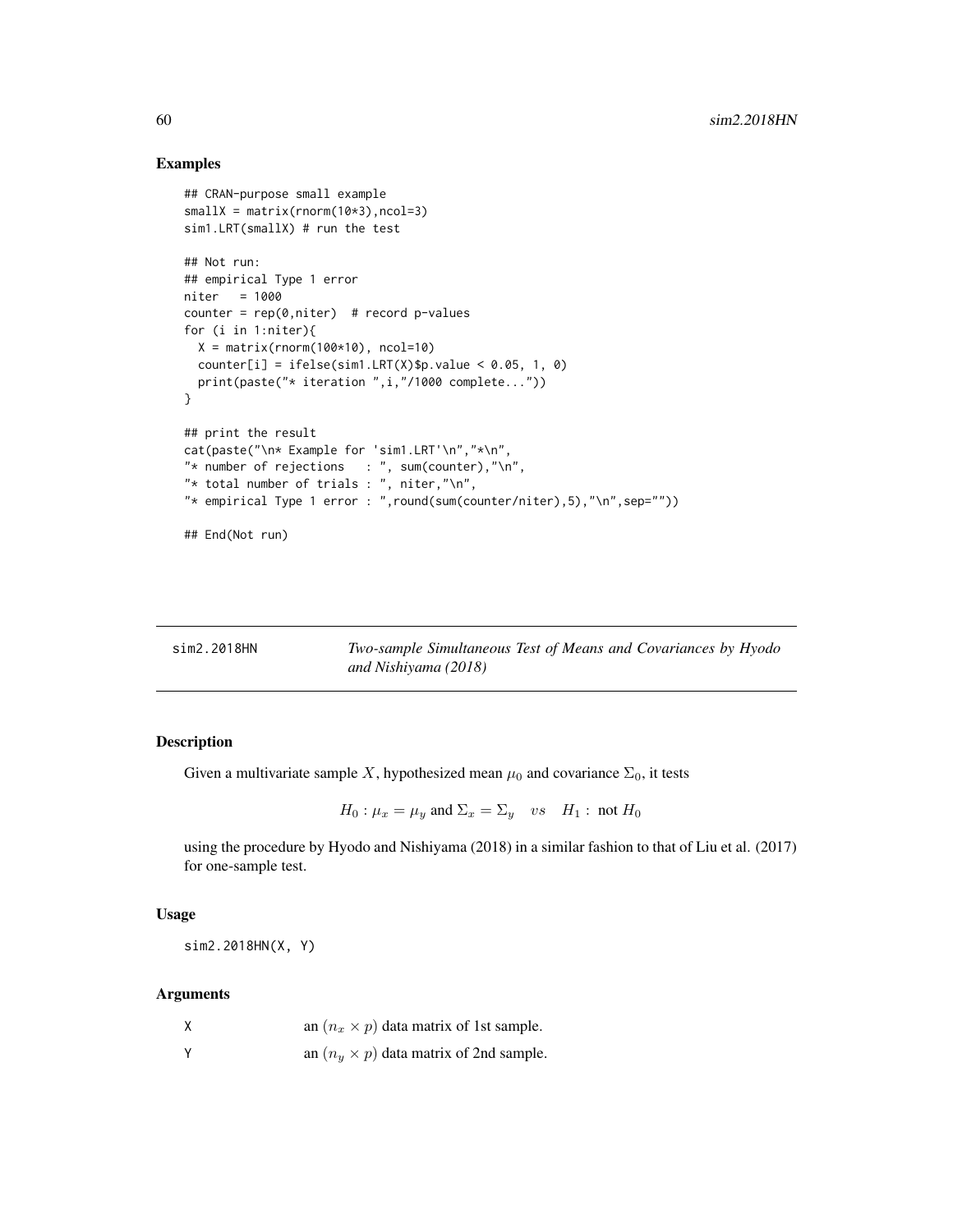## Examples

```
## CRAN-purpose small example
smallX = matrix(rnorm(10*3),ncol=3)
sim1.LRT(smallX) # run the test

## Not run:
## empirical Type 1 error
niter   = 1000
counter = rep(0,niter)  # record p-values
for (i in 1:niter){
  X = matrix(rnorm(100*10), ncol=10)
  counter[i] = ifelse(sim1.LRT(X)$p.value < 0.05, 1, 0)
  print(paste("* iteration ",i,"/1000 complete..."))
}

## print the result
cat(paste("\n* Example for 'sim1.LRT'\n","*\n",
"* number of rejections   : ", sum(counter),"\n",
"* total number of trials : ", niter,"\n",
"* empirical Type 1 error : ",round(sum(counter/niter),5),"\n",sep=""))

## End(Not run)
```

---

# sim2.2018HN — *Two-sample Simultaneous Test of Means and Covariances by Hyodo and Nishiyama (2018)*

## Description

Given a multivariate sample $X$, hypothesized mean $\mu_0$ and covariance $\Sigma_0$, it tests

$$H_0 : \mu_x = \mu_y \text{ and } \Sigma_x = \Sigma_y \quad vs \quad H_1 : \text{ not } H_0$$

using the procedure by Hyodo and Nishiyama (2018) in a similar fashion to that of Liu et al. (2017) for one-sample test.

## Usage

```
sim2.2018HN(X, Y)
```

## Arguments

| | |
|---|---|
| X | an $(n_x \times p)$ data matrix of 1st sample. |
| Y | an $(n_y \times p)$ data matrix of 2nd sample. |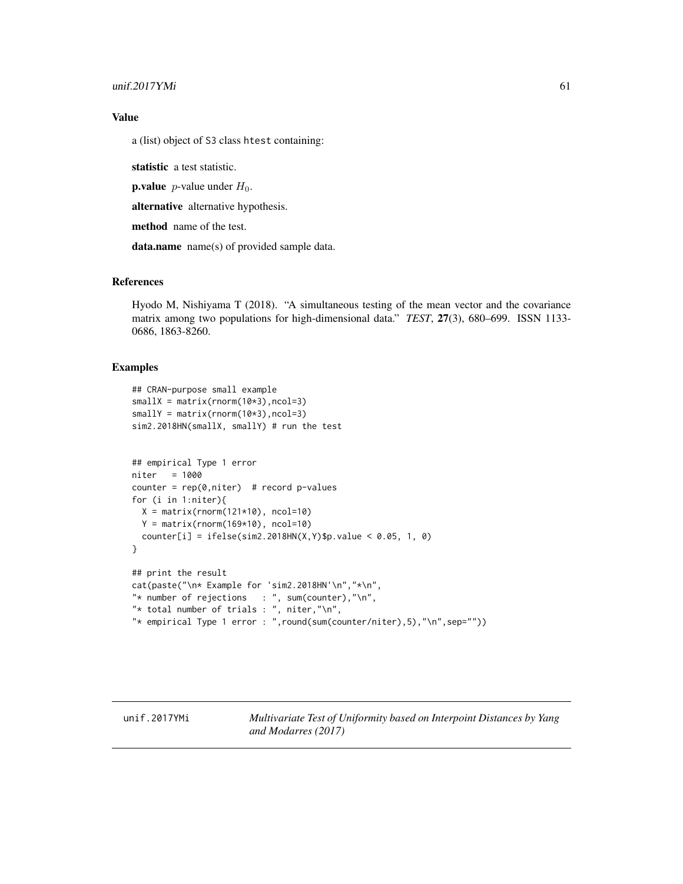## Value

a (list) object of S3 class htest containing:

**statistic** a test statistic.

**p.value** $p$-value under $H_0$.

**alternative** alternative hypothesis.

**method** name of the test.

**data.name** name(s) of provided sample data.

## References

Hyodo M, Nishiyama T (2018). "A simultaneous testing of the mean vector and the covariance matrix among two populations for high-dimensional data." *TEST*, **27**(3), 680–699. ISSN 1133-0686, 1863-8260.

## Examples

```
## CRAN-purpose small example
smallX = matrix(rnorm(10*3),ncol=3)
smallY = matrix(rnorm(10*3),ncol=3)
sim2.2018HN(smallX, smallY) # run the test


## empirical Type 1 error
niter   = 1000
counter = rep(0,niter)  # record p-values
for (i in 1:niter){
  X = matrix(rnorm(121*10), ncol=10)
  Y = matrix(rnorm(169*10), ncol=10)
  counter[i] = ifelse(sim2.2018HN(X,Y)$p.value < 0.05, 1, 0)
}

## print the result
cat(paste("\n* Example for 'sim2.2018HN'\n","*\n",
"* number of rejections   : ", sum(counter),"\n",
"* total number of trials : ", niter,"\n",
"* empirical Type 1 error : ",round(sum(counter/niter),5),"\n",sep=""))
```

---

unif.2017YMi *Multivariate Test of Uniformity based on Interpoint Distances by Yang and Modarres (2017)*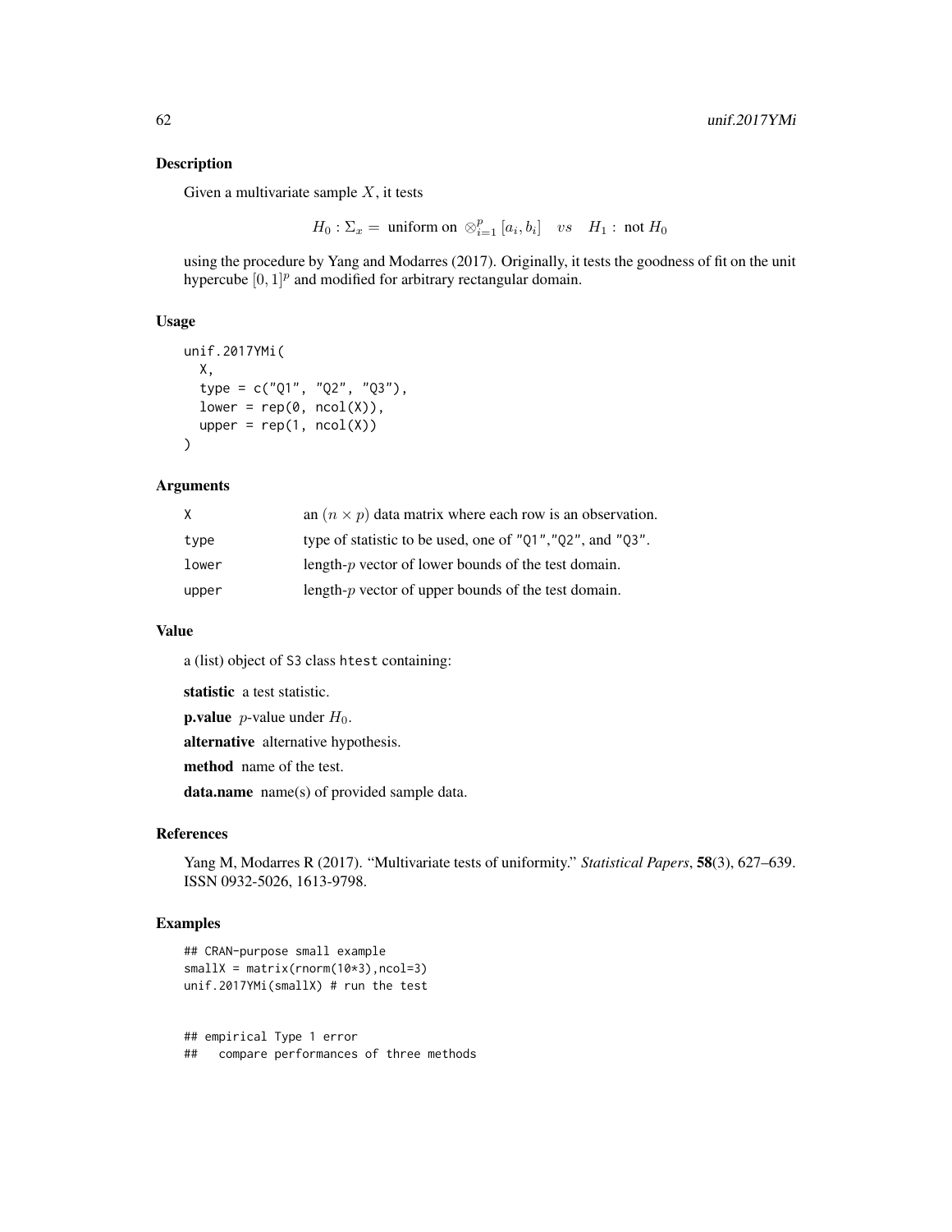## Description

Given a multivariate sample $X$, it tests

$$H_0 : \Sigma_x = \text{ uniform on } \otimes_{i=1}^{p} [a_i, b_i] \quad vs \quad H_1 : \text{ not } H_0$$

using the procedure by Yang and Modarres (2017). Originally, it tests the goodness of fit on the unit hypercube $[0, 1]^p$ and modified for arbitrary rectangular domain.

## Usage

```
unif.2017YMi(
  X,
  type = c("Q1", "Q2", "Q3"),
  lower = rep(0, ncol(X)),
  upper = rep(1, ncol(X))
)
```

## Arguments

| | |
|---|---|
| X | an $(n \times p)$ data matrix where each row is an observation. |
| type | type of statistic to be used, one of "Q1","Q2", and "Q3". |
| lower | length-$p$ vector of lower bounds of the test domain. |
| upper | length-$p$ vector of upper bounds of the test domain. |

## Value

a (list) object of S3 class htest containing:

**statistic** a test statistic.

**p.value** $p$-value under $H_0$.

**alternative** alternative hypothesis.

**method** name of the test.

**data.name** name(s) of provided sample data.

## References

Yang M, Modarres R (2017). "Multivariate tests of uniformity." *Statistical Papers*, **58**(3), 627–639. ISSN 0932-5026, 1613-9798.

## Examples

```
## CRAN-purpose small example
smallX = matrix(rnorm(10*3),ncol=3)
unif.2017YMi(smallX) # run the test


## empirical Type 1 error
##   compare performances of three methods
```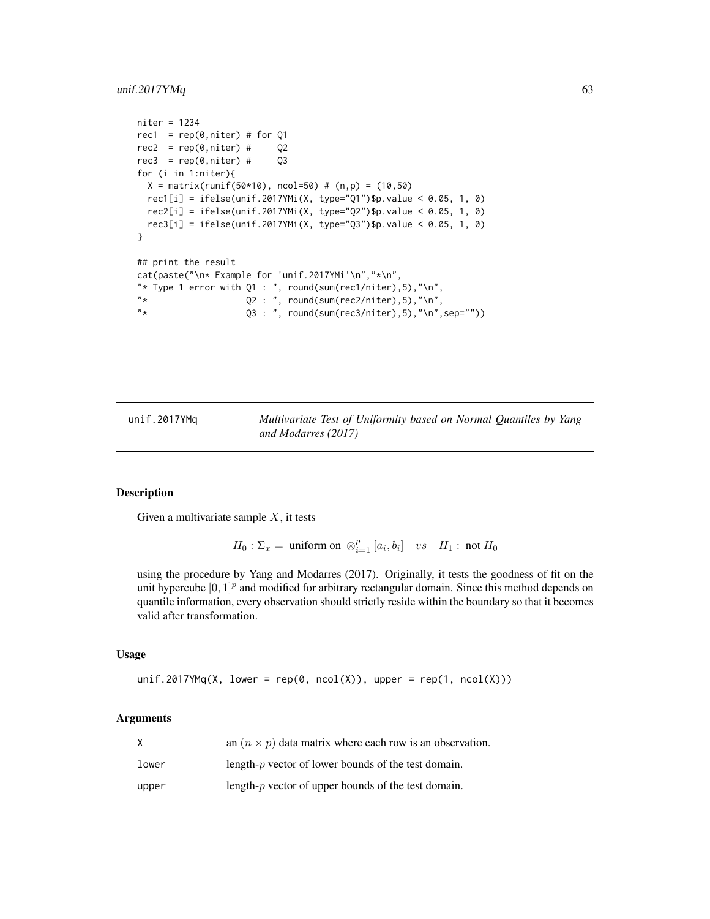```
niter = 1234
rec1  = rep(0,niter) # for Q1
rec2  = rep(0,niter) #     Q2
rec3  = rep(0,niter) #     Q3
for (i in 1:niter){
  X = matrix(runif(50*10), ncol=50) # (n,p) = (10,50)
  rec1[i] = ifelse(unif.2017YMi(X, type="Q1")$p.value < 0.05, 1, 0)
  rec2[i] = ifelse(unif.2017YMi(X, type="Q2")$p.value < 0.05, 1, 0)
  rec3[i] = ifelse(unif.2017YMi(X, type="Q3")$p.value < 0.05, 1, 0)
}

## print the result
cat(paste("\n* Example for 'unif.2017YMi'\n","*\n",
"* Type 1 error with Q1 : ", round(sum(rec1/niter),5),"\n",
"*                   Q2 : ", round(sum(rec2/niter),5),"\n",
"*                   Q3 : ", round(sum(rec3/niter),5),"\n",sep=""))
```

## unif.2017YMq — *Multivariate Test of Uniformity based on Normal Quantiles by Yang and Modarres (2017)*

### Description

Given a multivariate sample $X$, it tests

$$H_0 : \Sigma_x = \text{ uniform on } \otimes_{i=1}^p [a_i, b_i] \quad vs \quad H_1 : \text{ not } H_0$$

using the procedure by Yang and Modarres (2017). Originally, it tests the goodness of fit on the unit hypercube $[0, 1]^p$ and modified for arbitrary rectangular domain. Since this method depends on quantile information, every observation should strictly reside within the boundary so that it becomes valid after transformation.

### Usage

```
unif.2017YMq(X, lower = rep(0, ncol(X)), upper = rep(1, ncol(X)))
```

### Arguments

| | |
|---|---|
| X | an $(n \times p)$ data matrix where each row is an observation. |
| lower | length-$p$ vector of lower bounds of the test domain. |
| upper | length-$p$ vector of upper bounds of the test domain. |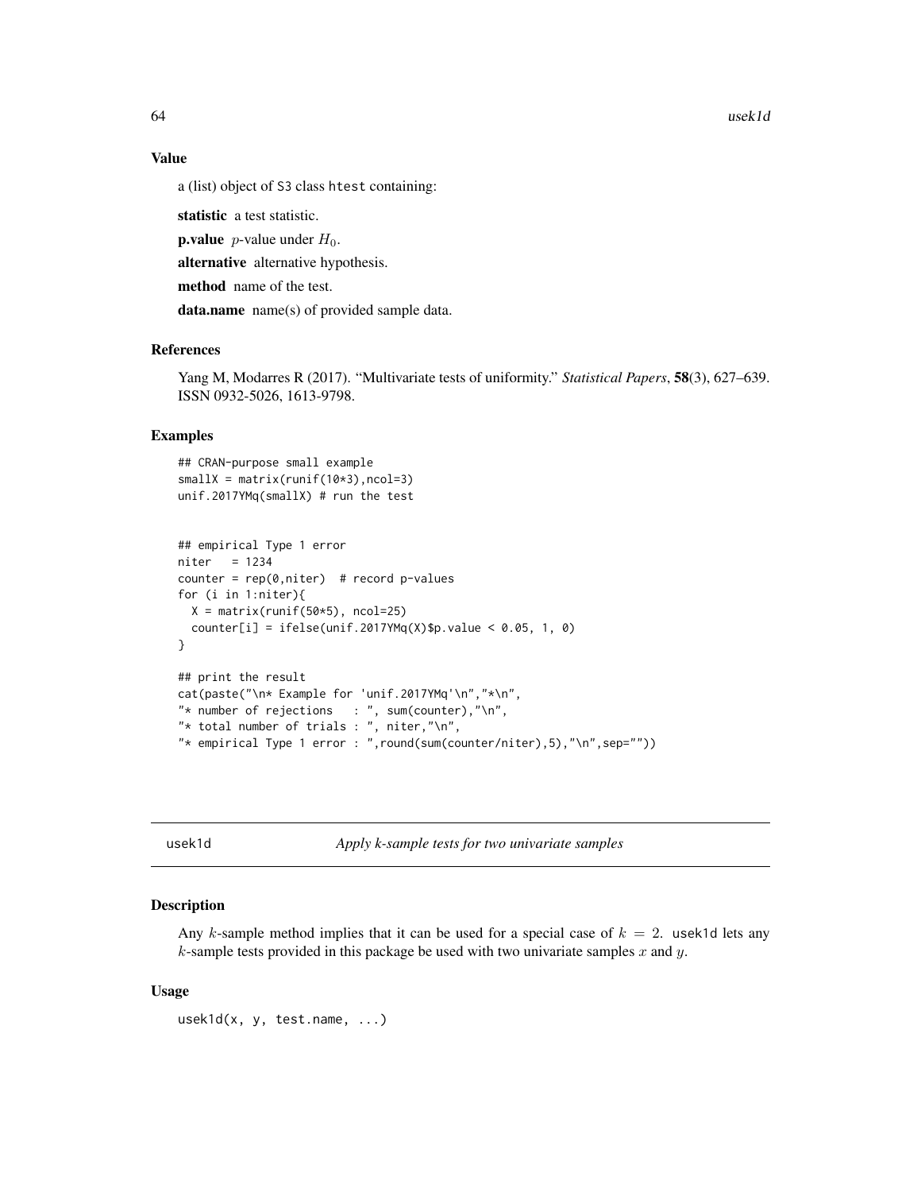### Value

a (list) object of S3 class htest containing:

**statistic** a test statistic.

**p.value** $p$-value under $H_0$.

**alternative** alternative hypothesis.

**method** name of the test.

**data.name** name(s) of provided sample data.

### References

Yang M, Modarres R (2017). "Multivariate tests of uniformity." *Statistical Papers*, **58**(3), 627–639. ISSN 0932-5026, 1613-9798.

### Examples

```
## CRAN-purpose small example
smallX = matrix(runif(10*3),ncol=3)
unif.2017YMq(smallX) # run the test


## empirical Type 1 error
niter   = 1234
counter = rep(0,niter)  # record p-values
for (i in 1:niter){
  X = matrix(runif(50*5), ncol=25)
  counter[i] = ifelse(unif.2017YMq(X)$p.value < 0.05, 1, 0)
}

## print the result
cat(paste("\n* Example for 'unif.2017YMq'\n","*\n",
"* number of rejections   : ", sum(counter),"\n",
"* total number of trials : ", niter,"\n",
"* empirical Type 1 error : ",round(sum(counter/niter),5),"\n",sep=""))
```

---

## usek1d *Apply k-sample tests for two univariate samples*

### Description

Any $k$-sample method implies that it can be used for a special case of $k = 2$. usek1d lets any $k$-sample tests provided in this package be used with two univariate samples $x$ and $y$.

### Usage

```
usek1d(x, y, test.name, ...)
```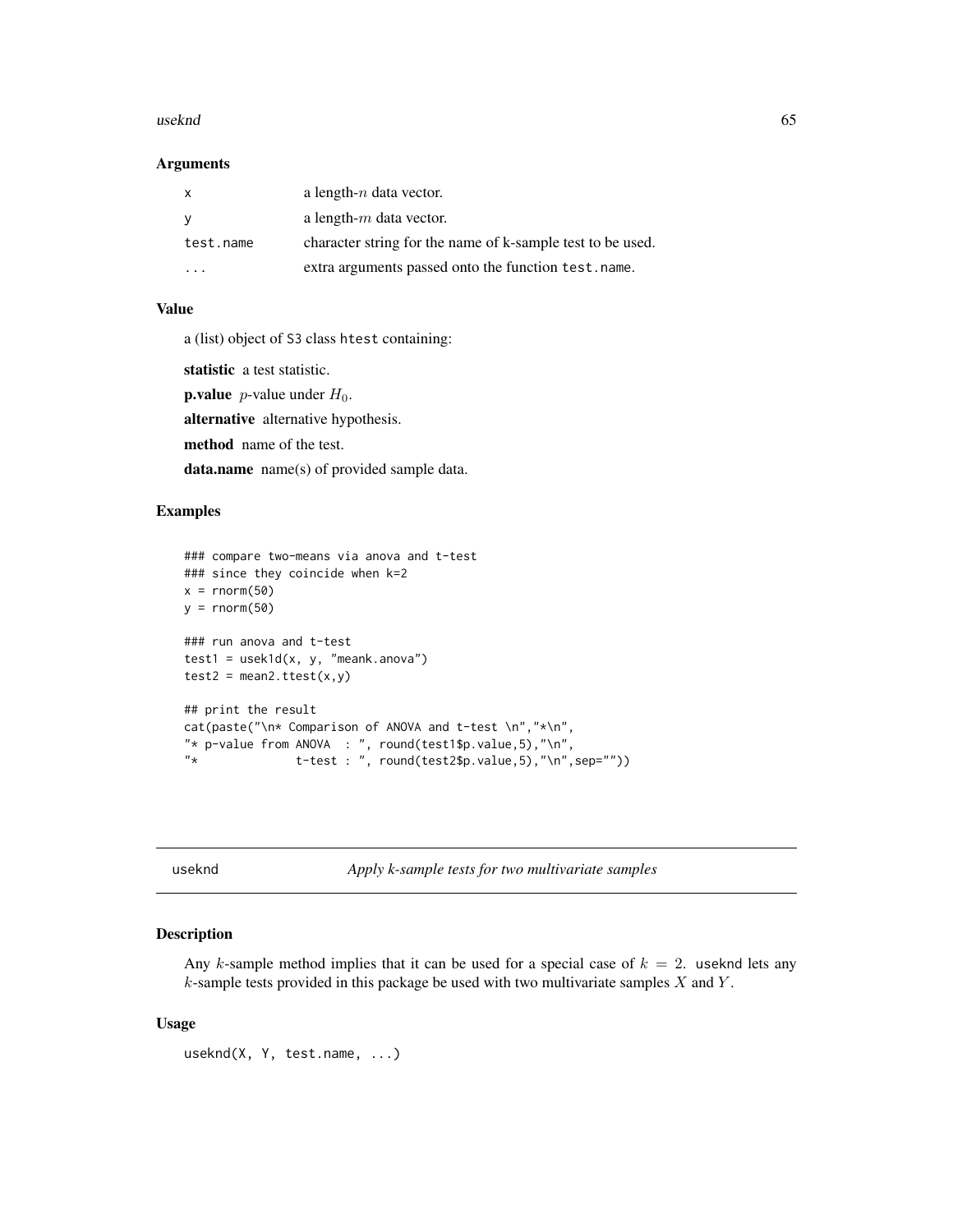### Arguments

| | |
|---|---|
| x | a length-$n$ data vector. |
| y | a length-$m$ data vector. |
| test.name | character string for the name of k-sample test to be used. |
| ... | extra arguments passed onto the function test.name. |

### Value

a (list) object of S3 class htest containing:

**statistic** a test statistic.

**p.value** $p$-value under $H_0$.

**alternative** alternative hypothesis.

**method** name of the test.

**data.name** name(s) of provided sample data.

### Examples

```
### compare two-means via anova and t-test
### since they coincide when k=2
x = rnorm(50)
y = rnorm(50)

### run anova and t-test
test1 = usek1d(x, y, "meank.anova")
test2 = mean2.ttest(x,y)

## print the result
cat(paste("\n* Comparison of ANOVA and t-test \n","*\n",
"* p-value from ANOVA  : ", round(test1$p.value,5),"\n",
"*              t-test : ", round(test2$p.value,5),"\n",sep=""))
```

---

## useknd *Apply k-sample tests for two multivariate samples*

### Description

Any $k$-sample method implies that it can be used for a special case of $k = 2$. useknd lets any $k$-sample tests provided in this package be used with two multivariate samples $X$ and $Y$.

### Usage

```
useknd(X, Y, test.name, ...)
```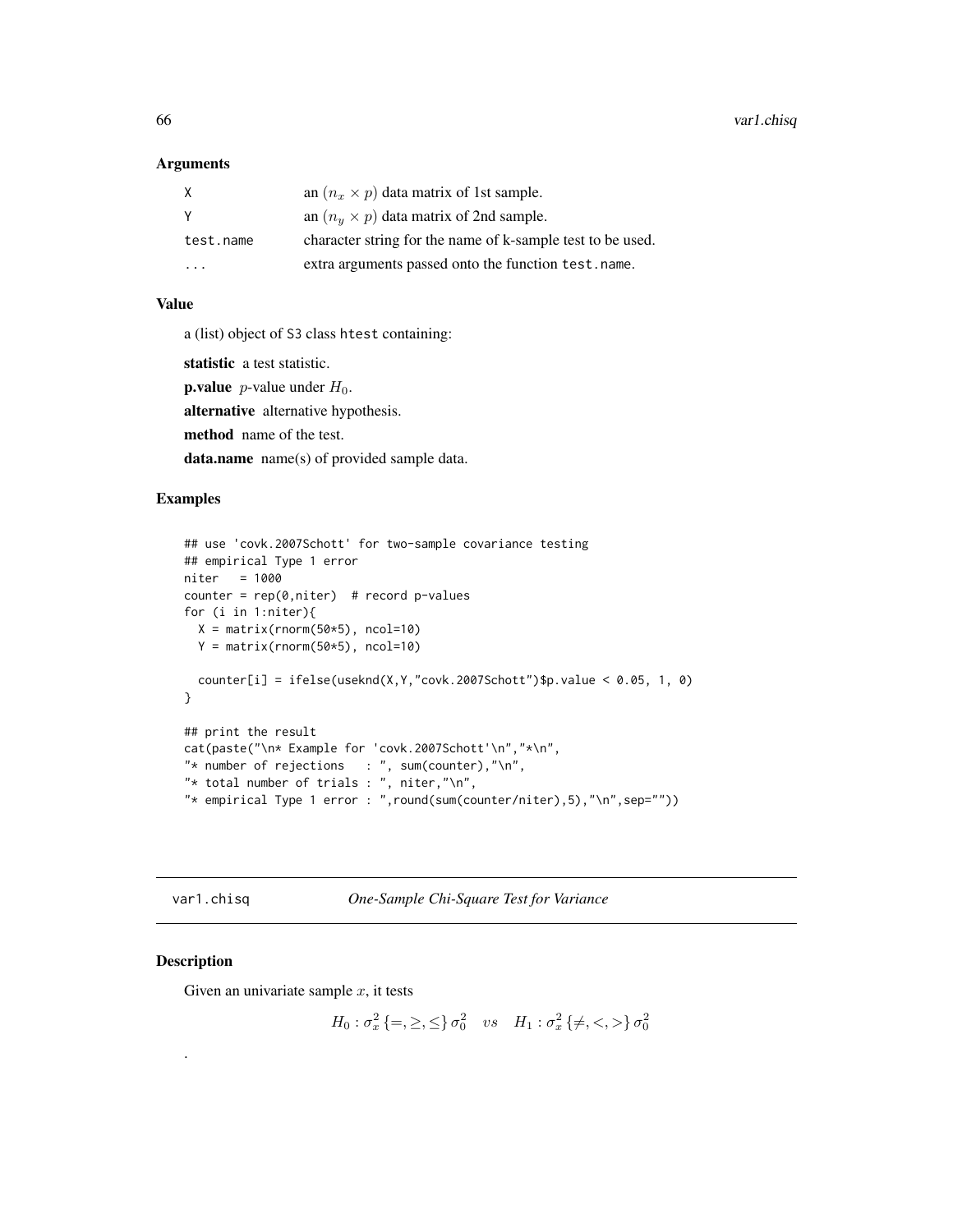### Arguments

| | |
|---|---|
| X | an $(n_x \times p)$ data matrix of 1st sample. |
| Y | an $(n_y \times p)$ data matrix of 2nd sample. |
| test.name | character string for the name of k-sample test to be used. |
| ... | extra arguments passed onto the function test.name. |

### Value

a (list) object of S3 class htest containing:

**statistic** a test statistic.

**p.value** $p$-value under $H_0$.

**alternative** alternative hypothesis.

**method** name of the test.

**data.name** name(s) of provided sample data.

### Examples

```
## use 'covk.2007Schott' for two-sample covariance testing
## empirical Type 1 error
niter   = 1000
counter = rep(0,niter)  # record p-values
for (i in 1:niter){
  X = matrix(rnorm(50*5), ncol=10)
  Y = matrix(rnorm(50*5), ncol=10)

  counter[i] = ifelse(useknd(X,Y,"covk.2007Schott")$p.value < 0.05, 1, 0)
}

## print the result
cat(paste("\n* Example for 'covk.2007Schott'\n","*\n",
"* number of rejections   : ", sum(counter),"\n",
"* total number of trials : ", niter,"\n",
"* empirical Type 1 error : ",round(sum(counter/niter),5),"\n",sep=""))
```

---

## var1.chisq — *One-Sample Chi-Square Test for Variance*

### Description

Given an univariate sample $x$, it tests

$$H_0 : \sigma_x^2 \{=, \geq, \leq\} \sigma_0^2 \quad vs \quad H_1 : \sigma_x^2 \{\neq, <, >\} \sigma_0^2$$

.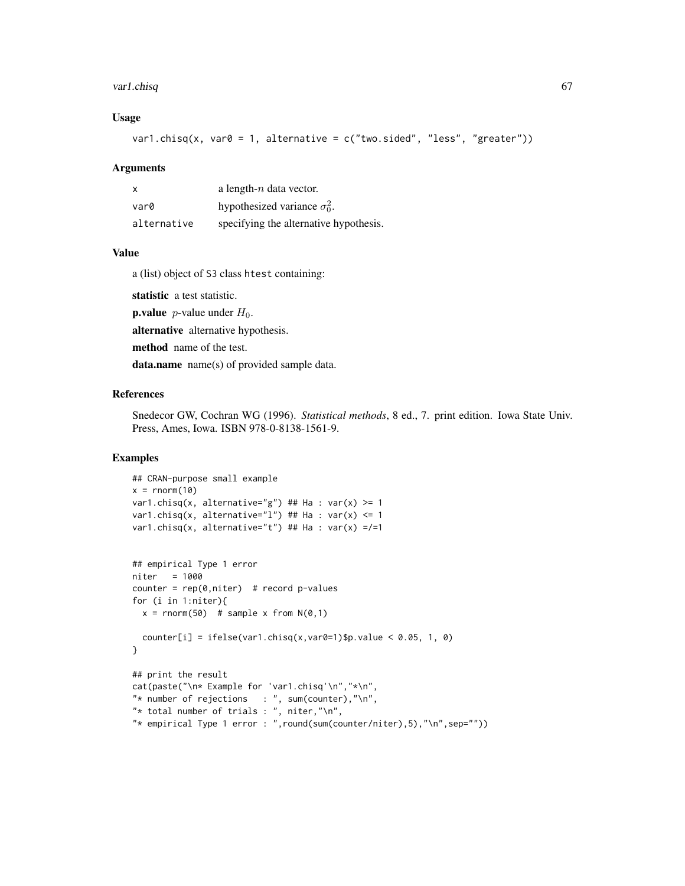### Usage

```
var1.chisq(x, var0 = 1, alternative = c("two.sided", "less", "greater"))
```

### Arguments

| | |
|---|---|
| x | a length-$n$ data vector. |
| var0 | hypothesized variance $\sigma_0^2$. |
| alternative | specifying the alternative hypothesis. |

### Value

a (list) object of S3 class htest containing:

**statistic** a test statistic.

**p.value** $p$-value under $H_0$.

**alternative** alternative hypothesis.

**method** name of the test.

**data.name** name(s) of provided sample data.

### References

Snedecor GW, Cochran WG (1996). *Statistical methods*, 8 ed., 7. print edition. Iowa State Univ. Press, Ames, Iowa. ISBN 978-0-8138-1561-9.

### Examples

```
## CRAN-purpose small example
x = rnorm(10)
var1.chisq(x, alternative="g") ## Ha : var(x) >= 1
var1.chisq(x, alternative="l") ## Ha : var(x) <= 1
var1.chisq(x, alternative="t") ## Ha : var(x) =/=1


## empirical Type 1 error
niter   = 1000
counter = rep(0,niter)  # record p-values
for (i in 1:niter){
  x = rnorm(50)  # sample x from N(0,1)

  counter[i] = ifelse(var1.chisq(x,var0=1)$p.value < 0.05, 1, 0)
}

## print the result
cat(paste("\n* Example for 'var1.chisq'\n","*\n",
"* number of rejections   : ", sum(counter),"\n",
"* total number of trials : ", niter,"\n",
"* empirical Type 1 error : ",round(sum(counter/niter),5),"\n",sep=""))
```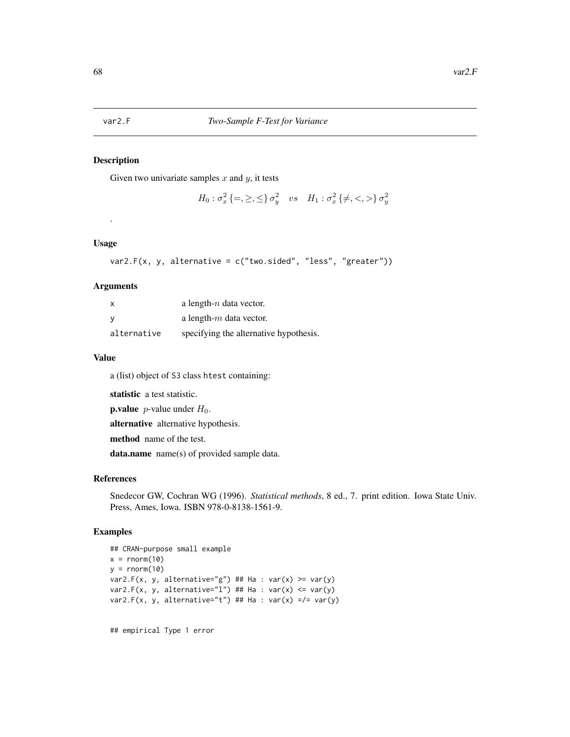# var2.F *Two-Sample F-Test for Variance*

## Description

Given two univariate samples $x$ and $y$, it tests

$$H_0 : \sigma_x^2 \{=, \geq, \leq\} \sigma_y^2 \quad vs \quad H_1 : \sigma_x^2 \{\neq, <, >\} \sigma_y^2$$

.

## Usage

```
var2.F(x, y, alternative = c("two.sided", "less", "greater"))
```

## Arguments

| | |
|---|---|
| x | a length-$n$ data vector. |
| y | a length-$m$ data vector. |
| alternative | specifying the alternative hypothesis. |

## Value

a (list) object of S3 class htest containing:

**statistic** a test statistic.

**p.value** $p$-value under $H_0$.

**alternative** alternative hypothesis.

**method** name of the test.

**data.name** name(s) of provided sample data.

## References

Snedecor GW, Cochran WG (1996). *Statistical methods*, 8 ed., 7. print edition. Iowa State Univ. Press, Ames, Iowa. ISBN 978-0-8138-1561-9.

## Examples

```
## CRAN-purpose small example
x = rnorm(10)
y = rnorm(10)
var2.F(x, y, alternative="g") ## Ha : var(x) >= var(y)
var2.F(x, y, alternative="l") ## Ha : var(x) <= var(y)
var2.F(x, y, alternative="t") ## Ha : var(x) =/= var(y)


## empirical Type 1 error
```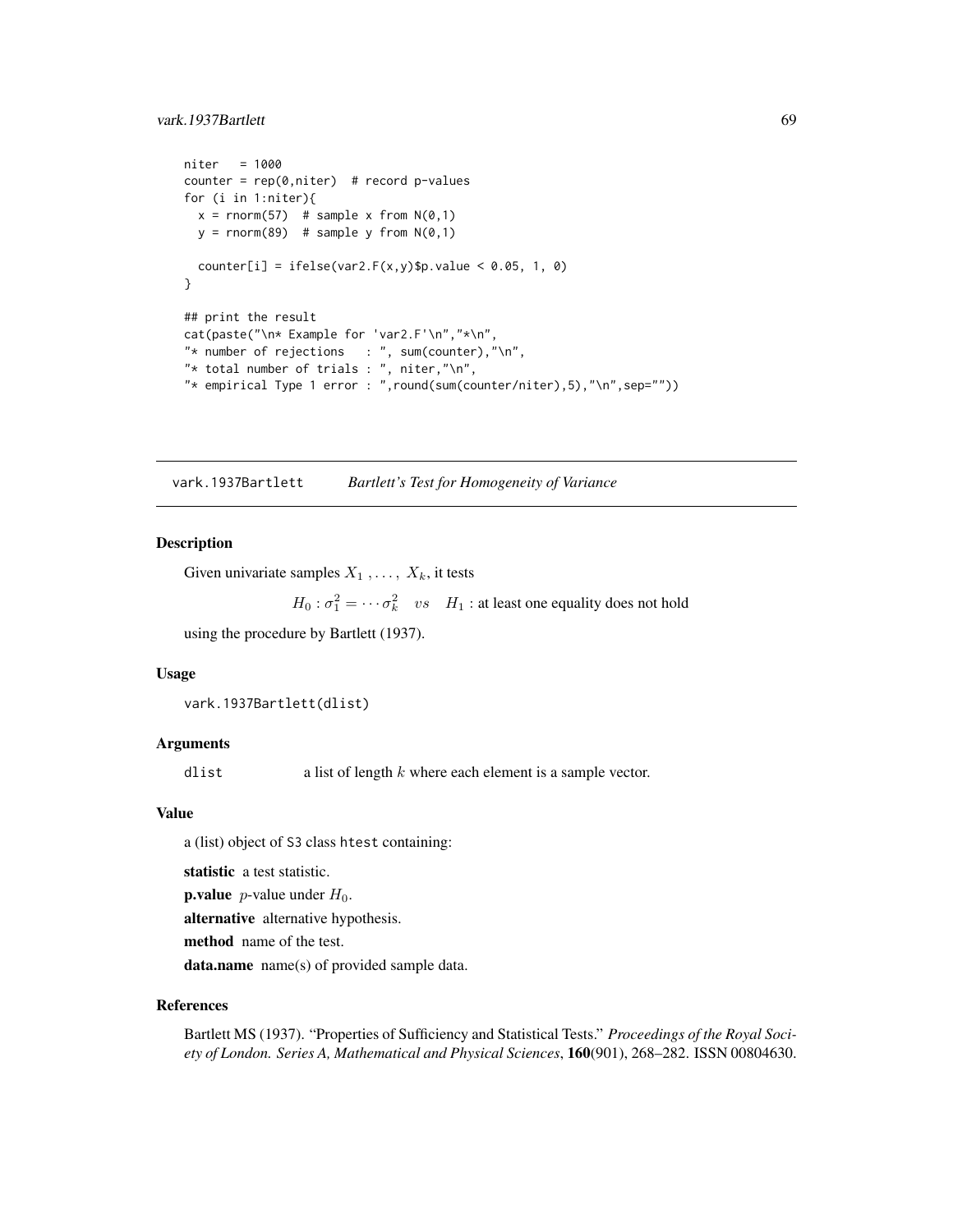```
niter   = 1000
counter = rep(0,niter)  # record p-values
for (i in 1:niter){
  x = rnorm(57)  # sample x from N(0,1)
  y = rnorm(89)  # sample y from N(0,1)

  counter[i] = ifelse(var2.F(x,y)$p.value < 0.05, 1, 0)
}

## print the result
cat(paste("\n* Example for 'var2.F'\n","*\n",
"* number of rejections   : ", sum(counter),"\n",
"* total number of trials : ", niter,"\n",
"* empirical Type 1 error : ",round(sum(counter/niter),5),"\n",sep=""))
```

---

## vark.1937Bartlett    *Bartlett's Test for Homogeneity of Variance*

### Description

Given univariate samples $X_1, \ldots, X_k$, it tests

$$H_0 : \sigma_1^2 = \cdots \sigma_k^2 \quad vs \quad H_1 : \text{at least one equality does not hold}$$

using the procedure by Bartlett (1937).

### Usage

```
vark.1937Bartlett(dlist)
```

### Arguments

`dlist` a list of length $k$ where each element is a sample vector.

### Value

a (list) object of S3 class htest containing:

**statistic** a test statistic.

**p.value** $p$-value under $H_0$.

**alternative** alternative hypothesis.

**method** name of the test.

**data.name** name(s) of provided sample data.

### References

Bartlett MS (1937). "Properties of Sufficiency and Statistical Tests." *Proceedings of the Royal Society of London. Series A, Mathematical and Physical Sciences*, **160**(901), 268–282. ISSN 00804630.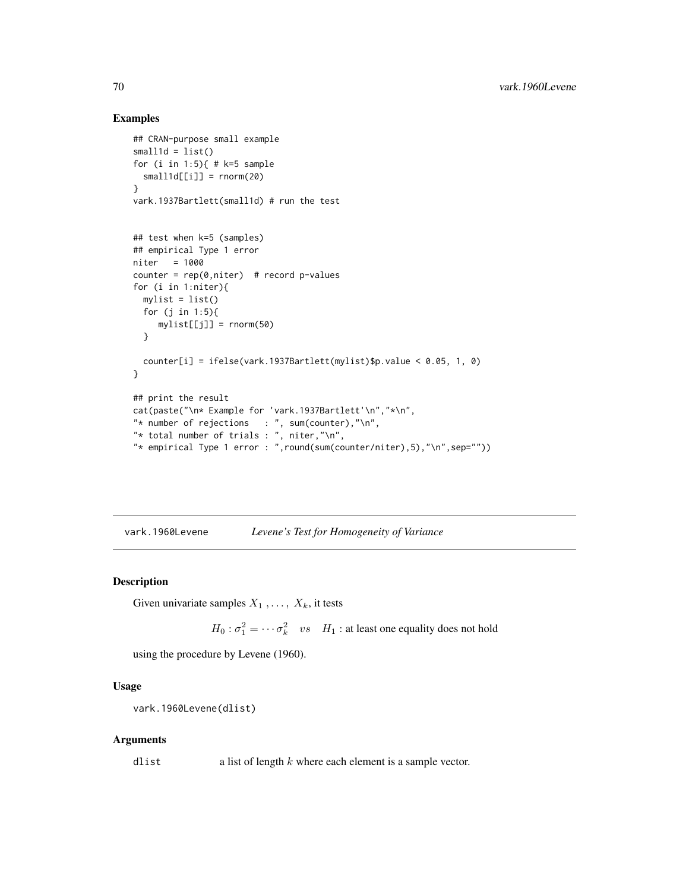## Examples

```
## CRAN-purpose small example
small1d = list()
for (i in 1:5){ # k=5 sample
  small1d[[i]] = rnorm(20)
}
vark.1937Bartlett(small1d) # run the test


## test when k=5 (samples)
## empirical Type 1 error
niter   = 1000
counter = rep(0,niter)  # record p-values
for (i in 1:niter){
  mylist = list()
  for (j in 1:5){
     mylist[[j]] = rnorm(50)
  }

  counter[i] = ifelse(vark.1937Bartlett(mylist)$p.value < 0.05, 1, 0)
}

## print the result
cat(paste("\n* Example for 'vark.1937Bartlett'\n","*\n",
"* number of rejections   : ", sum(counter),"\n",
"* total number of trials : ", niter,"\n",
"* empirical Type 1 error : ",round(sum(counter/niter),5),"\n",sep=""))
```

---

`vark.1960Levene` *Levene's Test for Homogeneity of Variance*

---

## Description

Given univariate samples $X_1, \ldots, X_k$, it tests

$$H_0 : \sigma_1^2 = \cdots \sigma_k^2 \quad vs \quad H_1 : \text{at least one equality does not hold}$$

using the procedure by Levene (1960).

## Usage

```
vark.1960Levene(dlist)
```

## Arguments

`dlist` a list of length $k$ where each element is a sample vector.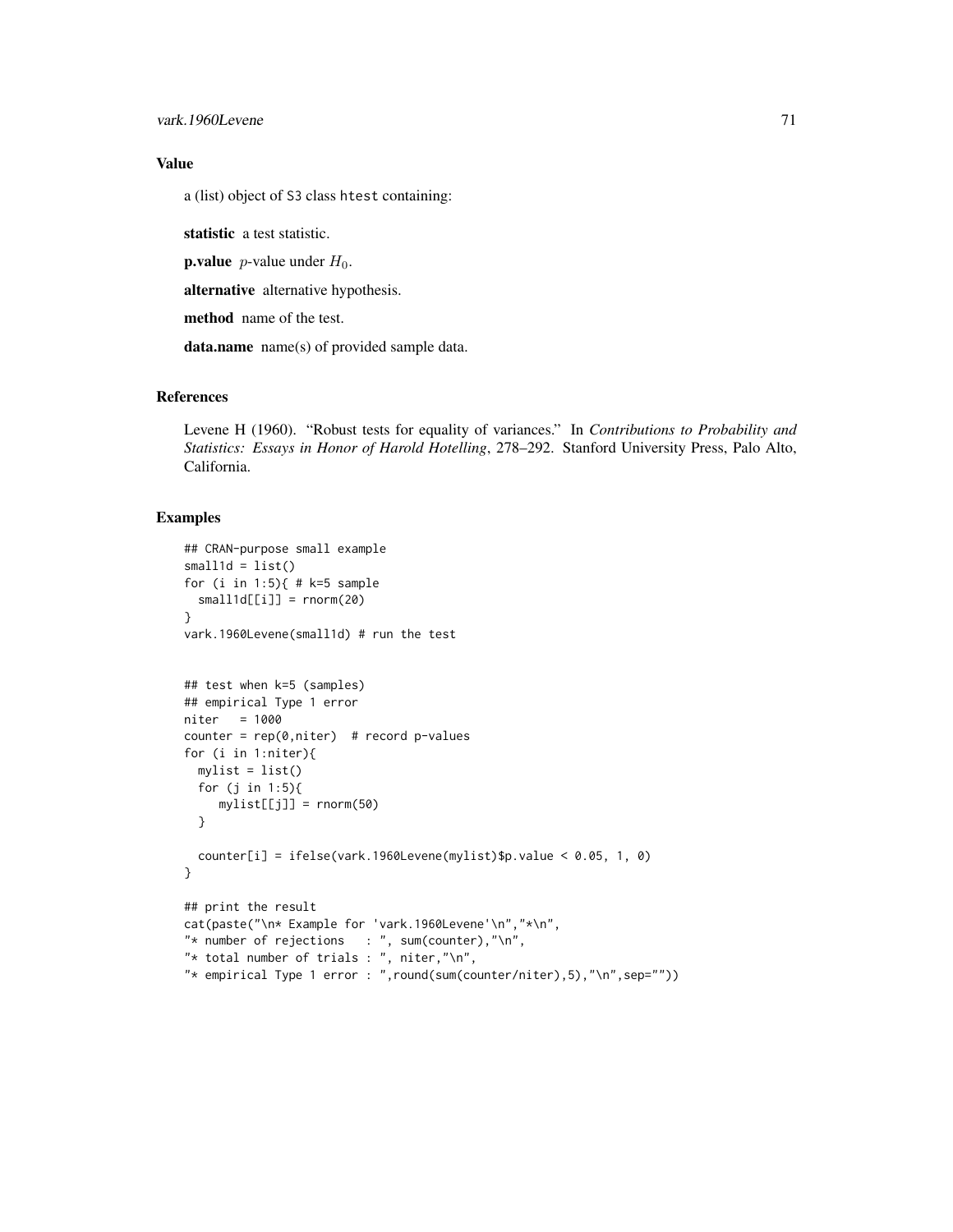### Value

a (list) object of S3 class htest containing:

**statistic** a test statistic.

**p.value** $p$-value under $H_0$.

**alternative** alternative hypothesis.

**method** name of the test.

**data.name** name(s) of provided sample data.

### References

Levene H (1960). "Robust tests for equality of variances." In *Contributions to Probability and Statistics: Essays in Honor of Harold Hotelling*, 278–292. Stanford University Press, Palo Alto, California.

### Examples

```
## CRAN-purpose small example
small1d = list()
for (i in 1:5){ # k=5 sample
  small1d[[i]] = rnorm(20)
}
vark.1960Levene(small1d) # run the test


## test when k=5 (samples)
## empirical Type 1 error
niter   = 1000
counter = rep(0,niter)  # record p-values
for (i in 1:niter){
  mylist = list()
  for (j in 1:5){
     mylist[[j]] = rnorm(50)
  }

  counter[i] = ifelse(vark.1960Levene(mylist)$p.value < 0.05, 1, 0)
}

## print the result
cat(paste("\n* Example for 'vark.1960Levene'\n","*\n",
"* number of rejections   : ", sum(counter),"\n",
"* total number of trials : ", niter,"\n",
"* empirical Type 1 error : ",round(sum(counter/niter),5),"\n",sep=""))
```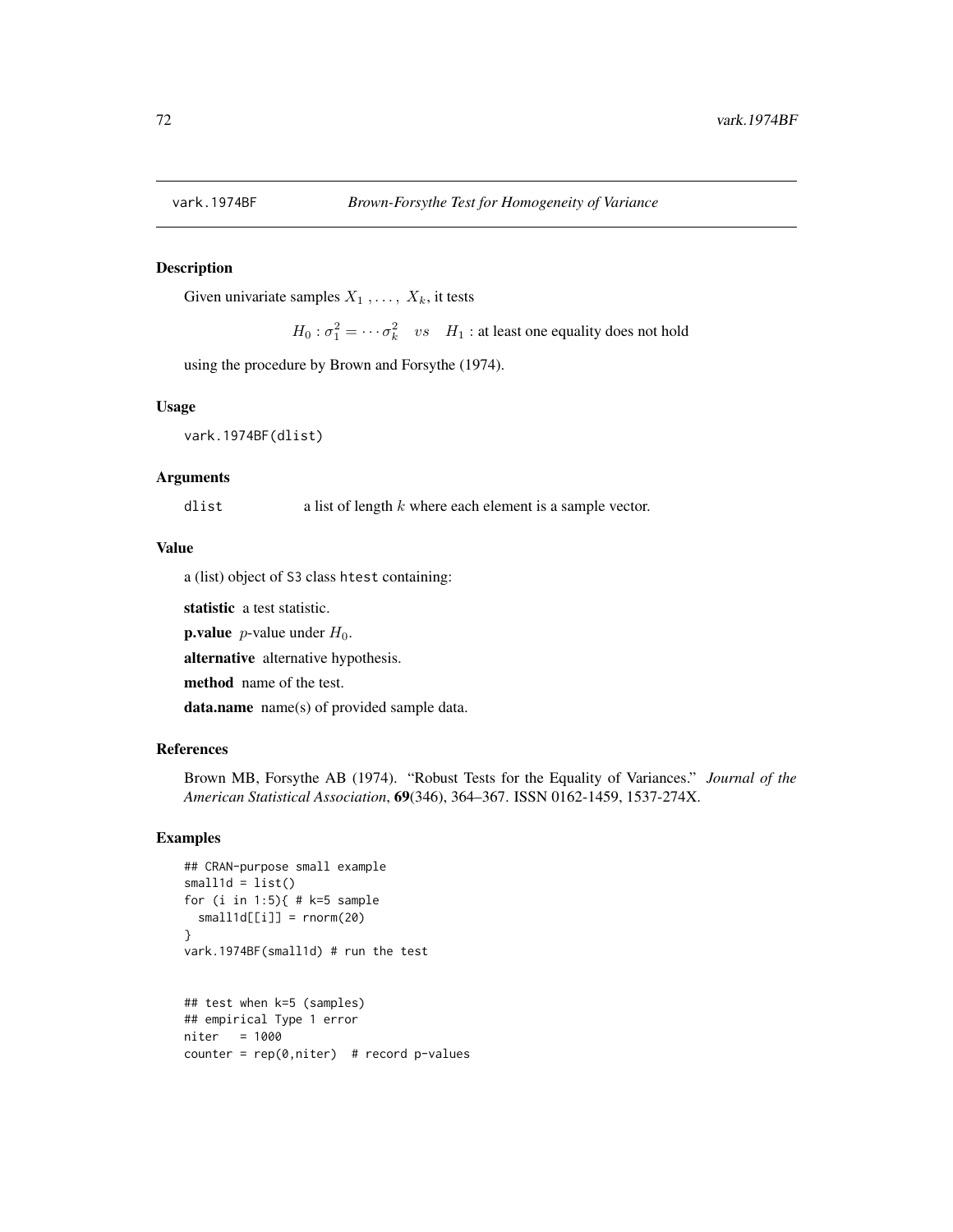vark.1974BF &nbsp;&nbsp;&nbsp; *Brown-Forsythe Test for Homogeneity of Variance*

## Description

Given univariate samples $X_1, \ldots, X_k$, it tests

$$H_0 : \sigma_1^2 = \cdots \sigma_k^2 \quad vs \quad H_1 : \text{at least one equality does not hold}$$

using the procedure by Brown and Forsythe (1974).

## Usage

```
vark.1974BF(dlist)
```

## Arguments

dlist &nbsp;&nbsp;&nbsp; a list of length $k$ where each element is a sample vector.

## Value

a (list) object of S3 class htest containing:

**statistic** a test statistic.

**p.value** $p$-value under $H_0$.

**alternative** alternative hypothesis.

**method** name of the test.

**data.name** name(s) of provided sample data.

## References

Brown MB, Forsythe AB (1974). "Robust Tests for the Equality of Variances." *Journal of the American Statistical Association*, **69**(346), 364–367. ISSN 0162-1459, 1537-274X.

## Examples

```
## CRAN-purpose small example
small1d = list()
for (i in 1:5){ # k=5 sample
  small1d[[i]] = rnorm(20)
}
vark.1974BF(small1d) # run the test


## test when k=5 (samples)
## empirical Type 1 error
niter   = 1000
counter = rep(0,niter)  # record p-values
```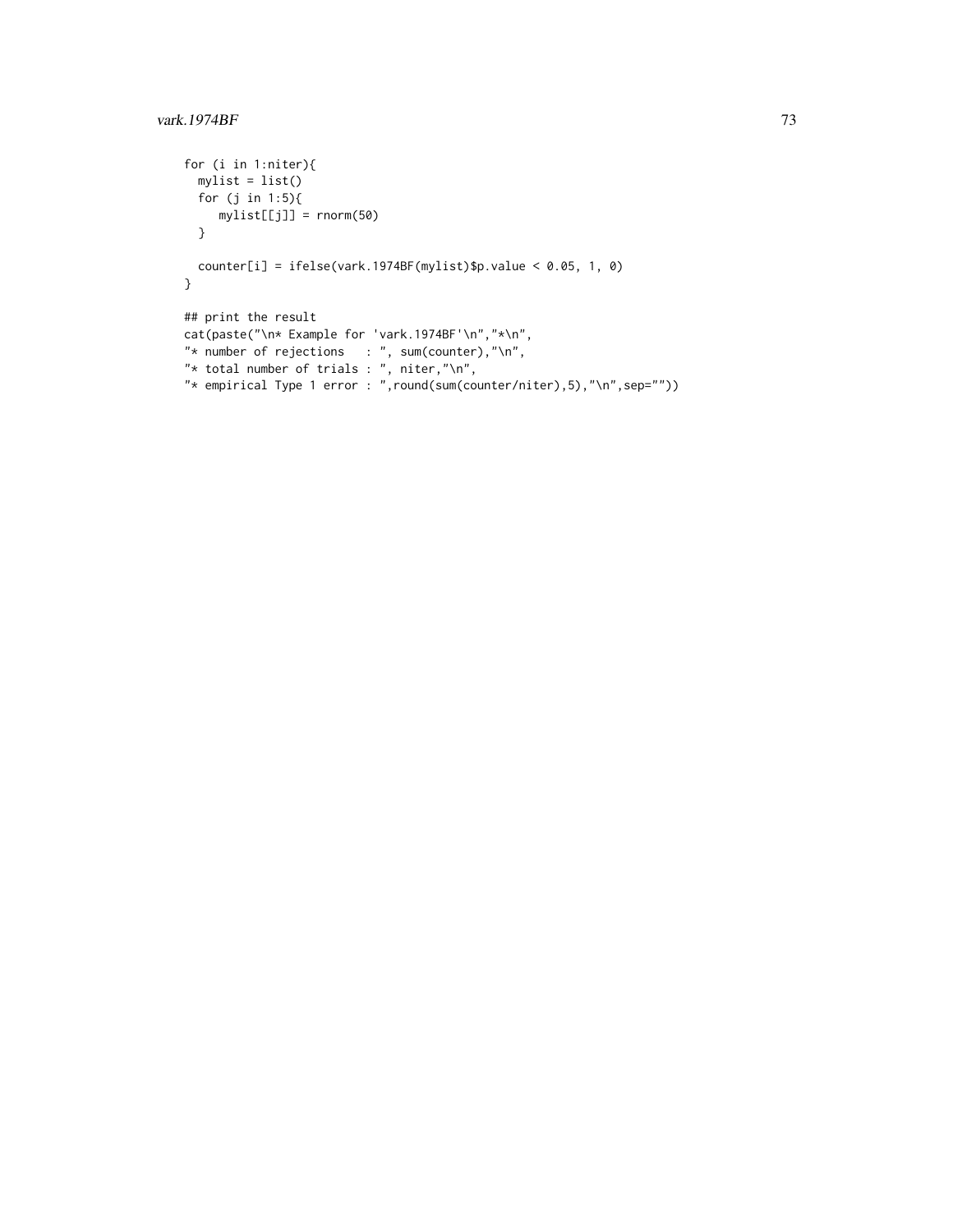```
for (i in 1:niter){
  mylist = list()
  for (j in 1:5){
     mylist[[j]] = rnorm(50)
  }

  counter[i] = ifelse(vark.1974BF(mylist)$p.value < 0.05, 1, 0)
}

## print the result
cat(paste("\n* Example for 'vark.1974BF'\n","*\n",
"* number of rejections   : ", sum(counter),"\n",
"* total number of trials : ", niter,"\n",
"* empirical Type 1 error : ",round(sum(counter/niter),5),"\n",sep=""))
```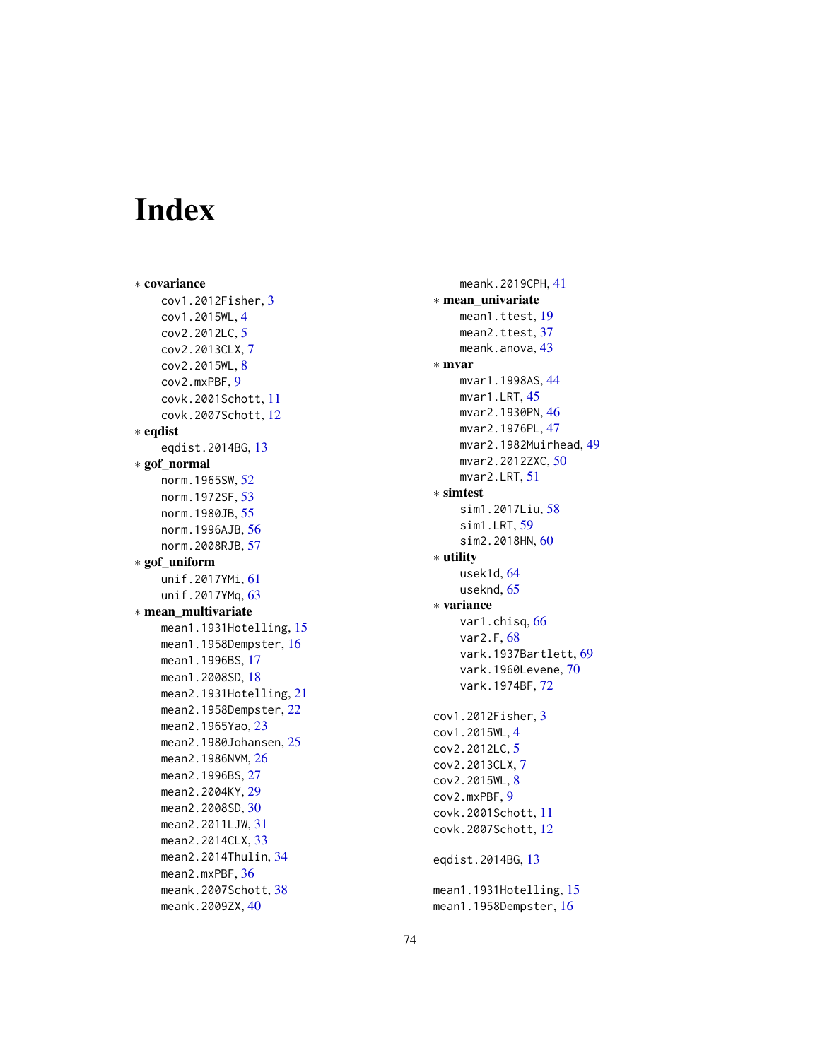# Index

* **covariance**
  - cov1.2012Fisher, 3
  - cov1.2015WL, 4
  - cov2.2012LC, 5
  - cov2.2013CLX, 7
  - cov2.2015WL, 8
  - cov2.mxPBF, 9
  - covk.2001Schott, 11
  - covk.2007Schott, 12
* **eqdist**
  - eqdist.2014BG, 13
* **gof_normal**
  - norm.1965SW, 52
  - norm.1972SF, 53
  - norm.1980JB, 55
  - norm.1996AJB, 56
  - norm.2008RJB, 57
* **gof_uniform**
  - unif.2017YMi, 61
  - unif.2017YMq, 63
* **mean_multivariate**
  - mean1.1931Hotelling, 15
  - mean1.1958Dempster, 16
  - mean1.1996BS, 17
  - mean1.2008SD, 18
  - mean2.1931Hotelling, 21
  - mean2.1958Dempster, 22
  - mean2.1965Yao, 23
  - mean2.1980Johansen, 25
  - mean2.1986NVM, 26
  - mean2.1996BS, 27
  - mean2.2004KY, 29
  - mean2.2008SD, 30
  - mean2.2011LJW, 31
  - mean2.2014CLX, 33
  - mean2.2014Thulin, 34
  - mean2.mxPBF, 36
  - meank.2007Schott, 38
  - meank.2009ZX, 40
  - meank.2019CPH, 41
* **mean_univariate**
  - mean1.ttest, 19
  - mean2.ttest, 37
  - meank.anova, 43
* **mvar**
  - mvar1.1998AS, 44
  - mvar1.LRT, 45
  - mvar2.1930PN, 46
  - mvar2.1976PL, 47
  - mvar2.1982Muirhead, 49
  - mvar2.2012ZXC, 50
  - mvar2.LRT, 51
* **simtest**
  - sim1.2017Liu, 58
  - sim1.LRT, 59
  - sim2.2018HN, 60
* **utility**
  - usek1d, 64
  - useknd, 65
* **variance**
  - var1.chisq, 66
  - var2.F, 68
  - vark.1937Bartlett, 69
  - vark.1960Levene, 70
  - vark.1974BF, 72

cov1.2012Fisher, 3
cov1.2015WL, 4
cov2.2012LC, 5
cov2.2013CLX, 7
cov2.2015WL, 8
cov2.mxPBF, 9
covk.2001Schott, 11
covk.2007Schott, 12

eqdist.2014BG, 13

mean1.1931Hotelling, 15
mean1.1958Dempster, 16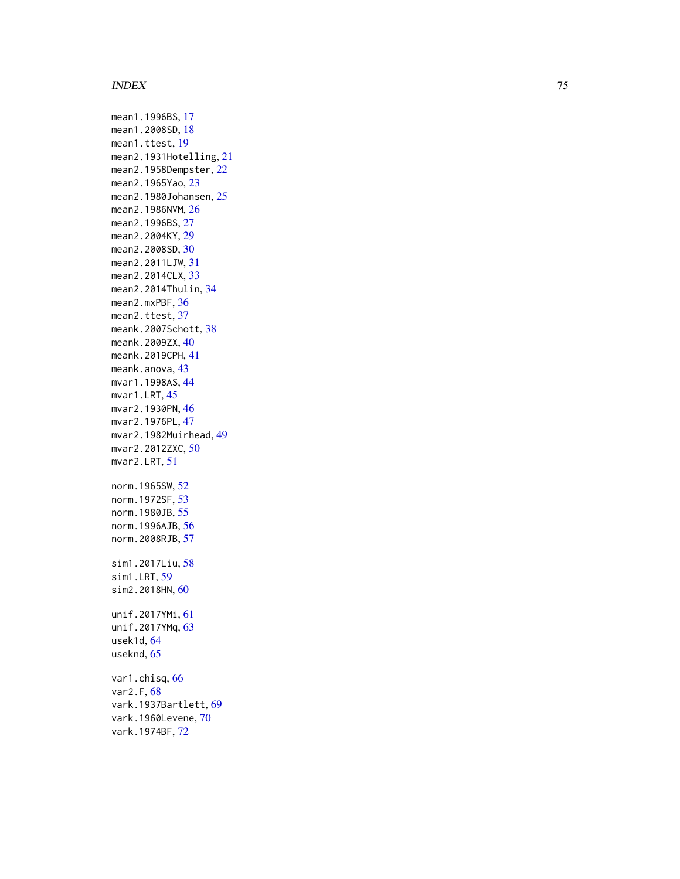mean1.1996BS, 17
mean1.2008SD, 18
mean1.ttest, 19
mean2.1931Hotelling, 21
mean2.1958Dempster, 22
mean2.1965Yao, 23
mean2.1980Johansen, 25
mean2.1986NVM, 26
mean2.1996BS, 27
mean2.2004KY, 29
mean2.2008SD, 30
mean2.2011LJW, 31
mean2.2014CLX, 33
mean2.2014Thulin, 34
mean2.mxPBF, 36
mean2.ttest, 37
meank.2007Schott, 38
meank.2009ZX, 40
meank.2019CPH, 41
meank.anova, 43
mvar1.1998AS, 44
mvar1.LRT, 45
mvar2.1930PN, 46
mvar2.1976PL, 47
mvar2.1982Muirhead, 49
mvar2.2012ZXC, 50
mvar2.LRT, 51

norm.1965SW, 52
norm.1972SF, 53
norm.1980JB, 55
norm.1996AJB, 56
norm.2008RJB, 57

sim1.2017Liu, 58
sim1.LRT, 59
sim2.2018HN, 60

unif.2017YMi, 61
unif.2017YMq, 63
usek1d, 64
useknd, 65

var1.chisq, 66
var2.F, 68
vark.1937Bartlett, 69
vark.1960Levene, 70
vark.1974BF, 72